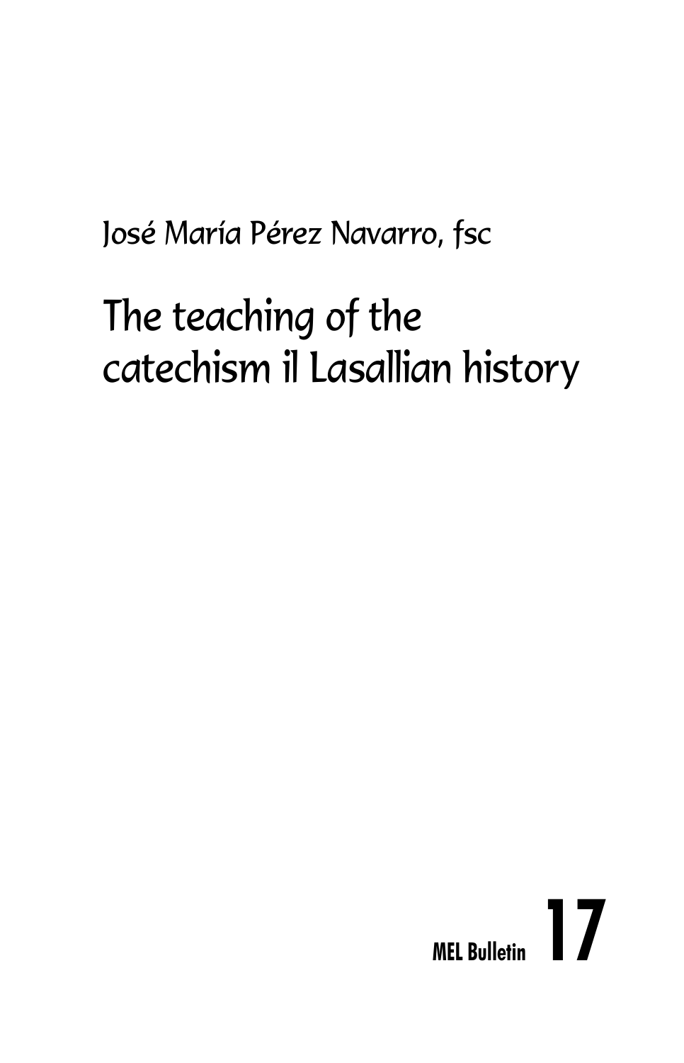José María Pérez Navarro, fsc

# The teaching of the catechism il Lasallian history

MEL Bulletin **17**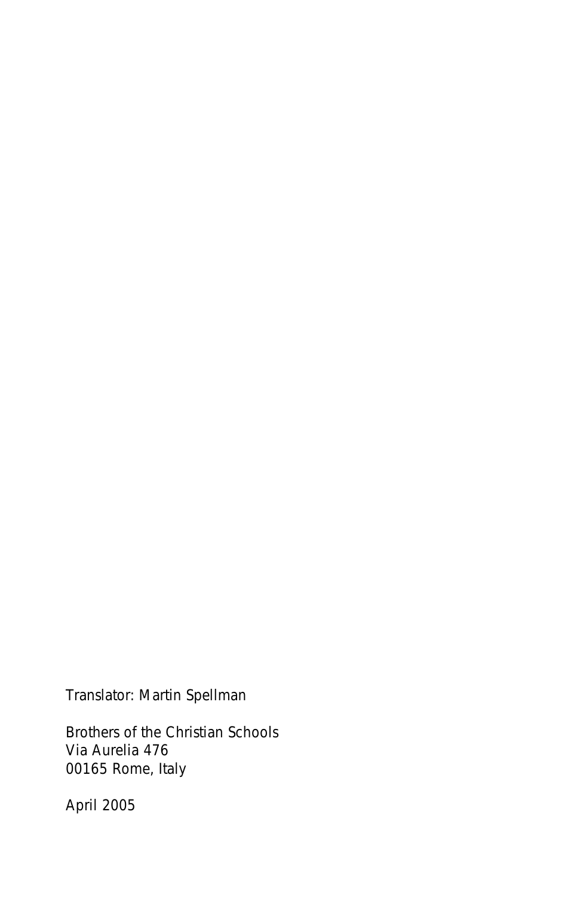Translator: Martin Spellman

Brothers of the Christian Schools
Via Aurelia 476
00165 Rome, Italy

April 2005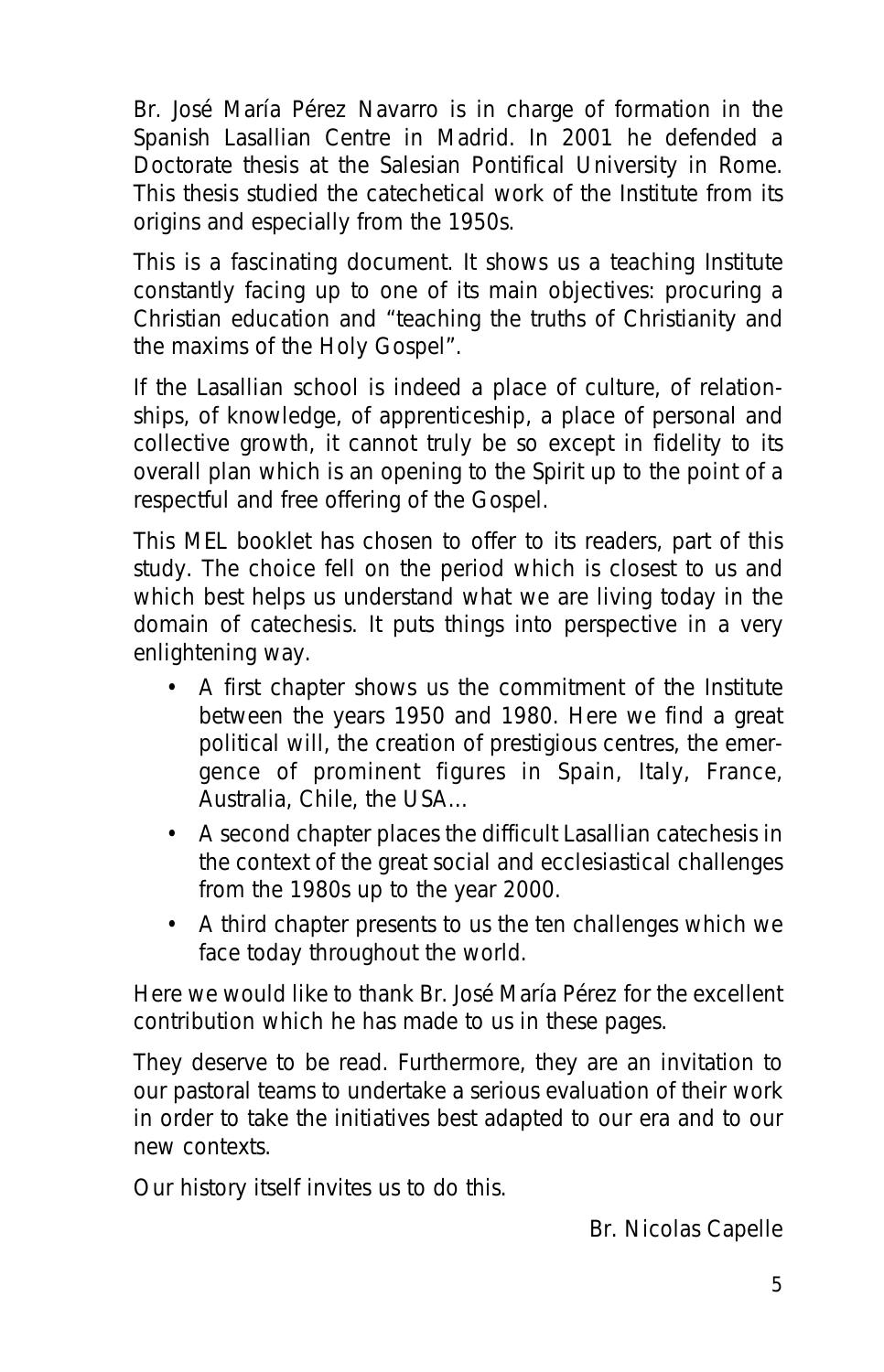Br. José María Pérez Navarro is in charge of formation in the Spanish Lasallian Centre in Madrid. In 2001 he defended a Doctorate thesis at the Salesian Pontifical University in Rome. This thesis studied the catechetical work of the Institute from its origins and especially from the 1950s.

This is a fascinating document. It shows us a teaching Institute constantly facing up to one of its main objectives: procuring a Christian education and "teaching the truths of Christianity and the maxims of the Holy Gospel".

If the Lasallian school is indeed a place of culture, of relationships, of knowledge, of apprenticeship, a place of personal and collective growth, it cannot truly be so except in fidelity to its overall plan which is an opening to the Spirit up to the point of a respectful and free offering of the Gospel.

This MEL booklet has chosen to offer to its readers, part of this study. The choice fell on the period which is closest to us and which best helps us understand what we are living today in the domain of catechesis. It puts things into perspective in a very enlightening way.

- A first chapter shows us the commitment of the Institute between the years 1950 and 1980. Here we find a great political will, the creation of prestigious centres, the emergence of prominent figures in Spain, Italy, France, Australia, Chile, the USA...
- A second chapter places the difficult Lasallian catechesis in the context of the great social and ecclesiastical challenges from the 1980s up to the year 2000.
- A third chapter presents to us the ten challenges which we face today throughout the world.

Here we would like to thank Br. José María Pérez for the excellent contribution which he has made to us in these pages.

They deserve to be read. Furthermore, they are an invitation to our pastoral teams to undertake a serious evaluation of their work in order to take the initiatives best adapted to our era and to our new contexts.

Our history itself invites us to do this.

Br. Nicolas Capelle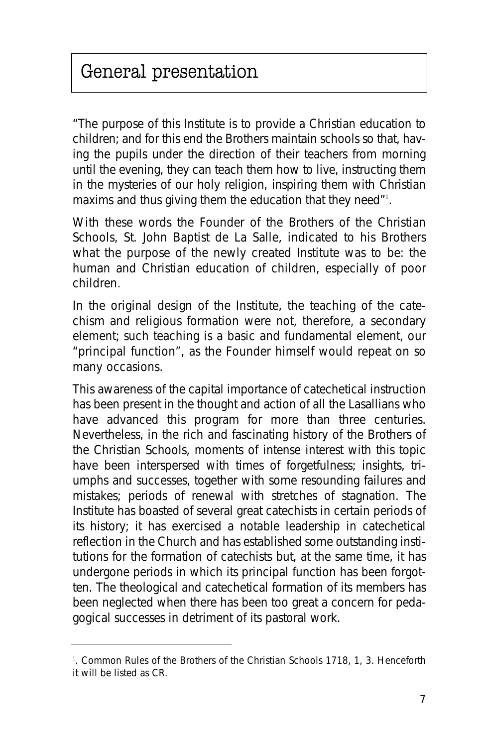# General presentation

"The purpose of this Institute is to provide a Christian education to children; and for this end the Brothers maintain schools so that, having the pupils under the direction of their teachers from morning until the evening, they can teach them how to live, instructing them in the mysteries of our holy religion, inspiring them with Christian maxims and thus giving them the education that they need"[1].

With these words the Founder of the Brothers of the Christian Schools, St. John Baptist de La Salle, indicated to his Brothers what the purpose of the newly created Institute was to be: the human and Christian education of children, especially of poor children.

In the original design of the Institute, the teaching of the catechism and religious formation were not, therefore, a secondary element; such teaching is a basic and fundamental element, our "principal function", as the Founder himself would repeat on so many occasions.

This awareness of the capital importance of catechetical instruction has been present in the thought and action of all the Lasallians who have advanced this program for more than three centuries. Nevertheless, in the rich and fascinating history of the Brothers of the Christian Schools, moments of intense interest with this topic have been interspersed with times of forgetfulness; insights, triumphs and successes, together with some resounding failures and mistakes; periods of renewal with stretches of stagnation. The Institute has boasted of several great catechists in certain periods of its history; it has exercised a notable leadership in catechetical reflection in the Church and has established some outstanding institutions for the formation of catechists but, at the same time, it has undergone periods in which its principal function has been forgotten. The theological and catechetical formation of its members has been neglected when there has been too great a concern for pedagogical successes in detriment of its pastoral work.

---

[1]. Common Rules of the Brothers of the Christian Schools 1718, 1, 3. Henceforth it will be listed as CR.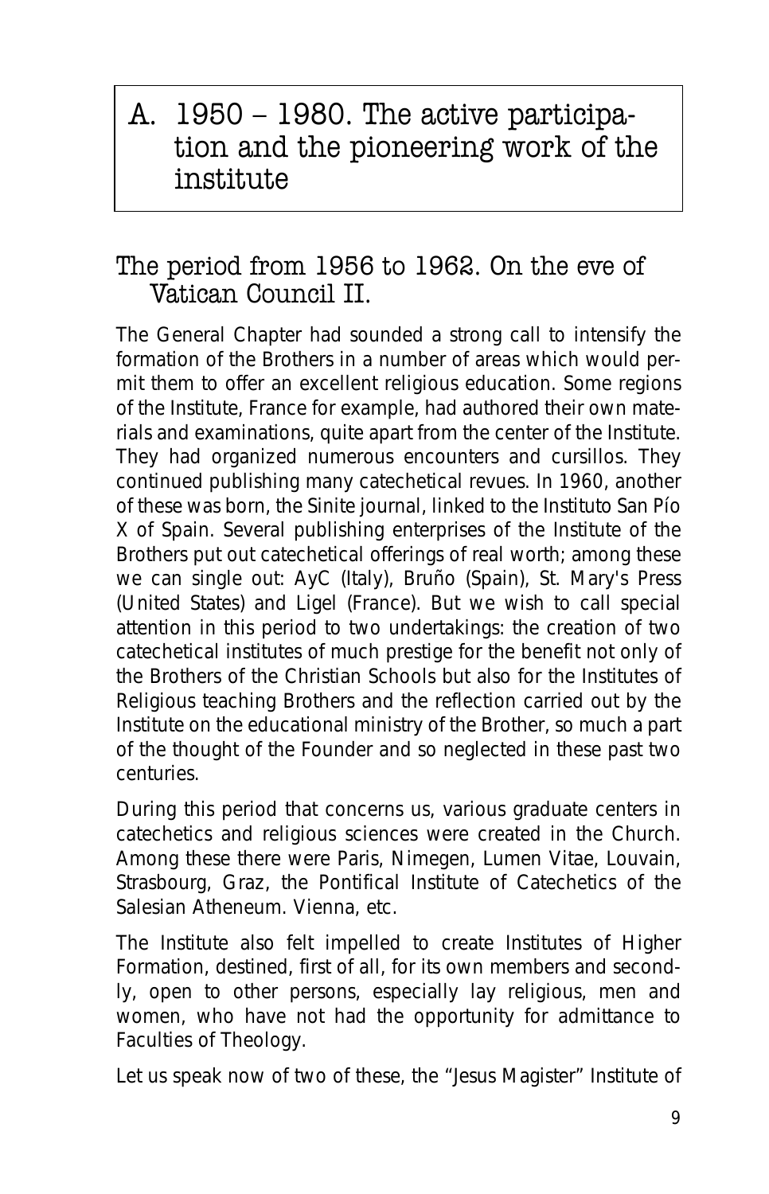# A. 1950 – 1980. The active participation and the pioneering work of the institute

## The period from 1956 to 1962. On the eve of Vatican Council II.

The General Chapter had sounded a strong call to intensify the formation of the Brothers in a number of areas which would permit them to offer an excellent religious education. Some regions of the Institute, France for example, had authored their own materials and examinations, quite apart from the center of the Institute. They had organized numerous encounters and cursillos. They continued publishing many catechetical revues. In 1960, another of these was born, the Sinite journal, linked to the Instituto San Pío X of Spain. Several publishing enterprises of the Institute of the Brothers put out catechetical offerings of real worth; among these we can single out: AyC (Italy), Bruño (Spain), St. Mary's Press (United States) and Ligel (France). But we wish to call special attention in this period to two undertakings: the creation of two catechetical institutes of much prestige for the benefit not only of the Brothers of the Christian Schools but also for the Institutes of Religious teaching Brothers and the reflection carried out by the Institute on the educational ministry of the Brother, so much a part of the thought of the Founder and so neglected in these past two centuries.

During this period that concerns us, various graduate centers in catechetics and religious sciences were created in the Church. Among these there were Paris, Nimegen, Lumen Vitae, Louvain, Strasbourg, Graz, the Pontifical Institute of Catechetics of the Salesian Atheneum. Vienna, etc.

The Institute also felt impelled to create Institutes of Higher Formation, destined, first of all, for its own members and secondly, open to other persons, especially lay religious, men and women, who have not had the opportunity for admittance to Faculties of Theology.

Let us speak now of two of these, the "Jesus Magister" Institute of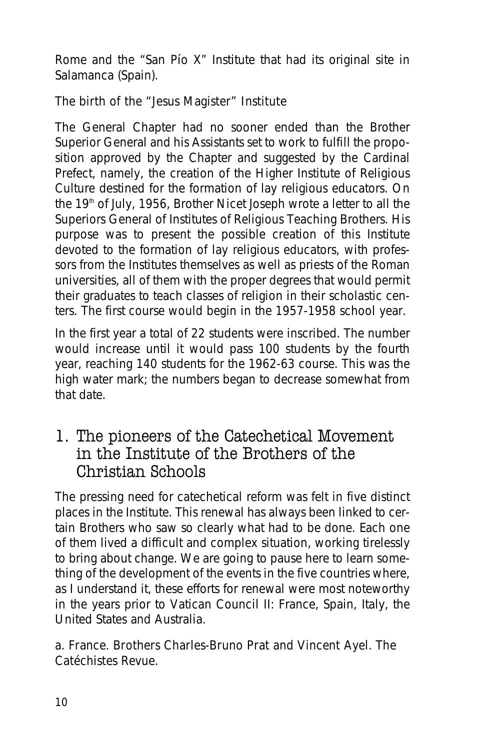Rome and the "San Pío X" Institute that had its original site in Salamanca (Spain).

The birth of the "Jesus Magister" Institute

The General Chapter had no sooner ended than the Brother Superior General and his Assistants set to work to fulfill the proposition approved by the Chapter and suggested by the Cardinal Prefect, namely, the creation of the Higher Institute of Religious Culture destined for the formation of lay religious educators. On the 19th of July, 1956, Brother Nicet Joseph wrote a letter to all the Superiors General of Institutes of Religious Teaching Brothers. His purpose was to present the possible creation of this Institute devoted to the formation of lay religious educators, with professors from the Institutes themselves as well as priests of the Roman universities, all of them with the proper degrees that would permit their graduates to teach classes of religion in their scholastic centers. The first course would begin in the 1957-1958 school year.

In the first year a total of 22 students were inscribed. The number would increase until it would pass 100 students by the fourth year, reaching 140 students for the 1962-63 course. This was the high water mark; the numbers began to decrease somewhat from that date.

## 1. The pioneers of the Catechetical Movement in the Institute of the Brothers of the Christian Schools

The pressing need for catechetical reform was felt in five distinct places in the Institute. This renewal has always been linked to certain Brothers who saw so clearly what had to be done. Each one of them lived a difficult and complex situation, working tirelessly to bring about change. We are going to pause here to learn something of the development of the events in the five countries where, as I understand it, these efforts for renewal were most noteworthy in the years prior to Vatican Council II: France, Spain, Italy, the United States and Australia.

a. France. Brothers Charles-Bruno Prat and Vincent Ayel. The Catéchistes Revue.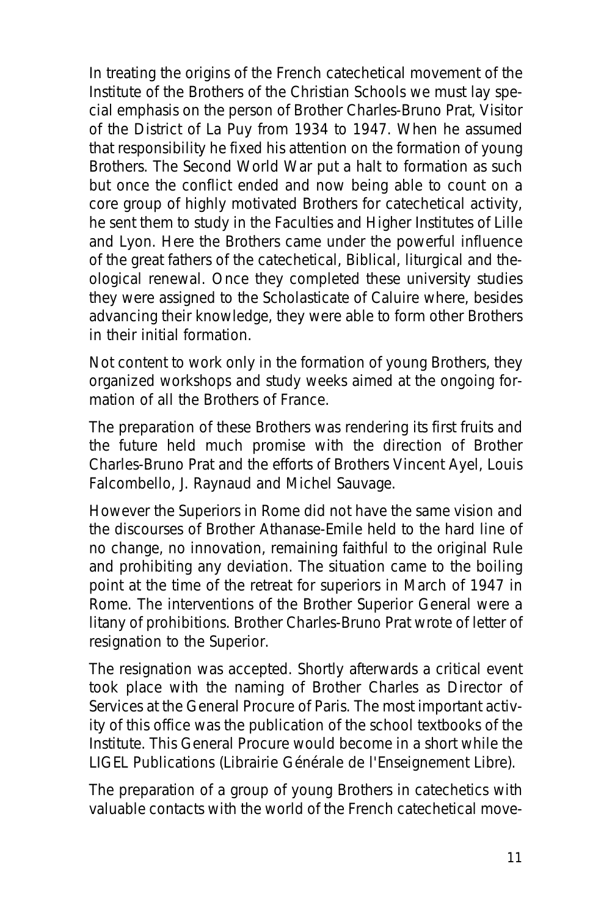In treating the origins of the French catechetical movement of the Institute of the Brothers of the Christian Schools we must lay special emphasis on the person of Brother Charles-Bruno Prat, Visitor of the District of La Puy from 1934 to 1947. When he assumed that responsibility he fixed his attention on the formation of young Brothers. The Second World War put a halt to formation as such but once the conflict ended and now being able to count on a core group of highly motivated Brothers for catechetical activity, he sent them to study in the Faculties and Higher Institutes of Lille and Lyon. Here the Brothers came under the powerful influence of the great fathers of the catechetical, Biblical, liturgical and theological renewal. Once they completed these university studies they were assigned to the Scholasticate of Caluire where, besides advancing their knowledge, they were able to form other Brothers in their initial formation.

Not content to work only in the formation of young Brothers, they organized workshops and study weeks aimed at the ongoing formation of all the Brothers of France.

The preparation of these Brothers was rendering its first fruits and the future held much promise with the direction of Brother Charles-Bruno Prat and the efforts of Brothers Vincent Ayel, Louis Falcombello, J. Raynaud and Michel Sauvage.

However the Superiors in Rome did not have the same vision and the discourses of Brother Athanase-Emile held to the hard line of no change, no innovation, remaining faithful to the original Rule and prohibiting any deviation. The situation came to the boiling point at the time of the retreat for superiors in March of 1947 in Rome. The interventions of the Brother Superior General were a litany of prohibitions. Brother Charles-Bruno Prat wrote of letter of resignation to the Superior.

The resignation was accepted. Shortly afterwards a critical event took place with the naming of Brother Charles as Director of Services at the General Procure of Paris. The most important activity of this office was the publication of the school textbooks of the Institute. This General Procure would become in a short while the LIGEL Publications (Librairie Générale de l'Enseignement Libre).

The preparation of a group of young Brothers in catechetics with valuable contacts with the world of the French catechetical move-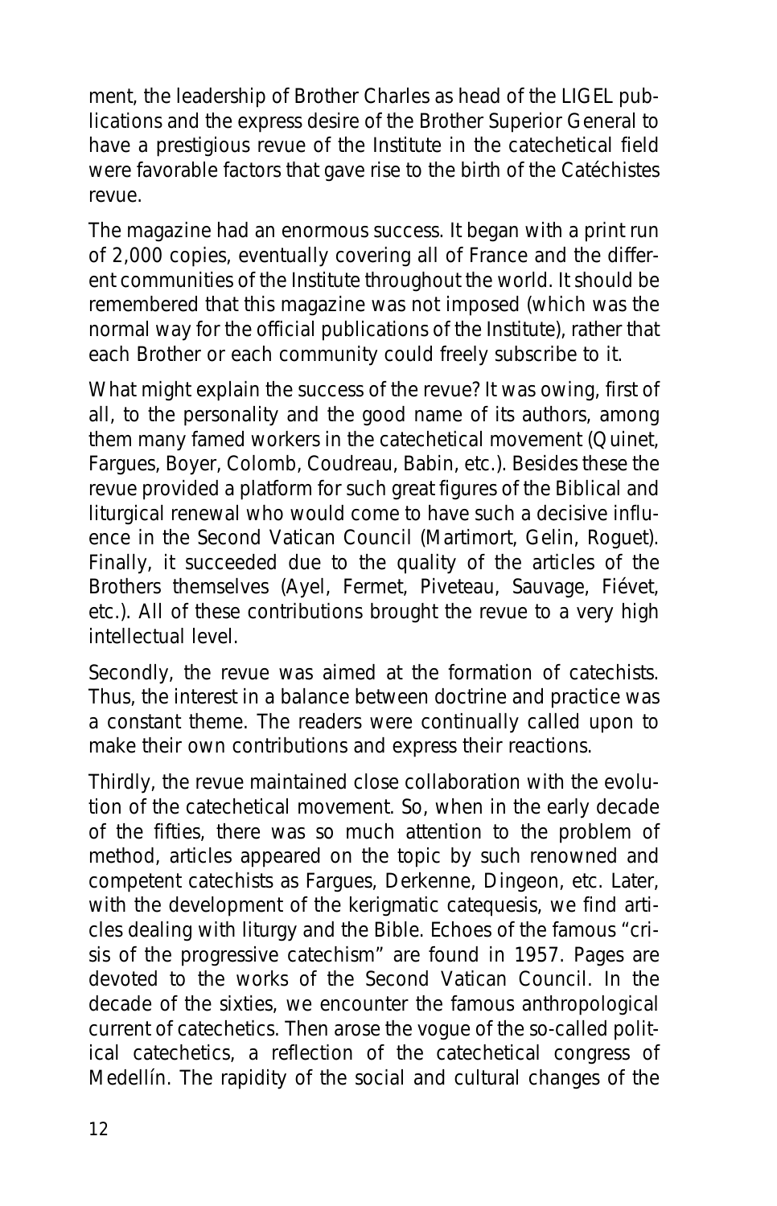ment, the leadership of Brother Charles as head of the LIGEL publications and the express desire of the Brother Superior General to have a prestigious revue of the Institute in the catechetical field were favorable factors that gave rise to the birth of the Catéchistes revue.

The magazine had an enormous success. It began with a print run of 2,000 copies, eventually covering all of France and the different communities of the Institute throughout the world. It should be remembered that this magazine was not imposed (which was the normal way for the official publications of the Institute), rather that each Brother or each community could freely subscribe to it.

What might explain the success of the revue? It was owing, first of all, to the personality and the good name of its authors, among them many famed workers in the catechetical movement (Quinet, Fargues, Boyer, Colomb, Coudreau, Babin, etc.). Besides these the revue provided a platform for such great figures of the Biblical and liturgical renewal who would come to have such a decisive influence in the Second Vatican Council (Martimort, Gelin, Roguet). Finally, it succeeded due to the quality of the articles of the Brothers themselves (Ayel, Fermet, Piveteau, Sauvage, Fiévet, etc.). All of these contributions brought the revue to a very high intellectual level.

Secondly, the revue was aimed at the formation of catechists. Thus, the interest in a balance between doctrine and practice was a constant theme. The readers were continually called upon to make their own contributions and express their reactions.

Thirdly, the revue maintained close collaboration with the evolution of the catechetical movement. So, when in the early decade of the fifties, there was so much attention to the problem of method, articles appeared on the topic by such renowned and competent catechists as Fargues, Derkenne, Dingeon, etc. Later, with the development of the kerigmatic catequesis, we find articles dealing with liturgy and the Bible. Echoes of the famous "crisis of the progressive catechism" are found in 1957. Pages are devoted to the works of the Second Vatican Council. In the decade of the sixties, we encounter the famous anthropological current of catechetics. Then arose the vogue of the so-called political catechetics, a reflection of the catechetical congress of Medellín. The rapidity of the social and cultural changes of the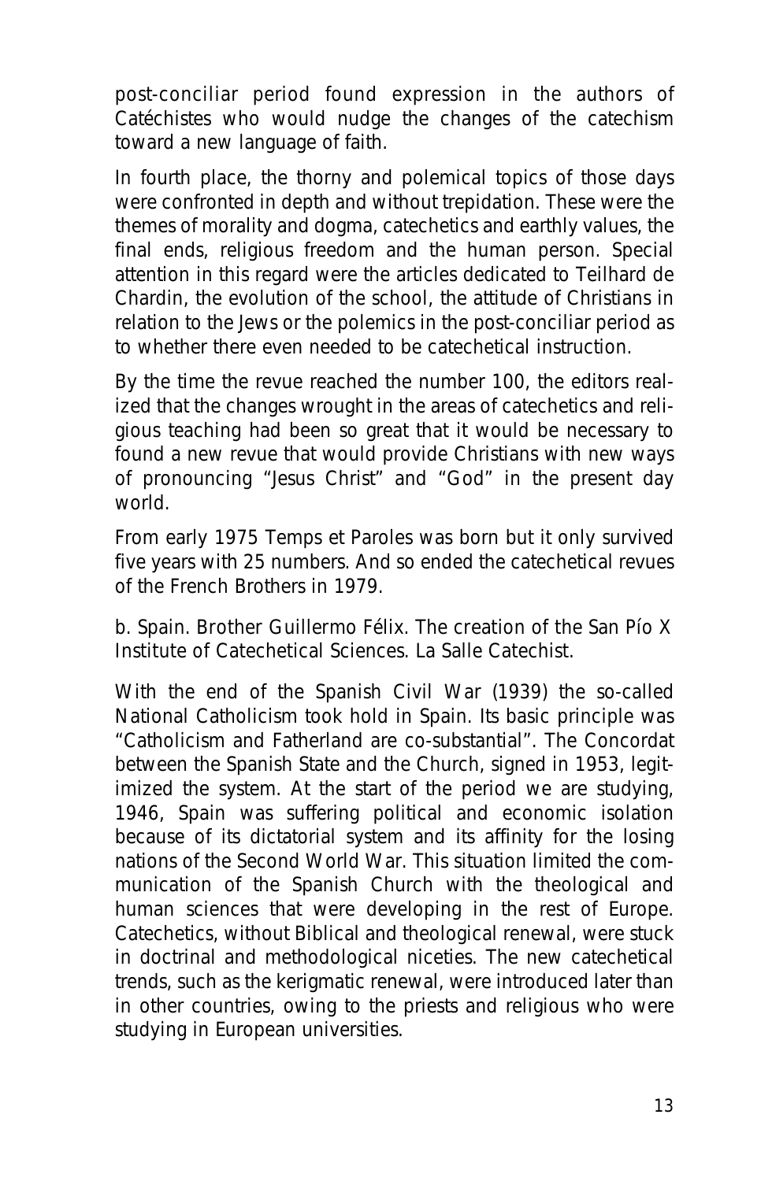post-conciliar period found expression in the authors of Catéchistes who would nudge the changes of the catechism toward a new language of faith.

In fourth place, the thorny and polemical topics of those days were confronted in depth and without trepidation. These were the themes of morality and dogma, catechetics and earthly values, the final ends, religious freedom and the human person. Special attention in this regard were the articles dedicated to Teilhard de Chardin, the evolution of the school, the attitude of Christians in relation to the Jews or the polemics in the post-conciliar period as to whether there even needed to be catechetical instruction.

By the time the revue reached the number 100, the editors realized that the changes wrought in the areas of catechetics and religious teaching had been so great that it would be necessary to found a new revue that would provide Christians with new ways of pronouncing "Jesus Christ" and "God" in the present day world.

From early 1975 Temps et Paroles was born but it only survived five years with 25 numbers. And so ended the catechetical revues of the French Brothers in 1979.

### b. Spain. Brother Guillermo Félix. The creation of the San Pío X Institute of Catechetical Sciences. La Salle Catechist.

With the end of the Spanish Civil War (1939) the so-called National Catholicism took hold in Spain. Its basic principle was "Catholicism and Fatherland are co-substantial". The Concordat between the Spanish State and the Church, signed in 1953, legitimized the system. At the start of the period we are studying, 1946, Spain was suffering political and economic isolation because of its dictatorial system and its affinity for the losing nations of the Second World War. This situation limited the communication of the Spanish Church with the theological and human sciences that were developing in the rest of Europe. Catechetics, without Biblical and theological renewal, were stuck in doctrinal and methodological niceties. The new catechetical trends, such as the kerigmatic renewal, were introduced later than in other countries, owing to the priests and religious who were studying in European universities.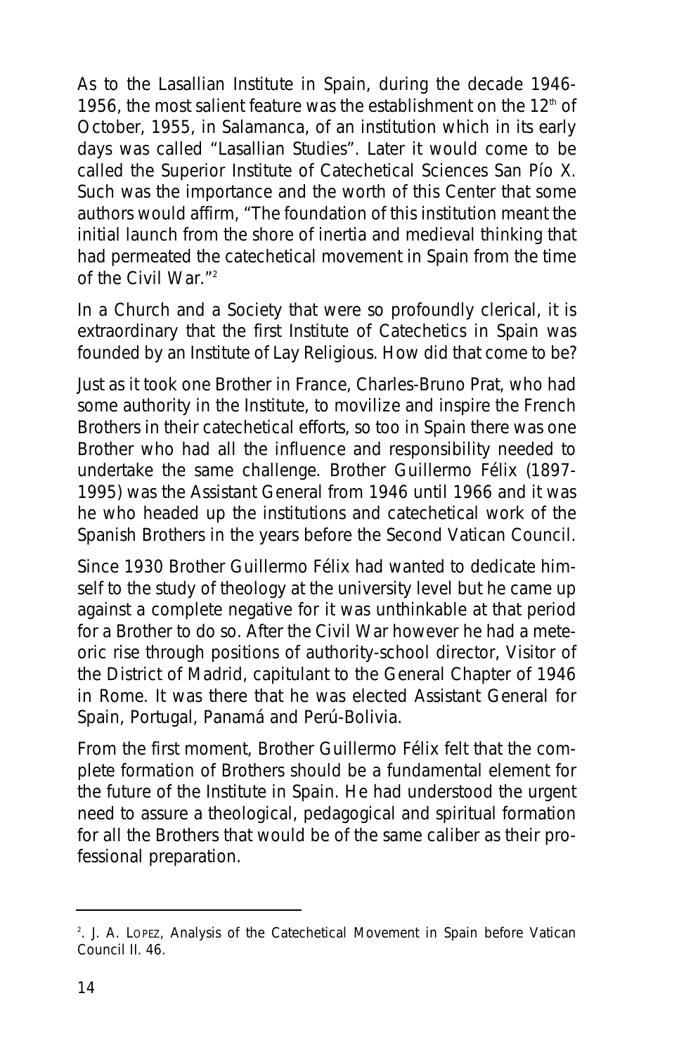As to the Lasallian Institute in Spain, during the decade 1946-1956, the most salient feature was the establishment on the 12th of October, 1955, in Salamanca, of an institution which in its early days was called "Lasallian Studies". Later it would come to be called the Superior Institute of Catechetical Sciences San Pío X. Such was the importance and the worth of this Center that some authors would affirm, "The foundation of this institution meant the initial launch from the shore of inertia and medieval thinking that had permeated the catechetical movement in Spain from the time of the Civil War."[2]

In a Church and a Society that were so profoundly clerical, it is extraordinary that the first Institute of Catechetics in Spain was founded by an Institute of Lay Religious. How did that come to be?

Just as it took one Brother in France, Charles-Bruno Prat, who had some authority in the Institute, to movilize and inspire the French Brothers in their catechetical efforts, so too in Spain there was one Brother who had all the influence and responsibility needed to undertake the same challenge. Brother Guillermo Félix (1897-1995) was the Assistant General from 1946 until 1966 and it was he who headed up the institutions and catechetical work of the Spanish Brothers in the years before the Second Vatican Council.

Since 1930 Brother Guillermo Félix had wanted to dedicate himself to the study of theology at the university level but he came up against a complete negative for it was unthinkable at that period for a Brother to do so. After the Civil War however he had a meteoric rise through positions of authority-school director, Visitor of the District of Madrid, capitulant to the General Chapter of 1946 in Rome. It was there that he was elected Assistant General for Spain, Portugal, Panamá and Perú-Bolivia.

From the first moment, Brother Guillermo Félix felt that the complete formation of Brothers should be a fundamental element for the future of the Institute in Spain. He had understood the urgent need to assure a theological, pedagogical and spiritual formation for all the Brothers that would be of the same caliber as their professional preparation.

---

[2]. J. A. LOPEZ, Analysis of the Catechetical Movement in Spain before Vatican Council II. 46.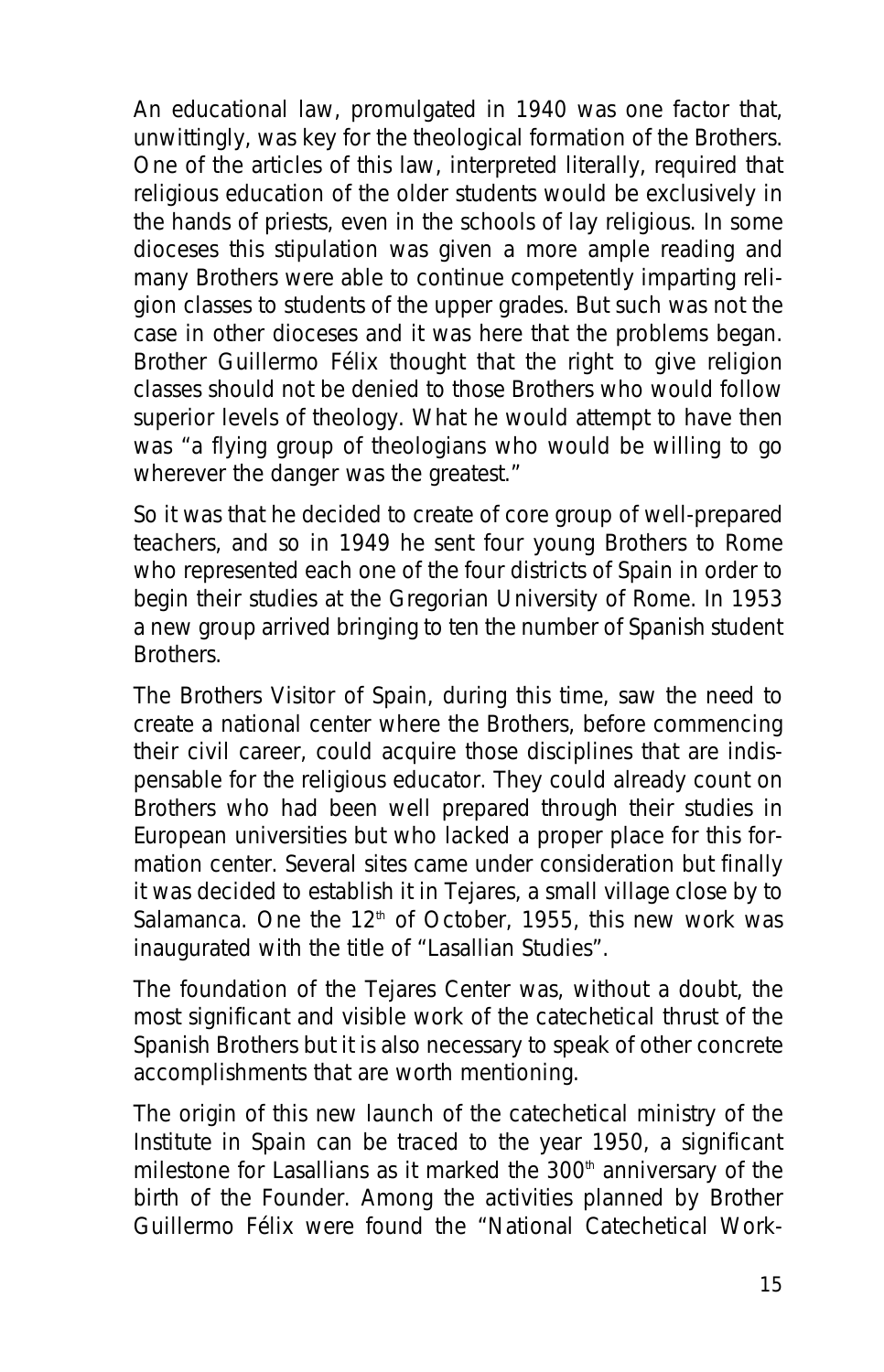An educational law, promulgated in 1940 was one factor that, unwittingly, was key for the theological formation of the Brothers. One of the articles of this law, interpreted literally, required that religious education of the older students would be exclusively in the hands of priests, even in the schools of lay religious. In some dioceses this stipulation was given a more ample reading and many Brothers were able to continue competently imparting religion classes to students of the upper grades. But such was not the case in other dioceses and it was here that the problems began. Brother Guillermo Félix thought that the right to give religion classes should not be denied to those Brothers who would follow superior levels of theology. What he would attempt to have then was "a flying group of theologians who would be willing to go wherever the danger was the greatest."

So it was that he decided to create of core group of well-prepared teachers, and so in 1949 he sent four young Brothers to Rome who represented each one of the four districts of Spain in order to begin their studies at the Gregorian University of Rome. In 1953 a new group arrived bringing to ten the number of Spanish student Brothers.

The Brothers Visitor of Spain, during this time, saw the need to create a national center where the Brothers, before commencing their civil career, could acquire those disciplines that are indispensable for the religious educator. They could already count on Brothers who had been well prepared through their studies in European universities but who lacked a proper place for this formation center. Several sites came under consideration but finally it was decided to establish it in Tejares, a small village close by to Salamanca. One the 12th of October, 1955, this new work was inaugurated with the title of "Lasallian Studies".

The foundation of the Tejares Center was, without a doubt, the most significant and visible work of the catechetical thrust of the Spanish Brothers but it is also necessary to speak of other concrete accomplishments that are worth mentioning.

The origin of this new launch of the catechetical ministry of the Institute in Spain can be traced to the year 1950, a significant milestone for Lasallians as it marked the 300th anniversary of the birth of the Founder. Among the activities planned by Brother Guillermo Félix were found the "National Catechetical Work-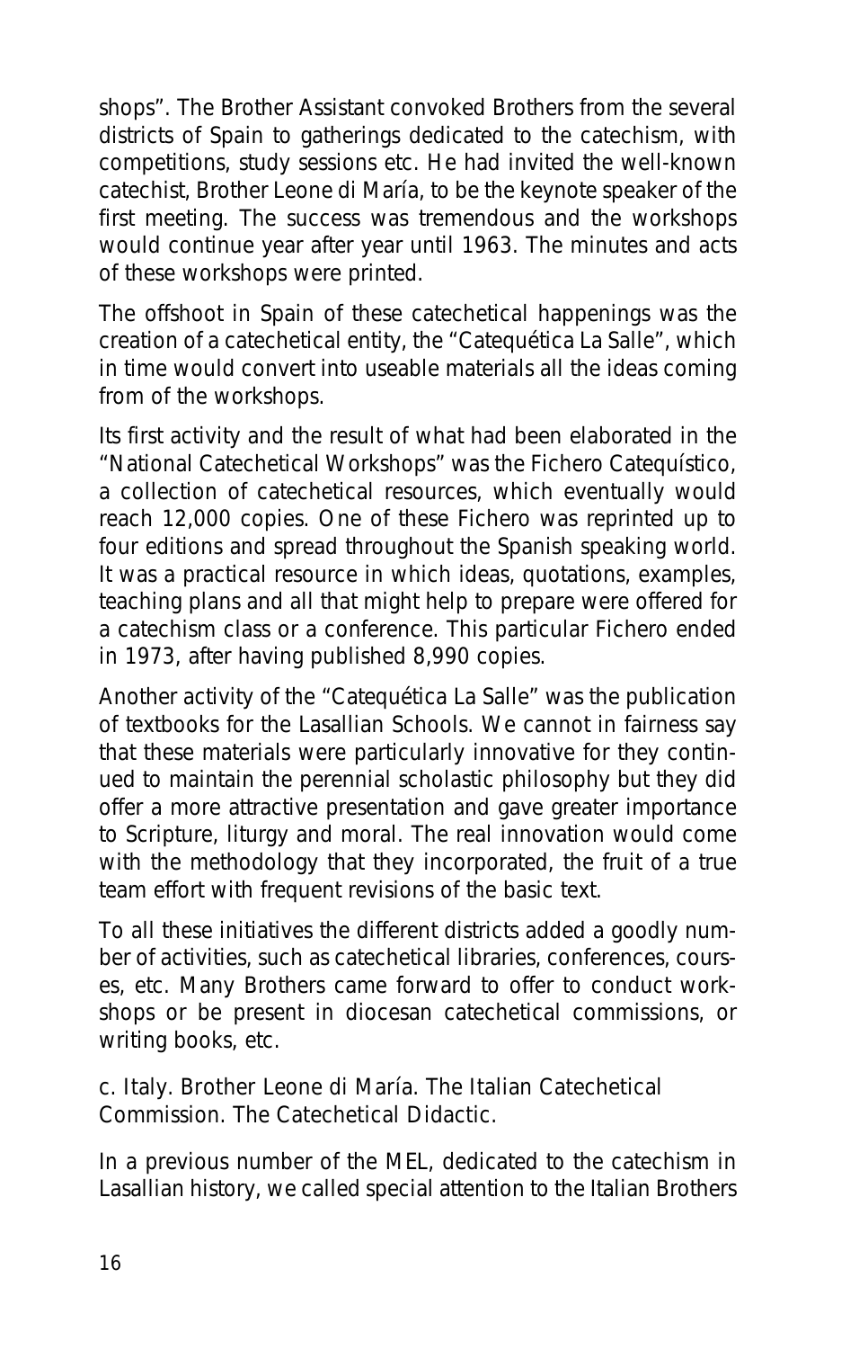shops". The Brother Assistant convoked Brothers from the several districts of Spain to gatherings dedicated to the catechism, with competitions, study sessions etc. He had invited the well-known catechist, Brother Leone di María, to be the keynote speaker of the first meeting. The success was tremendous and the workshops would continue year after year until 1963. The minutes and acts of these workshops were printed.

The offshoot in Spain of these catechetical happenings was the creation of a catechetical entity, the "Catequética La Salle", which in time would convert into useable materials all the ideas coming from of the workshops.

Its first activity and the result of what had been elaborated in the "National Catechetical Workshops" was the Fichero Catequístico, a collection of catechetical resources, which eventually would reach 12,000 copies. One of these Fichero was reprinted up to four editions and spread throughout the Spanish speaking world. It was a practical resource in which ideas, quotations, examples, teaching plans and all that might help to prepare were offered for a catechism class or a conference. This particular Fichero ended in 1973, after having published 8,990 copies.

Another activity of the "Catequética La Salle" was the publication of textbooks for the Lasallian Schools. We cannot in fairness say that these materials were particularly innovative for they continued to maintain the perennial scholastic philosophy but they did offer a more attractive presentation and gave greater importance to Scripture, liturgy and moral. The real innovation would come with the methodology that they incorporated, the fruit of a true team effort with frequent revisions of the basic text.

To all these initiatives the different districts added a goodly number of activities, such as catechetical libraries, conferences, courses, etc. Many Brothers came forward to offer to conduct workshops or be present in diocesan catechetical commissions, or writing books, etc.

### c. Italy. Brother Leone di María. The Italian Catechetical Commission. The Catechetical Didactic.

In a previous number of the MEL, dedicated to the catechism in Lasallian history, we called special attention to the Italian Brothers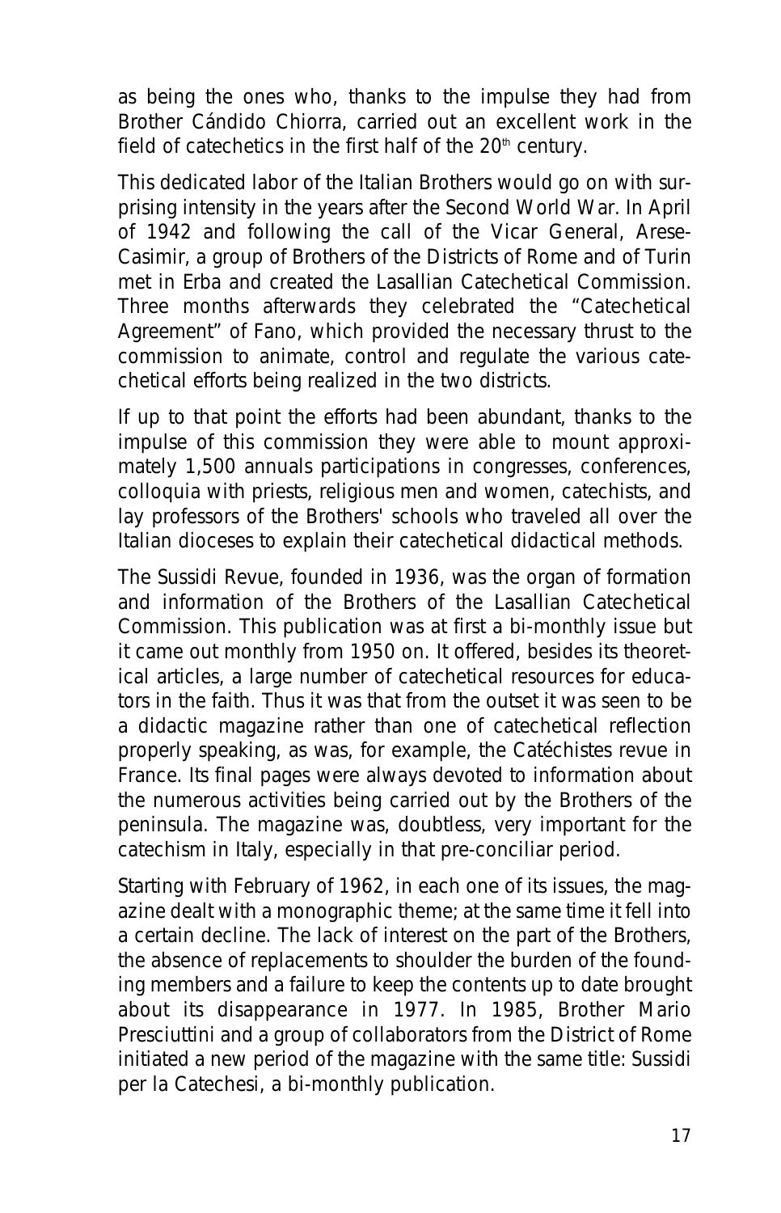as being the ones who, thanks to the impulse they had from Brother Cándido Chiorra, carried out an excellent work in the field of catechetics in the first half of the 20th century.

This dedicated labor of the Italian Brothers would go on with surprising intensity in the years after the Second World War. In April of 1942 and following the call of the Vicar General, Arese-Casimir, a group of Brothers of the Districts of Rome and of Turin met in Erba and created the Lasallian Catechetical Commission. Three months afterwards they celebrated the "Catechetical Agreement" of Fano, which provided the necessary thrust to the commission to animate, control and regulate the various catechetical efforts being realized in the two districts.

If up to that point the efforts had been abundant, thanks to the impulse of this commission they were able to mount approximately 1,500 annuals participations in congresses, conferences, colloquia with priests, religious men and women, catechists, and lay professors of the Brothers' schools who traveled all over the Italian dioceses to explain their catechetical didactical methods.

The *Sussidi Revue*, founded in 1936, was the organ of formation and information of the Brothers of the Lasallian Catechetical Commission. This publication was at first a bi-monthly issue but it came out monthly from 1950 on. It offered, besides its theoretical articles, a large number of catechetical resources for educators in the faith. Thus it was that from the outset it was seen to be a didactic magazine rather than one of catechetical reflection properly speaking, as was, for example, the *Catéchistes* revue in France. Its final pages were always devoted to information about the numerous activities being carried out by the Brothers of the peninsula. The magazine was, doubtless, very important for the catechism in Italy, especially in that pre-conciliar period.

Starting with February of 1962, in each one of its issues, the magazine dealt with a monographic theme; at the same time it fell into a certain decline. The lack of interest on the part of the Brothers, the absence of replacements to shoulder the burden of the founding members and a failure to keep the contents up to date brought about its disappearance in 1977. In 1985, Brother Mario Presciuttini and a group of collaborators from the District of Rome initiated a new period of the magazine with the same title: *Sussidi per la Catechesi*, a bi-monthly publication.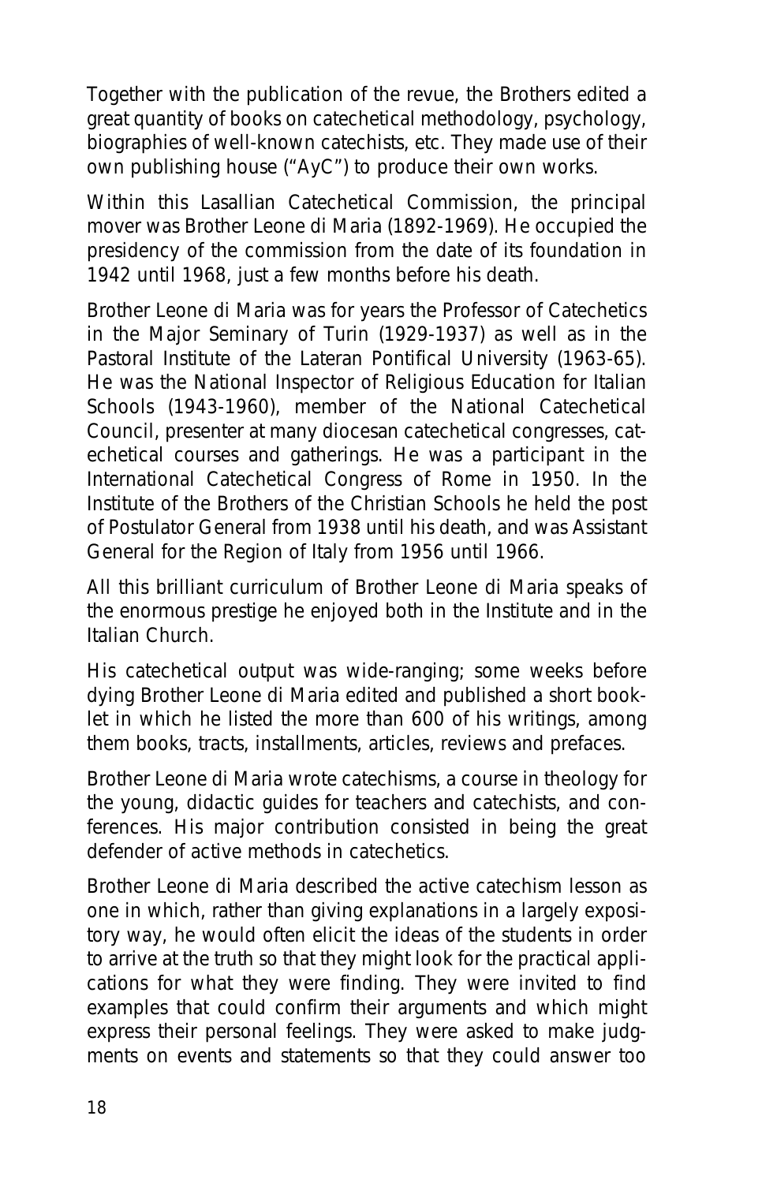Together with the publication of the revue, the Brothers edited a great quantity of books on catechetical methodology, psychology, biographies of well-known catechists, etc. They made use of their own publishing house ("AyC") to produce their own works.

Within this Lasallian Catechetical Commission, the principal mover was Brother Leone di Maria (1892-1969). He occupied the presidency of the commission from the date of its foundation in 1942 until 1968, just a few months before his death.

Brother Leone di Maria was for years the Professor of Catechetics in the Major Seminary of Turin (1929-1937) as well as in the Pastoral Institute of the Lateran Pontifical University (1963-65). He was the National Inspector of Religious Education for Italian Schools (1943-1960), member of the National Catechetical Council, presenter at many diocesan catechetical congresses, catechetical courses and gatherings. He was a participant in the International Catechetical Congress of Rome in 1950. In the Institute of the Brothers of the Christian Schools he held the post of Postulator General from 1938 until his death, and was Assistant General for the Region of Italy from 1956 until 1966.

All this brilliant curriculum of Brother Leone di Maria speaks of the enormous prestige he enjoyed both in the Institute and in the Italian Church.

His catechetical output was wide-ranging; some weeks before dying Brother Leone di Maria edited and published a short booklet in which he listed the more than 600 of his writings, among them books, tracts, installments, articles, reviews and prefaces.

Brother Leone di Maria wrote catechisms, a course in theology for the young, didactic guides for teachers and catechists, and conferences. His major contribution consisted in being the great defender of active methods in catechetics.

Brother Leone di Maria described the active catechism lesson as one in which, rather than giving explanations in a largely expository way, he would often elicit the ideas of the students in order to arrive at the truth so that they might look for the practical applications for what they were finding. They were invited to find examples that could confirm their arguments and which might express their personal feelings. They were asked to make judgments on events and statements so that they could answer too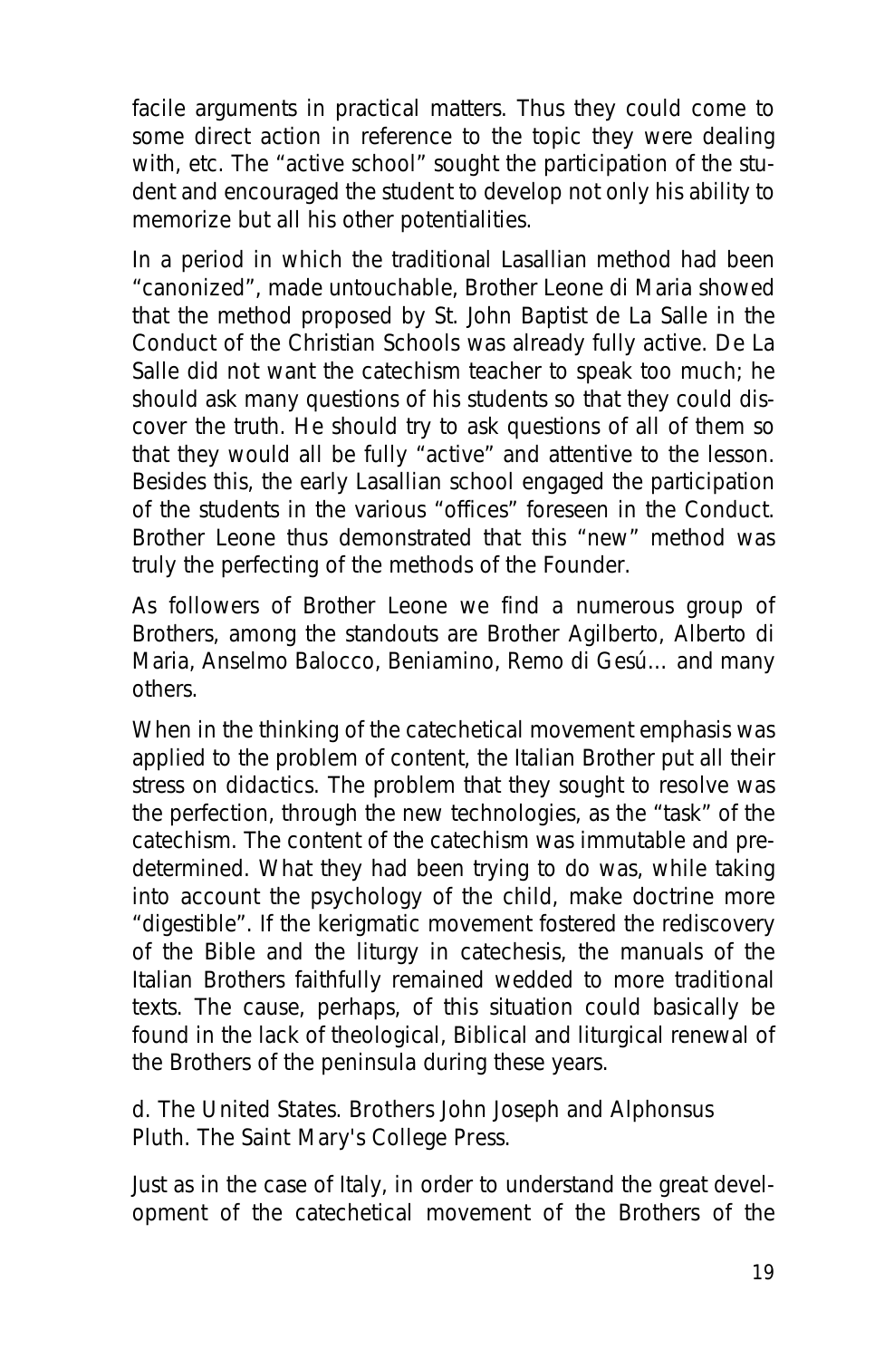facile arguments in practical matters. Thus they could come to some direct action in reference to the topic they were dealing with, etc. The "active school" sought the participation of the student and encouraged the student to develop not only his ability to memorize but all his other potentialities.

In a period in which the traditional Lasallian method had been "canonized", made untouchable, Brother Leone di Maria showed that the method proposed by St. John Baptist de La Salle in the Conduct of the Christian Schools was already fully active. De La Salle did not want the catechism teacher to speak too much; he should ask many questions of his students so that they could discover the truth. He should try to ask questions of all of them so that they would all be fully "active" and attentive to the lesson. Besides this, the early Lasallian school engaged the participation of the students in the various "offices" foreseen in the Conduct. Brother Leone thus demonstrated that this "new" method was truly the perfecting of the methods of the Founder.

As followers of Brother Leone we find a numerous group of Brothers, among the standouts are Brother Agilberto, Alberto di Maria, Anselmo Balocco, Beniamino, Remo di Gesú... and many others.

When in the thinking of the catechetical movement emphasis was applied to the problem of content, the Italian Brother put all their stress on didactics. The problem that they sought to resolve was the perfection, through the new technologies, as the "task" of the catechism. The content of the catechism was immutable and predetermined. What they had been trying to do was, while taking into account the psychology of the child, make doctrine more "digestible". If the kerigmatic movement fostered the rediscovery of the Bible and the liturgy in catechesis, the manuals of the Italian Brothers faithfully remained wedded to more traditional texts. The cause, perhaps, of this situation could basically be found in the lack of theological, Biblical and liturgical renewal of the Brothers of the peninsula during these years.

d. The United States. Brothers John Joseph and Alphonsus Pluth. The Saint Mary's College Press.

Just as in the case of Italy, in order to understand the great development of the catechetical movement of the Brothers of the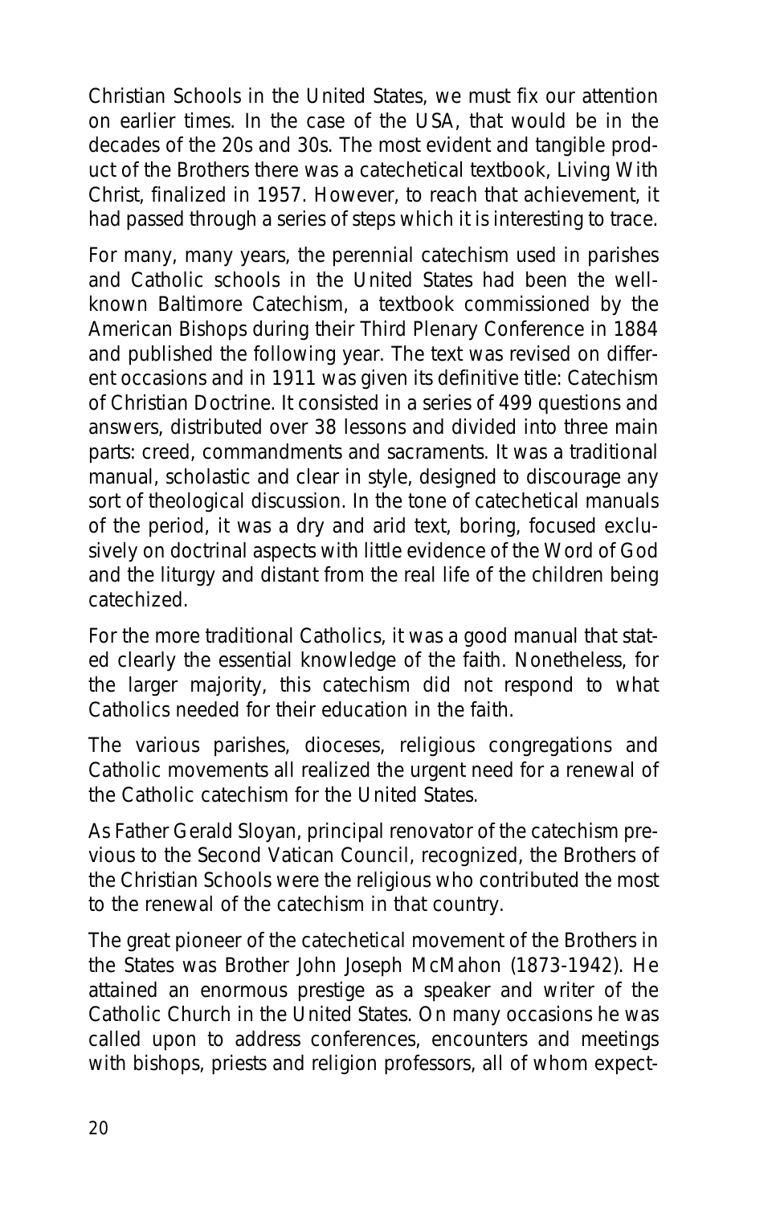Christian Schools in the United States, we must fix our attention on earlier times. In the case of the USA, that would be in the decades of the 20s and 30s. The most evident and tangible product of the Brothers there was a catechetical textbook, Living With Christ, finalized in 1957. However, to reach that achievement, it had passed through a series of steps which it is interesting to trace.

For many, many years, the perennial catechism used in parishes and Catholic schools in the United States had been the well-known Baltimore Catechism, a textbook commissioned by the American Bishops during their Third Plenary Conference in 1884 and published the following year. The text was revised on different occasions and in 1911 was given its definitive title: Catechism of Christian Doctrine. It consisted in a series of 499 questions and answers, distributed over 38 lessons and divided into three main parts: creed, commandments and sacraments. It was a traditional manual, scholastic and clear in style, designed to discourage any sort of theological discussion. In the tone of catechetical manuals of the period, it was a dry and arid text, boring, focused exclusively on doctrinal aspects with little evidence of the Word of God and the liturgy and distant from the real life of the children being catechized.

For the more traditional Catholics, it was a good manual that stated clearly the essential knowledge of the faith. Nonetheless, for the larger majority, this catechism did not respond to what Catholics needed for their education in the faith.

The various parishes, dioceses, religious congregations and Catholic movements all realized the urgent need for a renewal of the Catholic catechism for the United States.

As Father Gerald Sloyan, principal renovator of the catechism previous to the Second Vatican Council, recognized, the Brothers of the Christian Schools were the religious who contributed the most to the renewal of the catechism in that country.

The great pioneer of the catechetical movement of the Brothers in the States was Brother John Joseph McMahon (1873-1942). He attained an enormous prestige as a speaker and writer of the Catholic Church in the United States. On many occasions he was called upon to address conferences, encounters and meetings with bishops, priests and religion professors, all of whom expect-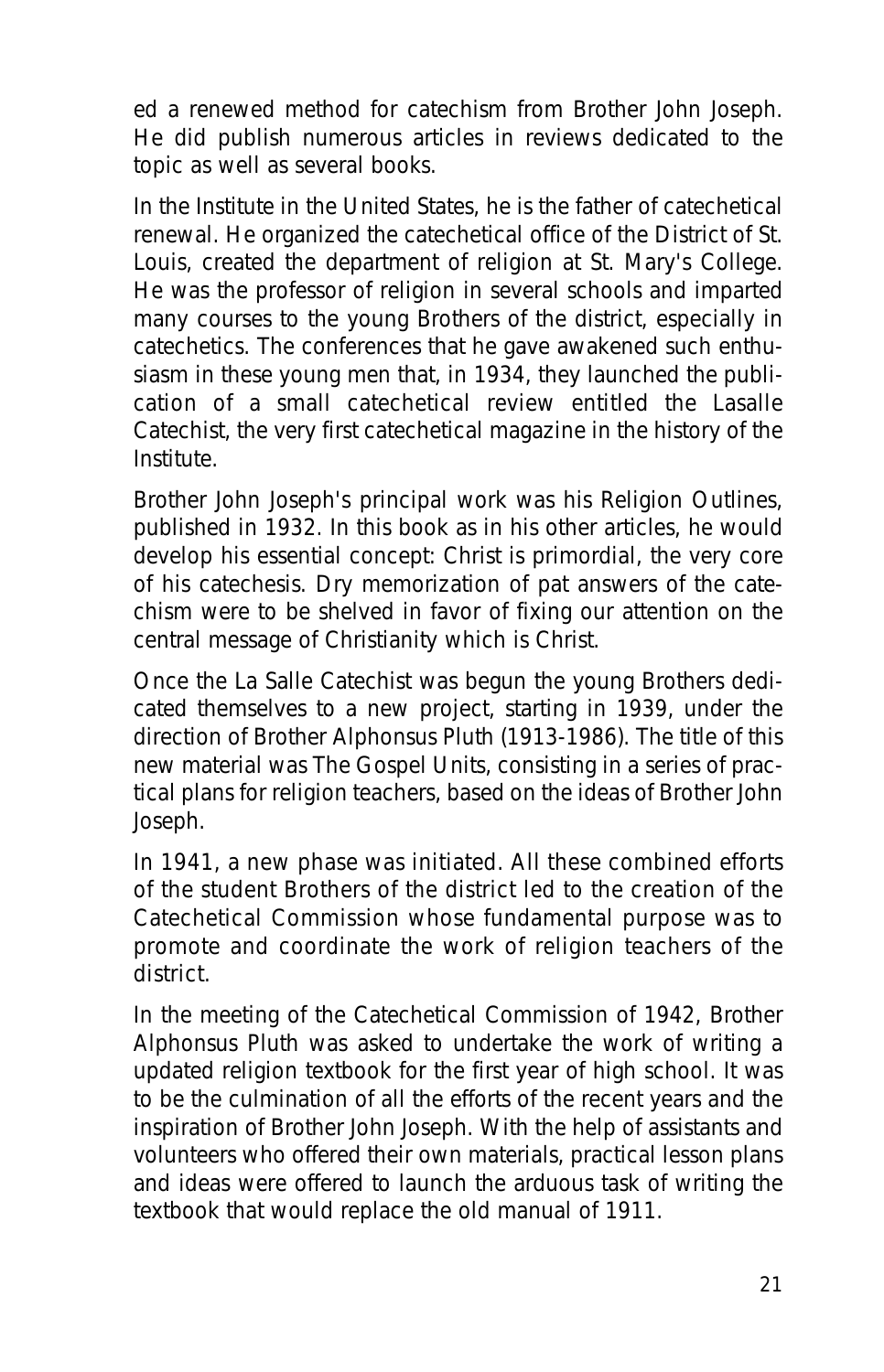ed a renewed method for catechism from Brother John Joseph. He did publish numerous articles in reviews dedicated to the topic as well as several books.

In the Institute in the United States, he is the father of catechetical renewal. He organized the catechetical office of the District of St. Louis, created the department of religion at St. Mary's College. He was the professor of religion in several schools and imparted many courses to the young Brothers of the district, especially in catechetics. The conferences that he gave awakened such enthusiasm in these young men that, in 1934, they launched the publication of a small catechetical review entitled the Lasalle Catechist, the very first catechetical magazine in the history of the Institute.

Brother John Joseph's principal work was his Religion Outlines, published in 1932. In this book as in his other articles, he would develop his essential concept: Christ is primordial, the very core of his catechesis. Dry memorization of pat answers of the catechism were to be shelved in favor of fixing our attention on the central message of Christianity which is Christ.

Once the La Salle Catechist was begun the young Brothers dedicated themselves to a new project, starting in 1939, under the direction of Brother Alphonsus Pluth (1913-1986). The title of this new material was The Gospel Units, consisting in a series of practical plans for religion teachers, based on the ideas of Brother John Joseph.

In 1941, a new phase was initiated. All these combined efforts of the student Brothers of the district led to the creation of the Catechetical Commission whose fundamental purpose was to promote and coordinate the work of religion teachers of the district.

In the meeting of the Catechetical Commission of 1942, Brother Alphonsus Pluth was asked to undertake the work of writing a updated religion textbook for the first year of high school. It was to be the culmination of all the efforts of the recent years and the inspiration of Brother John Joseph. With the help of assistants and volunteers who offered their own materials, practical lesson plans and ideas were offered to launch the arduous task of writing the textbook that would replace the old manual of 1911.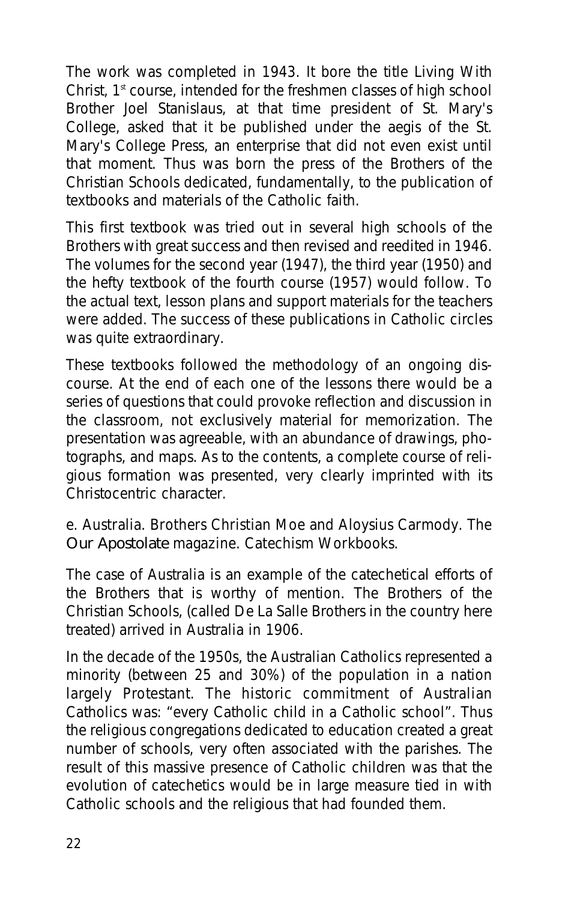The work was completed in 1943. It bore the title Living With Christ, 1st course, intended for the freshmen classes of high school Brother Joel Stanislaus, at that time president of St. Mary's College, asked that it be published under the aegis of the St. Mary's College Press, an enterprise that did not even exist until that moment. Thus was born the press of the Brothers of the Christian Schools dedicated, fundamentally, to the publication of textbooks and materials of the Catholic faith.

This first textbook was tried out in several high schools of the Brothers with great success and then revised and reedited in 1946. The volumes for the second year (1947), the third year (1950) and the hefty textbook of the fourth course (1957) would follow. To the actual text, lesson plans and support materials for the teachers were added. The success of these publications in Catholic circles was quite extraordinary.

These textbooks followed the methodology of an ongoing discourse. At the end of each one of the lessons there would be a series of questions that could provoke reflection and discussion in the classroom, not exclusively material for memorization. The presentation was agreeable, with an abundance of drawings, photographs, and maps. As to the contents, a complete course of religious formation was presented, very clearly imprinted with its Christocentric character.

e. Australia. Brothers Christian Moe and Aloysius Carmody. The *Our Apostolate* magazine. Catechism Workbooks.

The case of Australia is an example of the catechetical efforts of the Brothers that is worthy of mention. The Brothers of the Christian Schools, (called De La Salle Brothers in the country here treated) arrived in Australia in 1906.

In the decade of the 1950s, the Australian Catholics represented a minority (between 25 and 30%) of the population in a nation largely Protestant. The historic commitment of Australian Catholics was: “every Catholic child in a Catholic school”. Thus the religious congregations dedicated to education created a great number of schools, very often associated with the parishes. The result of this massive presence of Catholic children was that the evolution of catechetics would be in large measure tied in with Catholic schools and the religious that had founded them.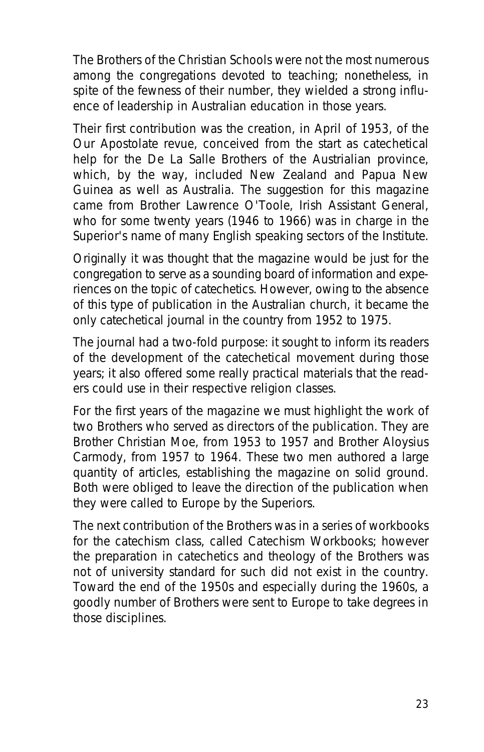The Brothers of the Christian Schools were not the most numerous among the congregations devoted to teaching; nonetheless, in spite of the fewness of their number, they wielded a strong influence of leadership in Australian education in those years.

Their first contribution was the creation, in April of 1953, of the *Our Apostolate* revue, conceived from the start as catechetical help for the De La Salle Brothers of the Austrialian province, which, by the way, included New Zealand and Papua New Guinea as well as Australia. The suggestion for this magazine came from Brother Lawrence O'Toole, Irish Assistant General, who for some twenty years (1946 to 1966) was in charge in the Superior's name of many English speaking sectors of the Institute.

Originally it was thought that the magazine would be just for the congregation to serve as a sounding board of information and experiences on the topic of catechetics. However, owing to the absence of this type of publication in the Australian church, it became the only catechetical journal in the country from 1952 to 1975.

The journal had a two-fold purpose: it sought to inform its readers of the development of the catechetical movement during those years; it also offered some really practical materials that the readers could use in their respective religion classes.

For the first years of the magazine we must highlight the work of two Brothers who served as directors of the publication. They are Brother Christian Moe, from 1953 to 1957 and Brother Aloysius Carmody, from 1957 to 1964. These two men authored a large quantity of articles, establishing the magazine on solid ground. Both were obliged to leave the direction of the publication when they were called to Europe by the Superiors.

The next contribution of the Brothers was in a series of workbooks for the catechism class, called *Catechism Workbooks*; however the preparation in catechetics and theology of the Brothers was not of university standard for such did not exist in the country. Toward the end of the 1950s and especially during the 1960s, a goodly number of Brothers were sent to Europe to take degrees in those disciplines.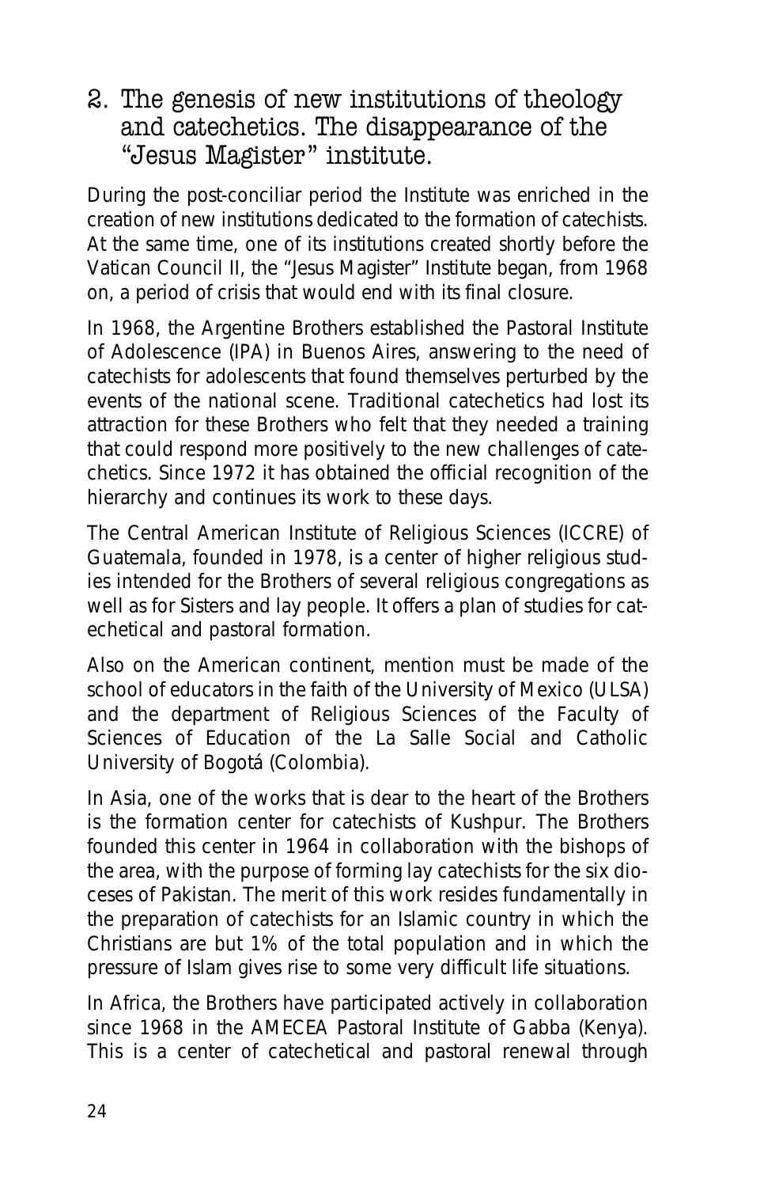## 2. The genesis of new institutions of theology and catechetics. The disappearance of the "Jesus Magister" institute.

During the post-conciliar period the Institute was enriched in the creation of new institutions dedicated to the formation of catechists. At the same time, one of its institutions created shortly before the Vatican Council II, the "Jesus Magister" Institute began, from 1968 on, a period of crisis that would end with its final closure.

In 1968, the Argentine Brothers established the Pastoral Institute of Adolescence (IPA) in Buenos Aires, answering to the need of catechists for adolescents that found themselves perturbed by the events of the national scene. Traditional catechetics had lost its attraction for these Brothers who felt that they needed a training that could respond more positively to the new challenges of catechetics. Since 1972 it has obtained the official recognition of the hierarchy and continues its work to these days.

The Central American Institute of Religious Sciences (ICCRE) of Guatemala, founded in 1978, is a center of higher religious studies intended for the Brothers of several religious congregations as well as for Sisters and lay people. It offers a plan of studies for catechetical and pastoral formation.

Also on the American continent, mention must be made of the school of educators in the faith of the University of Mexico (ULSA) and the department of Religious Sciences of the Faculty of Sciences of Education of the La Salle Social and Catholic University of Bogotá (Colombia).

In Asia, one of the works that is dear to the heart of the Brothers is the formation center for catechists of Kushpur. The Brothers founded this center in 1964 in collaboration with the bishops of the area, with the purpose of forming lay catechists for the six dioceses of Pakistan. The merit of this work resides fundamentally in the preparation of catechists for an Islamic country in which the Christians are but 1% of the total population and in which the pressure of Islam gives rise to some very difficult life situations.

In Africa, the Brothers have participated actively in collaboration since 1968 in the AMECEA Pastoral Institute of Gabba (Kenya). This is a center of catechetical and pastoral renewal through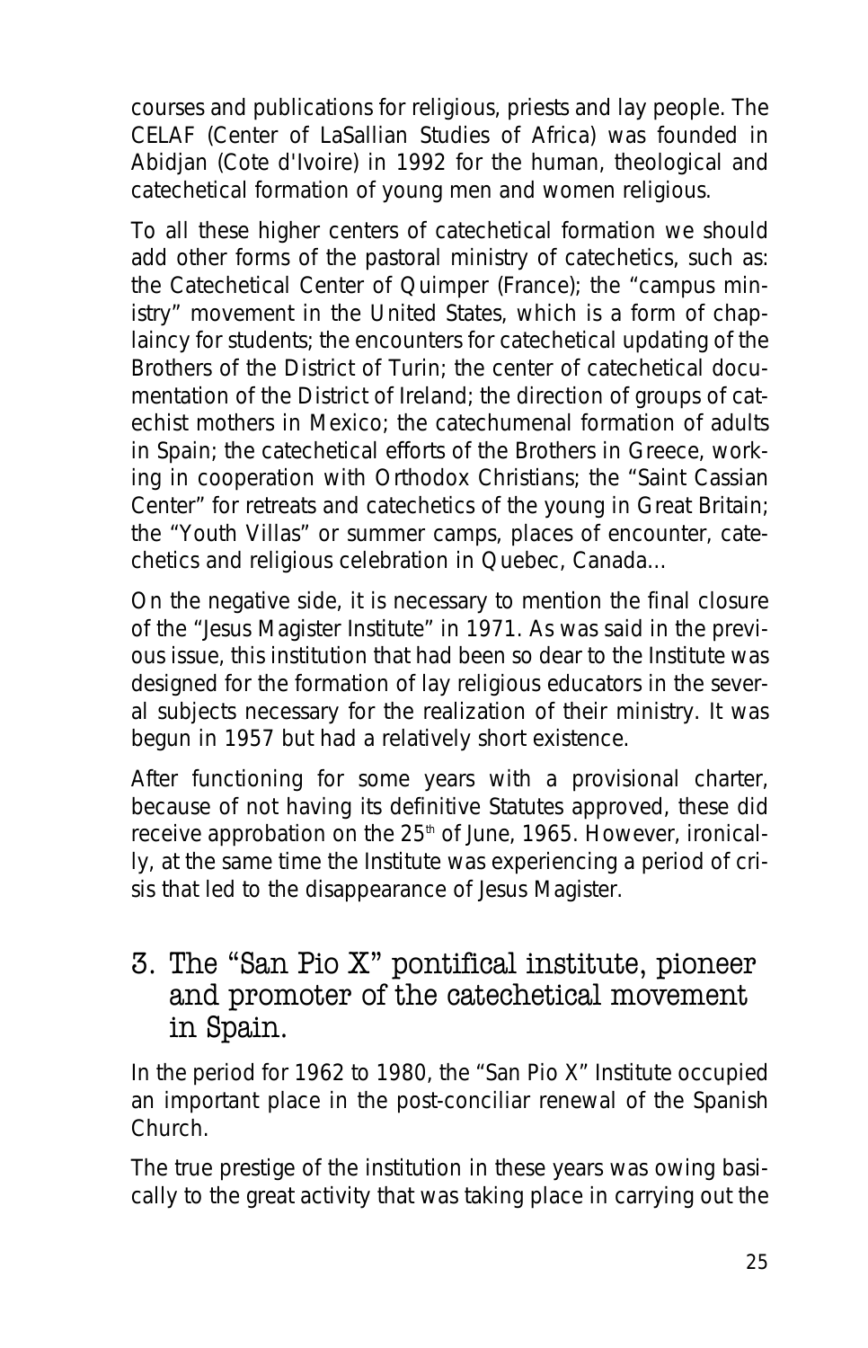courses and publications for religious, priests and lay people. The CELAF (Center of LaSallian Studies of Africa) was founded in Abidjan (Cote d'Ivoire) in 1992 for the human, theological and catechetical formation of young men and women religious.

To all these higher centers of catechetical formation we should add other forms of the pastoral ministry of catechetics, such as: the Catechetical Center of Quimper (France); the "campus ministry" movement in the United States, which is a form of chaplaincy for students; the encounters for catechetical updating of the Brothers of the District of Turin; the center of catechetical documentation of the District of Ireland; the direction of groups of catechist mothers in Mexico; the catechumenal formation of adults in Spain; the catechetical efforts of the Brothers in Greece, working in cooperation with Orthodox Christians; the "Saint Cassian Center" for retreats and catechetics of the young in Great Britain; the "Youth Villas" or summer camps, places of encounter, catechetics and religious celebration in Quebec, Canada...

On the negative side, it is necessary to mention the final closure of the "Jesus Magister Institute" in 1971. As was said in the previous issue, this institution that had been so dear to the Institute was designed for the formation of lay religious educators in the several subjects necessary for the realization of their ministry. It was begun in 1957 but had a relatively short existence.

After functioning for some years with a provisional charter, because of not having its definitive Statutes approved, these did receive approbation on the 25th of June, 1965. However, ironically, at the same time the Institute was experiencing a period of crisis that led to the disappearance of Jesus Magister.

## 3. The "San Pio X" pontifical institute, pioneer and promoter of the catechetical movement in Spain.

In the period for 1962 to 1980, the "San Pio X" Institute occupied an important place in the post-conciliar renewal of the Spanish Church.

The true prestige of the institution in these years was owing basically to the great activity that was taking place in carrying out the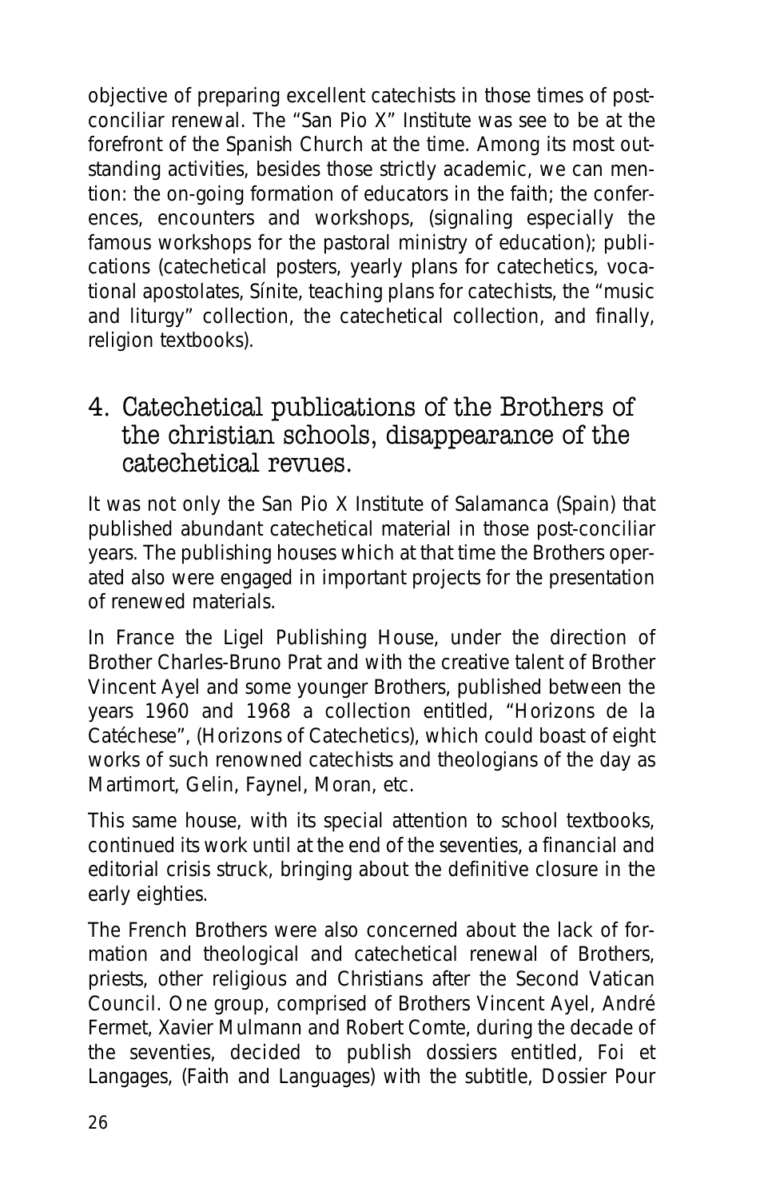objective of preparing excellent catechists in those times of post-conciliar renewal. The "San Pio X" Institute was see to be at the forefront of the Spanish Church at the time. Among its most outstanding activities, besides those strictly academic, we can mention: the on-going formation of educators in the faith; the conferences, encounters and workshops, (signaling especially the famous workshops for the pastoral ministry of education); publications (catechetical posters, yearly plans for catechetics, vocational apostolates, Sínite, teaching plans for catechists, the "music and liturgy" collection, the catechetical collection, and finally, religion textbooks).

## 4. Catechetical publications of the Brothers of the christian schools, disappearance of the catechetical revues.

It was not only the San Pio X Institute of Salamanca (Spain) that published abundant catechetical material in those post-conciliar years. The publishing houses which at that time the Brothers operated also were engaged in important projects for the presentation of renewed materials.

In France the Ligel Publishing House, under the direction of Brother Charles-Bruno Prat and with the creative talent of Brother Vincent Ayel and some younger Brothers, published between the years 1960 and 1968 a collection entitled, "Horizons de la Catéchese", (Horizons of Catechetics), which could boast of eight works of such renowned catechists and theologians of the day as Martimort, Gelin, Faynel, Moran, etc.

This same house, with its special attention to school textbooks, continued its work until at the end of the seventies, a financial and editorial crisis struck, bringing about the definitive closure in the early eighties.

The French Brothers were also concerned about the lack of formation and theological and catechetical renewal of Brothers, priests, other religious and Christians after the Second Vatican Council. One group, comprised of Brothers Vincent Ayel, André Fermet, Xavier Mulmann and Robert Comte, during the decade of the seventies, decided to publish dossiers entitled, Foi et Langages, (Faith and Languages) with the subtitle, Dossier Pour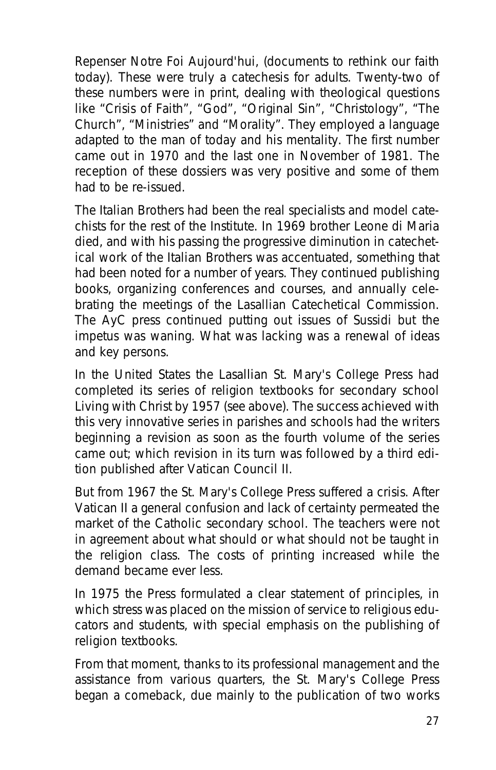*Repenser Notre Foi Aujourd'hui*, (documents to rethink our faith today). These were truly a catechesis for adults. Twenty-two of these numbers were in print, dealing with theological questions like “Crisis of Faith”, “God”, “Original Sin”, “Christology”, “The Church”, “Ministries” and “Morality”. They employed a language adapted to the man of today and his mentality. The first number came out in 1970 and the last one in November of 1981. The reception of these dossiers was very positive and some of them had to be re-issued.

The Italian Brothers had been the real specialists and model catechists for the rest of the Institute. In 1969 brother Leone di Maria died, and with his passing the progressive diminution in catechetical work of the Italian Brothers was accentuated, something that had been noted for a number of years. They continued publishing books, organizing conferences and courses, and annually celebrating the meetings of the Lasallian Catechetical Commission. The AyC press continued putting out issues of *Sussidi* but the impetus was waning. What was lacking was a renewal of ideas and key persons.

In the United States the Lasallian St. Mary's College Press had completed its series of religion textbooks for secondary school *Living with Christ* by 1957 (see above). The success achieved with this very innovative series in parishes and schools had the writers beginning a revision as soon as the fourth volume of the series came out; which revision in its turn was followed by a third edition published after Vatican Council II.

But from 1967 the St. Mary's College Press suffered a crisis. After Vatican II a general confusion and lack of certainty permeated the market of the Catholic secondary school. The teachers were not in agreement about what should or what should not be taught in the religion class. The costs of printing increased while the demand became ever less.

In 1975 the Press formulated a clear statement of principles, in which stress was placed on the mission of service to religious educators and students, with special emphasis on the publishing of religion textbooks.

From that moment, thanks to its professional management and the assistance from various quarters, the St. Mary's College Press began a comeback, due mainly to the publication of two works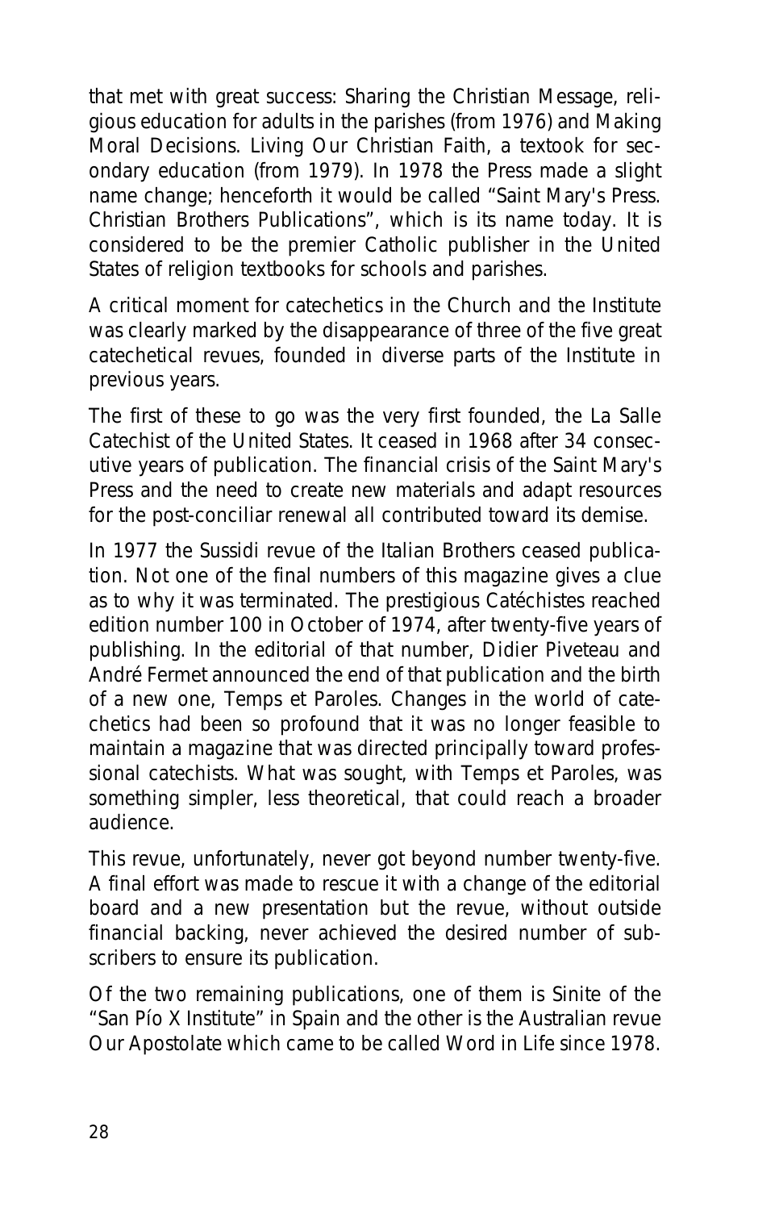that met with great success: Sharing the Christian Message, religious education for adults in the parishes (from 1976) and Making Moral Decisions. Living Our Christian Faith, a textook for secondary education (from 1979). In 1978 the Press made a slight name change; henceforth it would be called "Saint Mary's Press. Christian Brothers Publications", which is its name today. It is considered to be the premier Catholic publisher in the United States of religion textbooks for schools and parishes.

A critical moment for catechetics in the Church and the Institute was clearly marked by the disappearance of three of the five great catechetical revues, founded in diverse parts of the Institute in previous years.

The first of these to go was the very first founded, the La Salle Catechist of the United States. It ceased in 1968 after 34 consecutive years of publication. The financial crisis of the Saint Mary's Press and the need to create new materials and adapt resources for the post-conciliar renewal all contributed toward its demise.

In 1977 the Sussidi revue of the Italian Brothers ceased publication. Not one of the final numbers of this magazine gives a clue as to why it was terminated. The prestigious Catéchistes reached edition number 100 in October of 1974, after twenty-five years of publishing. In the editorial of that number, Didier Piveteau and André Fermet announced the end of that publication and the birth of a new one, Temps et Paroles. Changes in the world of catechetics had been so profound that it was no longer feasible to maintain a magazine that was directed principally toward professional catechists. What was sought, with Temps et Paroles, was something simpler, less theoretical, that could reach a broader audience.

This revue, unfortunately, never got beyond number twenty-five. A final effort was made to rescue it with a change of the editorial board and a new presentation but the revue, without outside financial backing, never achieved the desired number of subscribers to ensure its publication.

Of the two remaining publications, one of them is Sinite of the "San Pío X Institute" in Spain and the other is the Australian revue Our Apostolate which came to be called Word in Life since 1978.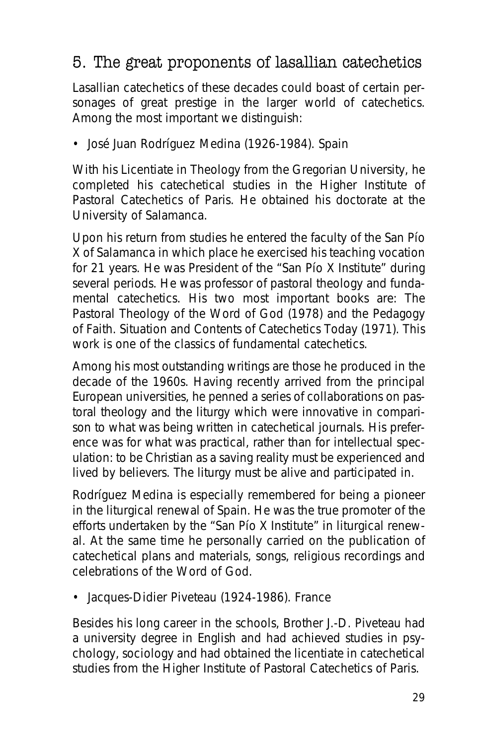## 5. The great proponents of lasallian catechetics

Lasallian catechetics of these decades could boast of certain personages of great prestige in the larger world of catechetics. Among the most important we distinguish:

- José Juan Rodríguez Medina (1926-1984). Spain

With his Licentiate in Theology from the Gregorian University, he completed his catechetical studies in the Higher Institute of Pastoral Catechetics of Paris. He obtained his doctorate at the University of Salamanca.

Upon his return from studies he entered the faculty of the San Pío X of Salamanca in which place he exercised his teaching vocation for 21 years. He was President of the "San Pío X Institute" during several periods. He was professor of pastoral theology and fundamental catechetics. His two most important books are: The Pastoral Theology of the Word of God (1978) and the Pedagogy of Faith. Situation and Contents of Catechetics Today (1971). This work is one of the classics of fundamental catechetics.

Among his most outstanding writings are those he produced in the decade of the 1960s. Having recently arrived from the principal European universities, he penned a series of collaborations on pastoral theology and the liturgy which were innovative in comparison to what was being written in catechetical journals. His preference was for what was practical, rather than for intellectual speculation: to be Christian as a saving reality must be experienced and lived by believers. The liturgy must be alive and participated in.

Rodríguez Medina is especially remembered for being a pioneer in the liturgical renewal of Spain. He was the true promoter of the efforts undertaken by the "San Pío X Institute" in liturgical renewal. At the same time he personally carried on the publication of catechetical plans and materials, songs, religious recordings and celebrations of the Word of God.

- Jacques-Didier Piveteau (1924-1986). France

Besides his long career in the schools, Brother J.-D. Piveteau had a university degree in English and had achieved studies in psychology, sociology and had obtained the licentiate in catechetical studies from the Higher Institute of Pastoral Catechetics of Paris.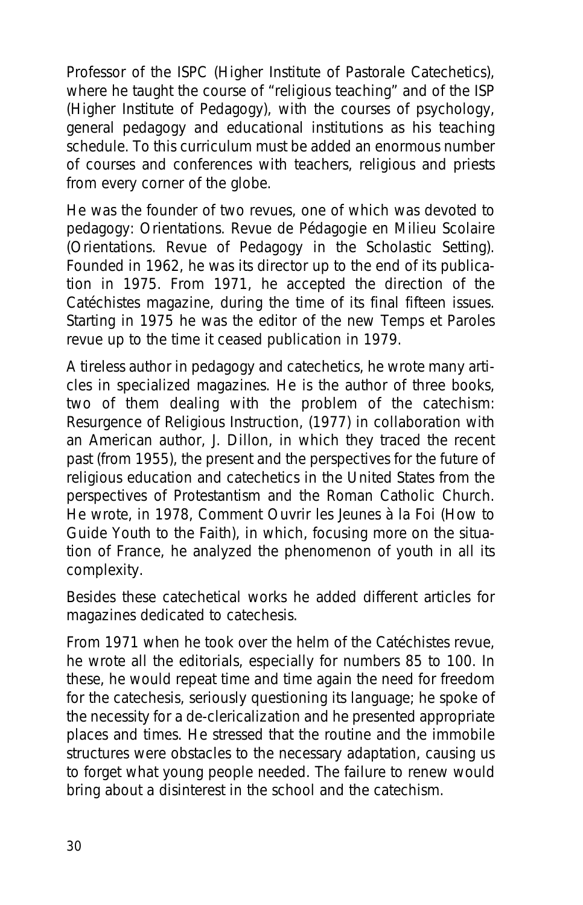Professor of the ISPC (Higher Institute of Pastorale Catechetics), where he taught the course of "religious teaching" and of the ISP (Higher Institute of Pedagogy), with the courses of psychology, general pedagogy and educational institutions as his teaching schedule. To this curriculum must be added an enormous number of courses and conferences with teachers, religious and priests from every corner of the globe.

He was the founder of two revues, one of which was devoted to pedagogy: Orientations. Revue de Pédagogie en Milieu Scolaire (Orientations. Revue of Pedagogy in the Scholastic Setting). Founded in 1962, he was its director up to the end of its publication in 1975. From 1971, he accepted the direction of the Catéchistes magazine, during the time of its final fifteen issues. Starting in 1975 he was the editor of the new Temps et Paroles revue up to the time it ceased publication in 1979.

A tireless author in pedagogy and catechetics, he wrote many articles in specialized magazines. He is the author of three books, two of them dealing with the problem of the catechism: Resurgence of Religious Instruction, (1977) in collaboration with an American author, J. Dillon, in which they traced the recent past (from 1955), the present and the perspectives for the future of religious education and catechetics in the United States from the perspectives of Protestantism and the Roman Catholic Church. He wrote, in 1978, Comment Ouvrir les Jeunes à la Foi (How to Guide Youth to the Faith), in which, focusing more on the situation of France, he analyzed the phenomenon of youth in all its complexity.

Besides these catechetical works he added different articles for magazines dedicated to catechesis.

From 1971 when he took over the helm of the Catéchistes revue, he wrote all the editorials, especially for numbers 85 to 100. In these, he would repeat time and time again the need for freedom for the catechesis, seriously questioning its language; he spoke of the necessity for a de-clericalization and he presented appropriate places and times. He stressed that the routine and the immobile structures were obstacles to the necessary adaptation, causing us to forget what young people needed. The failure to renew would bring about a disinterest in the school and the catechism.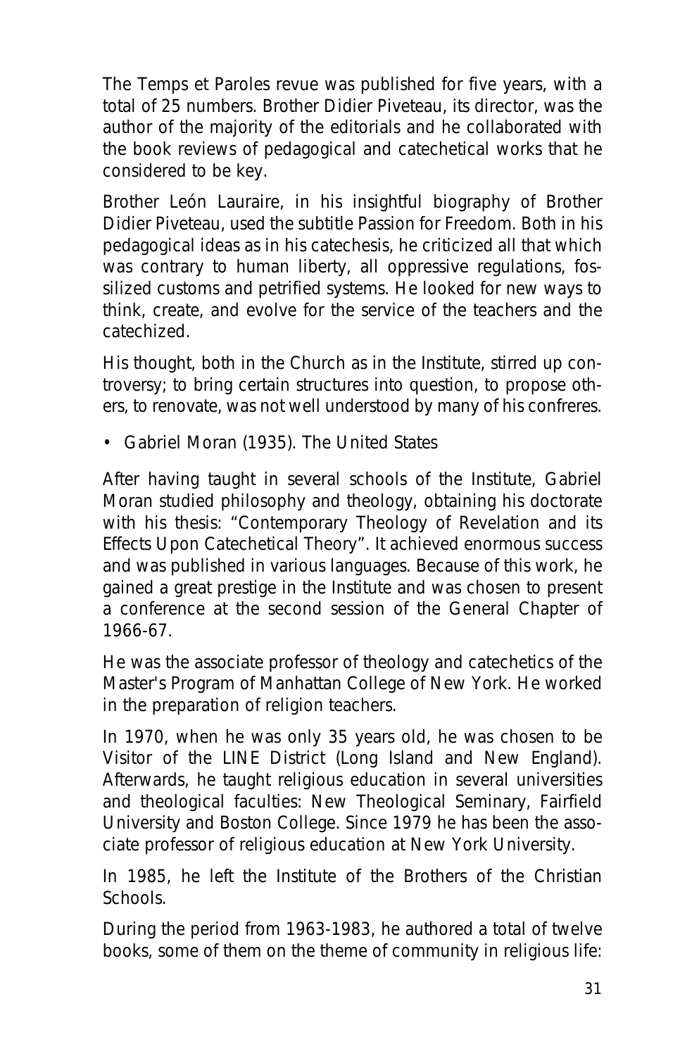The Temps et Paroles revue was published for five years, with a total of 25 numbers. Brother Didier Piveteau, its director, was the author of the majority of the editorials and he collaborated with the book reviews of pedagogical and catechetical works that he considered to be key.

Brother León Lauraire, in his insightful biography of Brother Didier Piveteau, used the subtitle Passion for Freedom. Both in his pedagogical ideas as in his catechesis, he criticized all that which was contrary to human liberty, all oppressive regulations, fossilized customs and petrified systems. He looked for new ways to think, create, and evolve for the service of the teachers and the catechized.

His thought, both in the Church as in the Institute, stirred up controversy; to bring certain structures into question, to propose others, to renovate, was not well understood by many of his confreres.

- Gabriel Moran (1935). The United States

After having taught in several schools of the Institute, Gabriel Moran studied philosophy and theology, obtaining his doctorate with his thesis: "Contemporary Theology of Revelation and its Effects Upon Catechetical Theory". It achieved enormous success and was published in various languages. Because of this work, he gained a great prestige in the Institute and was chosen to present a conference at the second session of the General Chapter of 1966-67.

He was the associate professor of theology and catechetics of the Master's Program of Manhattan College of New York. He worked in the preparation of religion teachers.

In 1970, when he was only 35 years old, he was chosen to be Visitor of the LINE District (Long Island and New England). Afterwards, he taught religious education in several universities and theological faculties: New Theological Seminary, Fairfield University and Boston College. Since 1979 he has been the associate professor of religious education at New York University.

In 1985, he left the Institute of the Brothers of the Christian Schools.

During the period from 1963-1983, he authored a total of twelve books, some of them on the theme of community in religious life: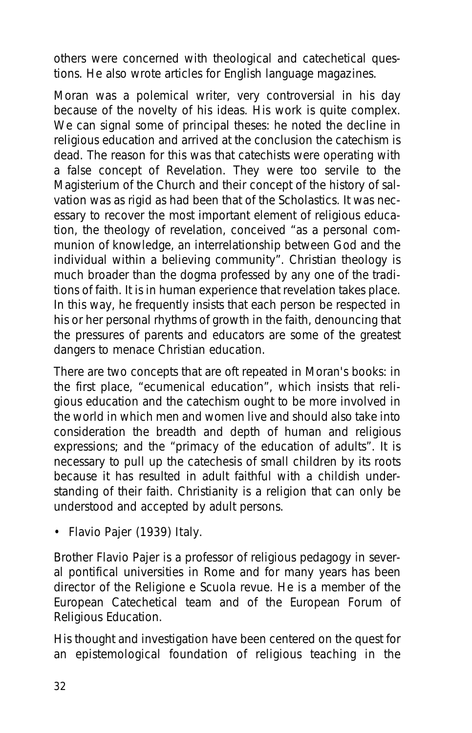others were concerned with theological and catechetical questions. He also wrote articles for English language magazines.

Moran was a polemical writer, very controversial in his day because of the novelty of his ideas. His work is quite complex. We can signal some of principal theses: he noted the decline in religious education and arrived at the conclusion the catechism is dead. The reason for this was that catechists were operating with a false concept of Revelation. They were too servile to the Magisterium of the Church and their concept of the history of salvation was as rigid as had been that of the Scholastics. It was necessary to recover the most important element of religious education, the theology of revelation, conceived "as a personal communion of knowledge, an interrelationship between God and the individual within a believing community". Christian theology is much broader than the dogma professed by any one of the traditions of faith. It is in human experience that revelation takes place. In this way, he frequently insists that each person be respected in his or her personal rhythms of growth in the faith, denouncing that the pressures of parents and educators are some of the greatest dangers to menace Christian education.

There are two concepts that are oft repeated in Moran's books: in the first place, "ecumenical education", which insists that religious education and the catechism ought to be more involved in the world in which men and women live and should also take into consideration the breadth and depth of human and religious expressions; and the "primacy of the education of adults". It is necessary to pull up the catechesis of small children by its roots because it has resulted in adult faithful with a childish understanding of their faith. Christianity is a religion that can only be understood and accepted by adult persons.

- Flavio Pajer (1939) Italy.

Brother Flavio Pajer is a professor of religious pedagogy in several pontifical universities in Rome and for many years has been director of the *Religione e Scuola* revue. He is a member of the European Catechetical team and of the European Forum of Religious Education.

His thought and investigation have been centered on the quest for an epistemological foundation of religious teaching in the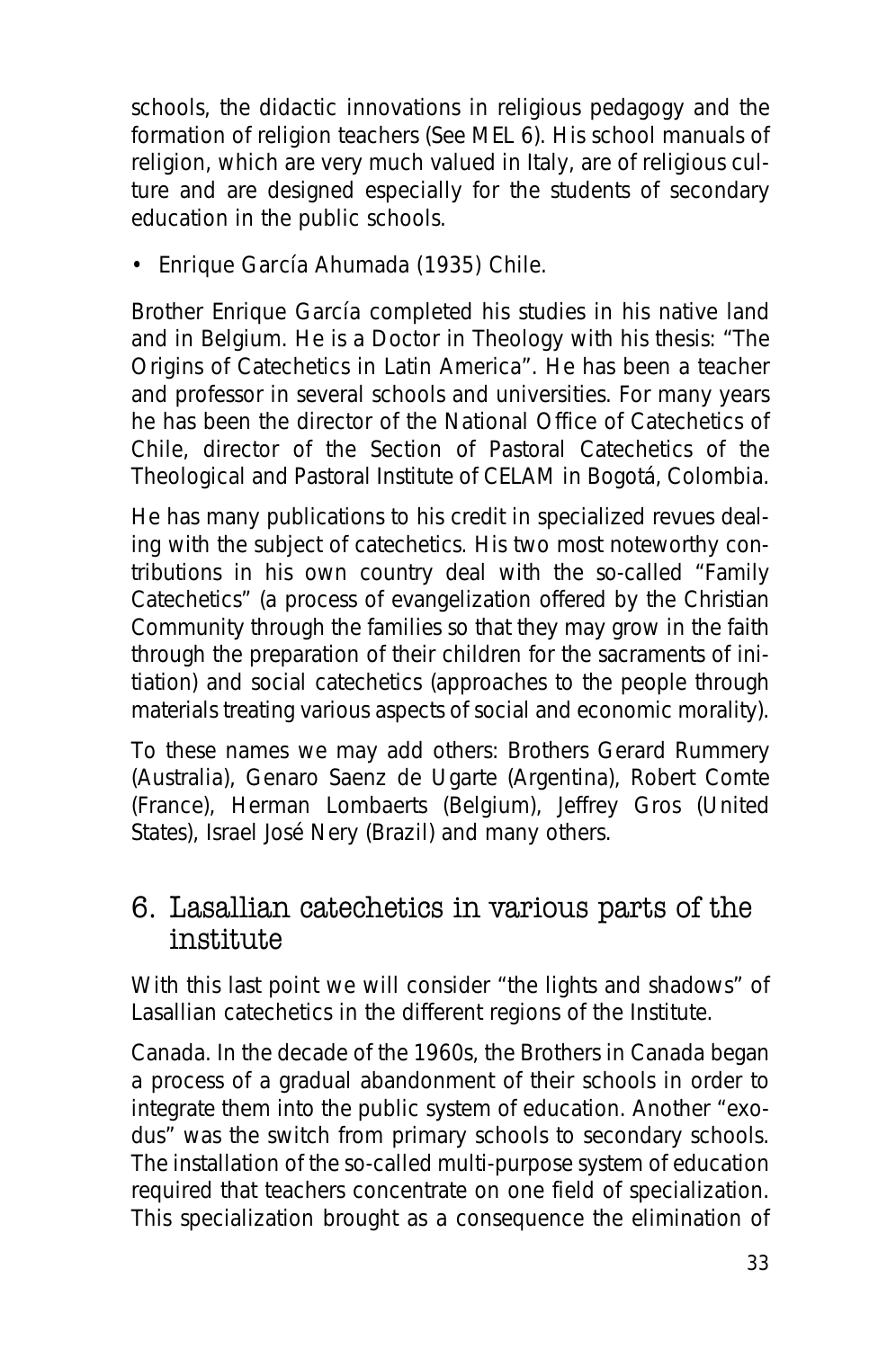schools, the didactic innovations in religious pedagogy and the formation of religion teachers (See MEL 6). His school manuals of religion, which are very much valued in Italy, are of religious culture and are designed especially for the students of secondary education in the public schools.

- Enrique García Ahumada (1935) Chile.

Brother Enrique García completed his studies in his native land and in Belgium. He is a Doctor in Theology with his thesis: "The Origins of Catechetics in Latin America". He has been a teacher and professor in several schools and universities. For many years he has been the director of the National Office of Catechetics of Chile, director of the Section of Pastoral Catechetics of the Theological and Pastoral Institute of CELAM in Bogotá, Colombia.

He has many publications to his credit in specialized revues dealing with the subject of catechetics. His two most noteworthy contributions in his own country deal with the so-called "Family Catechetics" (a process of evangelization offered by the Christian Community through the families so that they may grow in the faith through the preparation of their children for the sacraments of initiation) and social catechetics (approaches to the people through materials treating various aspects of social and economic morality).

To these names we may add others: Brothers Gerard Rummery (Australia), Genaro Saenz de Ugarte (Argentina), Robert Comte (France), Herman Lombaerts (Belgium), Jeffrey Gros (United States), Israel José Nery (Brazil) and many others.

## 6. Lasallian catechetics in various parts of the institute

With this last point we will consider "the lights and shadows" of Lasallian catechetics in the different regions of the Institute.

Canada. In the decade of the 1960s, the Brothers in Canada began a process of a gradual abandonment of their schools in order to integrate them into the public system of education. Another "exodus" was the switch from primary schools to secondary schools. The installation of the so-called multi-purpose system of education required that teachers concentrate on one field of specialization. This specialization brought as a consequence the elimination of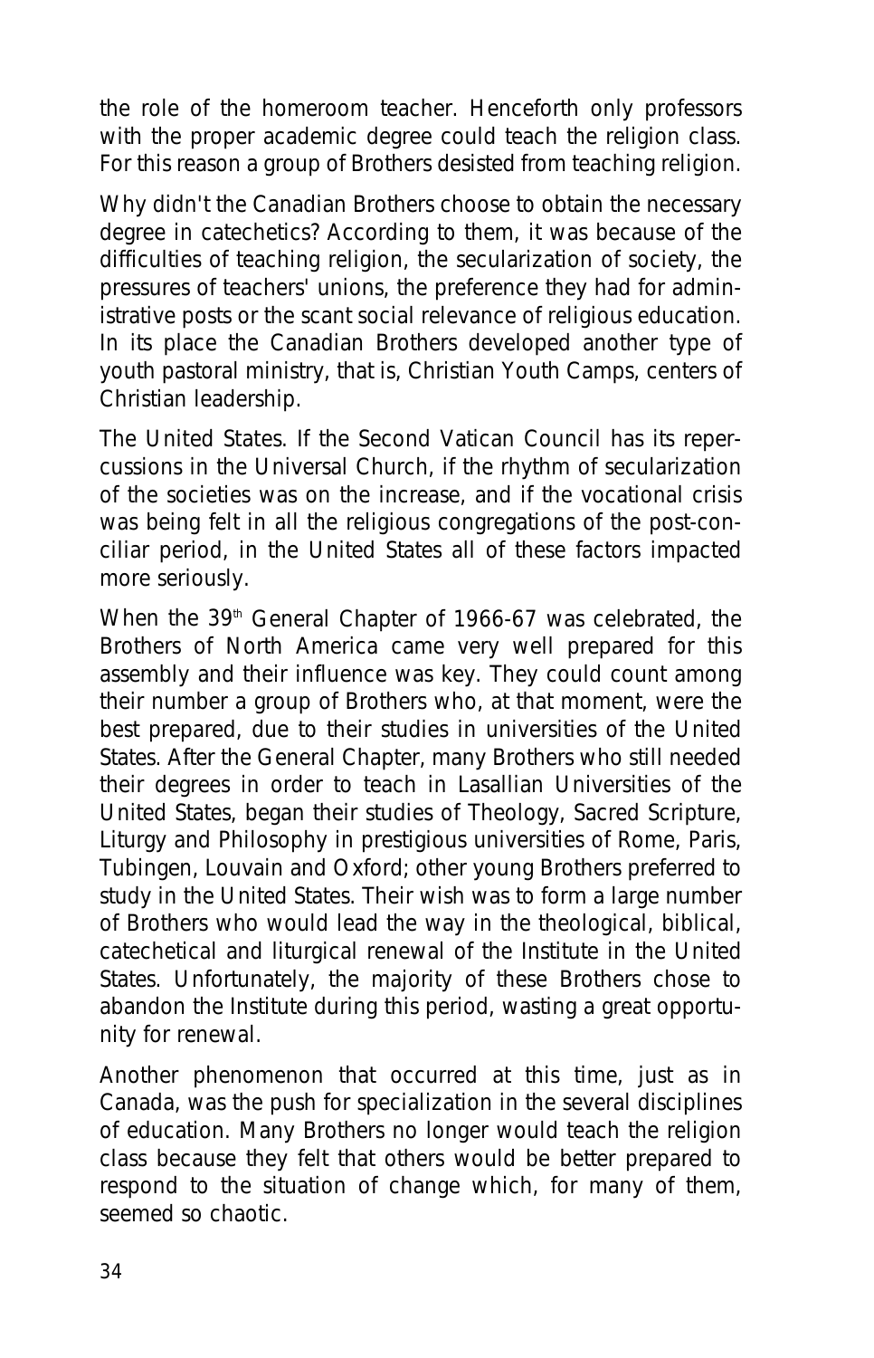the role of the homeroom teacher. Henceforth only professors with the proper academic degree could teach the religion class. For this reason a group of Brothers desisted from teaching religion.

Why didn't the Canadian Brothers choose to obtain the necessary degree in catechetics? According to them, it was because of the difficulties of teaching religion, the secularization of society, the pressures of teachers' unions, the preference they had for administrative posts or the scant social relevance of religious education. In its place the Canadian Brothers developed another type of youth pastoral ministry, that is, Christian Youth Camps, centers of Christian leadership.

*The United States.* If the Second Vatican Council has its repercussions in the Universal Church, if the rhythm of secularization of the societies was on the increase, and if the vocational crisis was being felt in all the religious congregations of the post-conciliar period, in the United States all of these factors impacted more seriously.

When the 39th General Chapter of 1966-67 was celebrated, the Brothers of North America came very well prepared for this assembly and their influence was key. They could count among their number a group of Brothers who, at that moment, were the best prepared, due to their studies in universities of the United States. After the General Chapter, many Brothers who still needed their degrees in order to teach in Lasallian Universities of the United States, began their studies of Theology, Sacred Scripture, Liturgy and Philosophy in prestigious universities of Rome, Paris, Tubingen, Louvain and Oxford; other young Brothers preferred to study in the United States. Their wish was to form a large number of Brothers who would lead the way in the theological, biblical, catechetical and liturgical renewal of the Institute in the United States. Unfortunately, the majority of these Brothers chose to abandon the Institute during this period, wasting a great opportunity for renewal.

Another phenomenon that occurred at this time, just as in Canada, was the push for specialization in the several disciplines of education. Many Brothers no longer would teach the religion class because they felt that others would be better prepared to respond to the situation of change which, for many of them, seemed so chaotic.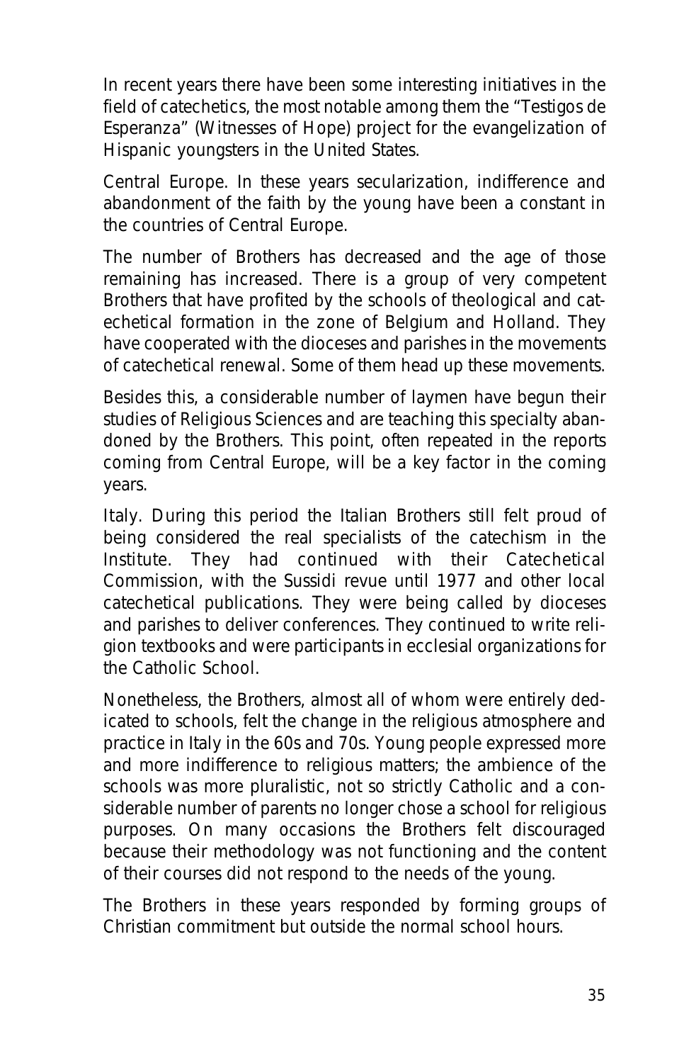In recent years there have been some interesting initiatives in the field of catechetics, the most notable among them the "Testigos de Esperanza" (Witnesses of Hope) project for the evangelization of Hispanic youngsters in the United States.

*Central Europe*. In these years secularization, indifference and abandonment of the faith by the young have been a constant in the countries of Central Europe.

The number of Brothers has decreased and the age of those remaining has increased. There is a group of very competent Brothers that have profited by the schools of theological and catechetical formation in the zone of Belgium and Holland. They have cooperated with the dioceses and parishes in the movements of catechetical renewal. Some of them head up these movements.

Besides this, a considerable number of laymen have begun their studies of Religious Sciences and are teaching this specialty abandoned by the Brothers. This point, often repeated in the reports coming from Central Europe, will be a key factor in the coming years.

*Italy*. During this period the Italian Brothers still felt proud of being considered the real specialists of the catechism in the Institute. They had continued with their Catechetical Commission, with the *Sussidi* revue until 1977 and other local catechetical publications. They were being called by dioceses and parishes to deliver conferences. They continued to write religion textbooks and were participants in ecclesial organizations for the Catholic School.

Nonetheless, the Brothers, almost all of whom were entirely dedicated to schools, felt the change in the religious atmosphere and practice in Italy in the 60s and 70s. Young people expressed more and more indifference to religious matters; the ambience of the schools was more pluralistic, not so strictly Catholic and a considerable number of parents no longer chose a school for religious purposes. On many occasions the Brothers felt discouraged because their methodology was not functioning and the content of their courses did not respond to the needs of the young.

The Brothers in these years responded by forming groups of Christian commitment but outside the normal school hours.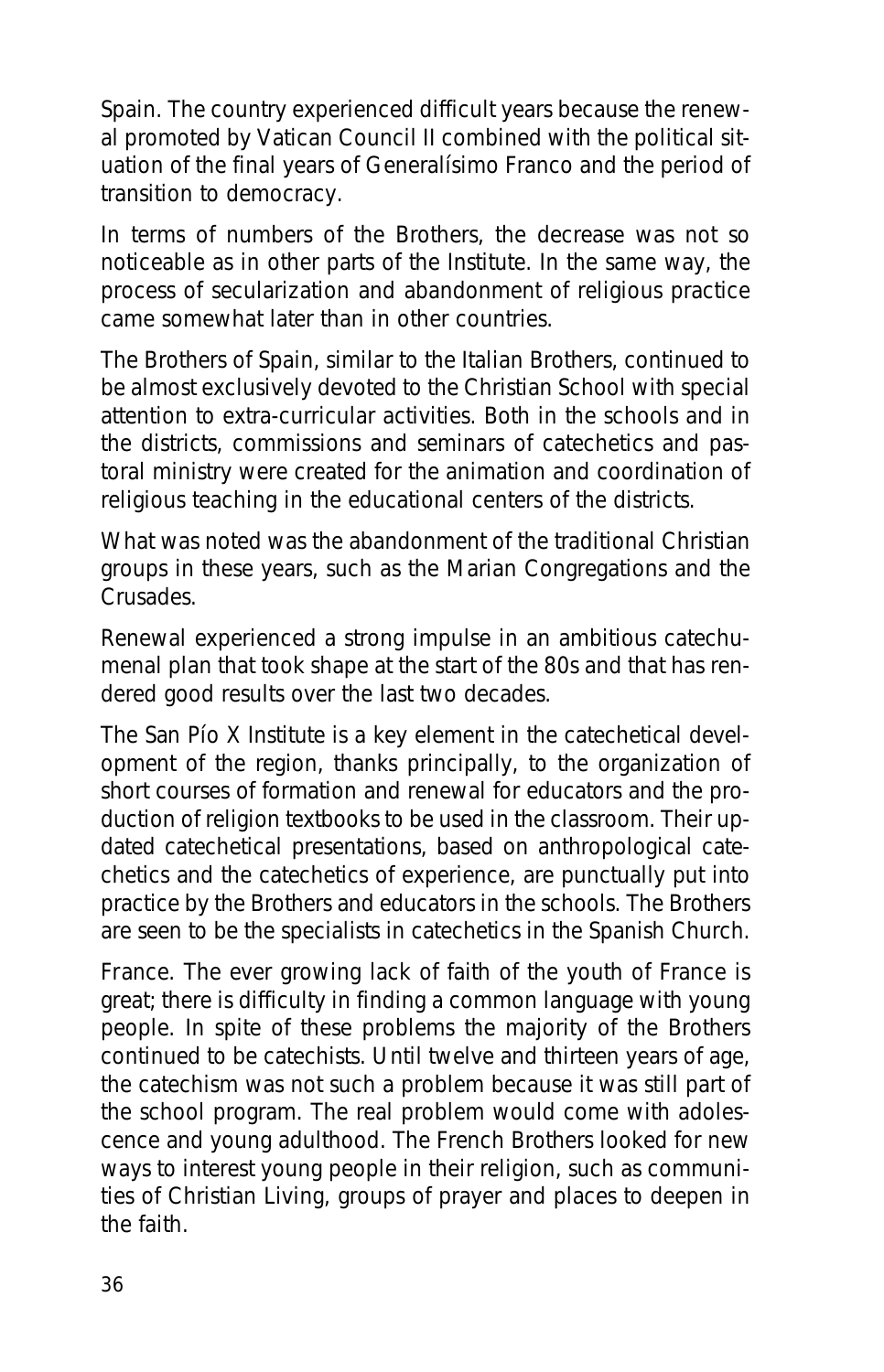Spain. The country experienced difficult years because the renewal promoted by Vatican Council II combined with the political situation of the final years of Generalísimo Franco and the period of transition to democracy.

In terms of numbers of the Brothers, the decrease was not so noticeable as in other parts of the Institute. In the same way, the process of secularization and abandonment of religious practice came somewhat later than in other countries.

The Brothers of Spain, similar to the Italian Brothers, continued to be almost exclusively devoted to the Christian School with special attention to extra-curricular activities. Both in the schools and in the districts, commissions and seminars of catechetics and pastoral ministry were created for the animation and coordination of religious teaching in the educational centers of the districts.

What was noted was the abandonment of the traditional Christian groups in these years, such as the Marian Congregations and the Crusades.

Renewal experienced a strong impulse in an ambitious catechumenal plan that took shape at the start of the 80s and that has rendered good results over the last two decades.

The San Pío X Institute is a key element in the catechetical development of the region, thanks principally, to the organization of short courses of formation and renewal for educators and the production of religion textbooks to be used in the classroom. Their updated catechetical presentations, based on anthropological catechetics and the catechetics of experience, are punctually put into practice by the Brothers and educators in the schools. The Brothers are seen to be the specialists in catechetics in the Spanish Church.

France. The ever growing lack of faith of the youth of France is great; there is difficulty in finding a common language with young people. In spite of these problems the majority of the Brothers continued to be catechists. Until twelve and thirteen years of age, the catechism was not such a problem because it was still part of the school program. The real problem would come with adolescence and young adulthood. The French Brothers looked for new ways to interest young people in their religion, such as communities of Christian Living, groups of prayer and places to deepen in the faith.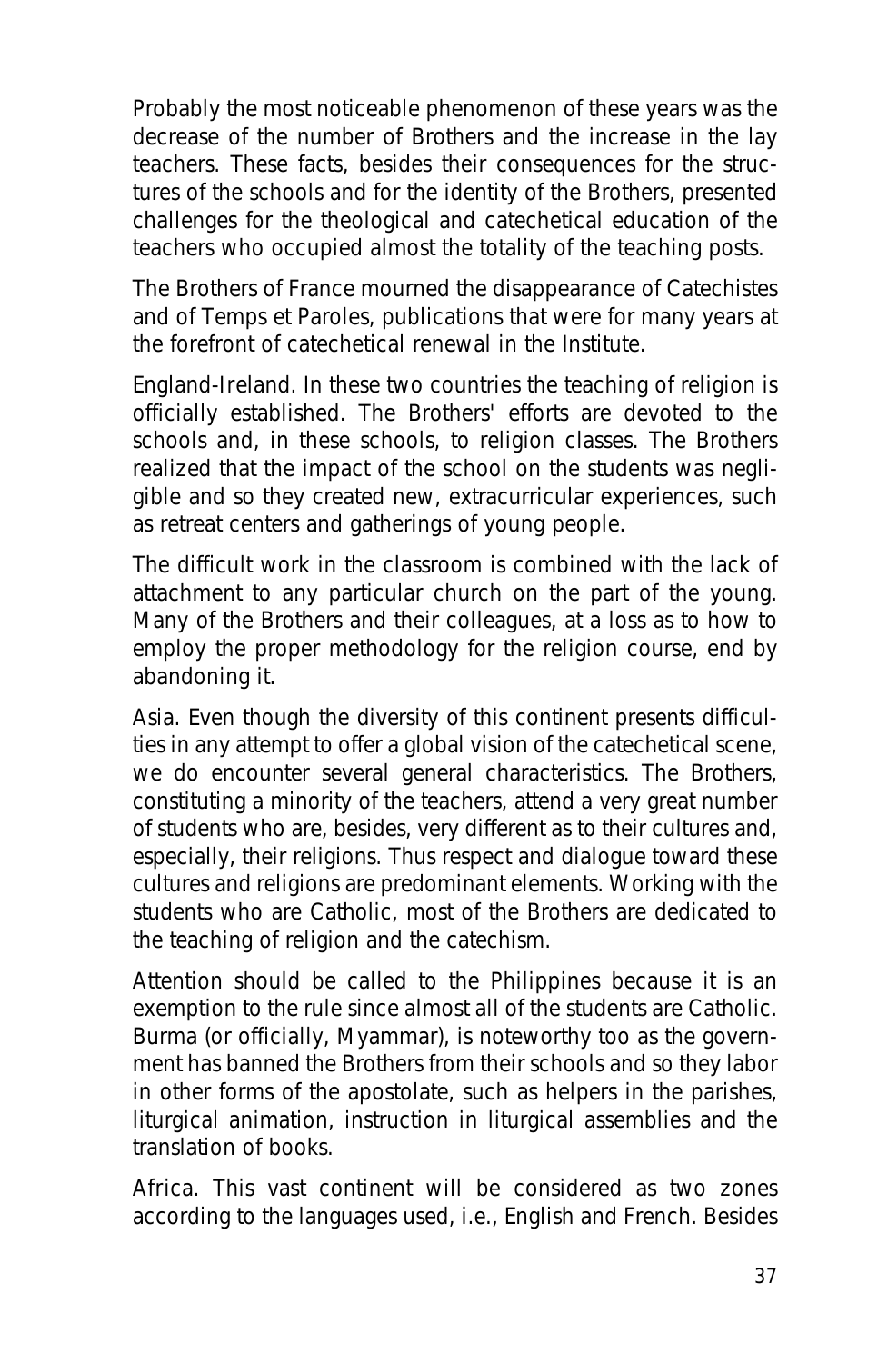Probably the most noticeable phenomenon of these years was the decrease of the number of Brothers and the increase in the lay teachers. These facts, besides their consequences for the structures of the schools and for the identity of the Brothers, presented challenges for the theological and catechetical education of the teachers who occupied almost the totality of the teaching posts.

The Brothers of France mourned the disappearance of Catechistes and of Temps et Paroles, publications that were for many years at the forefront of catechetical renewal in the Institute.

England-Ireland. In these two countries the teaching of religion is officially established. The Brothers' efforts are devoted to the schools and, in these schools, to religion classes. The Brothers realized that the impact of the school on the students was negligible and so they created new, extracurricular experiences, such as retreat centers and gatherings of young people.

The difficult work in the classroom is combined with the lack of attachment to any particular church on the part of the young. Many of the Brothers and their colleagues, at a loss as to how to employ the proper methodology for the religion course, end by abandoning it.

Asia. Even though the diversity of this continent presents difficulties in any attempt to offer a global vision of the catechetical scene, we do encounter several general characteristics. The Brothers, constituting a minority of the teachers, attend a very great number of students who are, besides, very different as to their cultures and, especially, their religions. Thus respect and dialogue toward these cultures and religions are predominant elements. Working with the students who are Catholic, most of the Brothers are dedicated to the teaching of religion and the catechism.

Attention should be called to the Philippines because it is an exemption to the rule since almost all of the students are Catholic. Burma (or officially, Myammar), is noteworthy too as the government has banned the Brothers from their schools and so they labor in other forms of the apostolate, such as helpers in the parishes, liturgical animation, instruction in liturgical assemblies and the translation of books.

Africa. This vast continent will be considered as two zones according to the languages used, i.e., English and French. Besides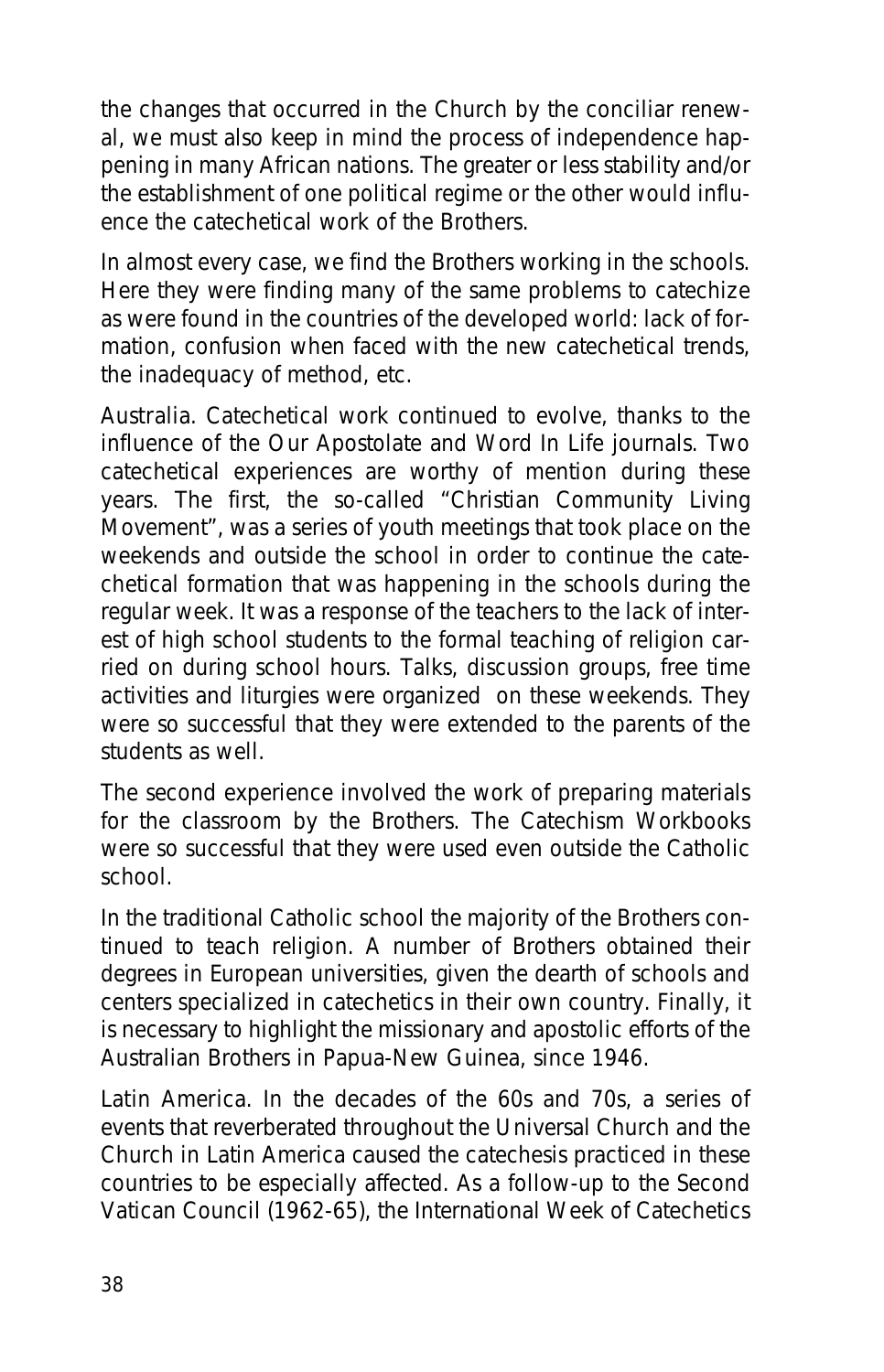the changes that occurred in the Church by the conciliar renewal, we must also keep in mind the process of independence happening in many African nations. The greater or less stability and/or the establishment of one political regime or the other would influence the catechetical work of the Brothers.

In almost every case, we find the Brothers working in the schools. Here they were finding many of the same problems to catechize as were found in the countries of the developed world: lack of formation, confusion when faced with the new catechetical trends, the inadequacy of method, etc.

*Australia.* Catechetical work continued to evolve, thanks to the influence of the Our Apostolate and Word In Life journals. Two catechetical experiences are worthy of mention during these years. The first, the so-called "Christian Community Living Movement", was a series of youth meetings that took place on the weekends and outside the school in order to continue the catechetical formation that was happening in the schools during the regular week. It was a response of the teachers to the lack of interest of high school students to the formal teaching of religion carried on during school hours. Talks, discussion groups, free time activities and liturgies were organized on these weekends. They were so successful that they were extended to the parents of the students as well.

The second experience involved the work of preparing materials for the classroom by the Brothers. The Catechism Workbooks were so successful that they were used even outside the Catholic school.

In the traditional Catholic school the majority of the Brothers continued to teach religion. A number of Brothers obtained their degrees in European universities, given the dearth of schools and centers specialized in catechetics in their own country. Finally, it is necessary to highlight the missionary and apostolic efforts of the Australian Brothers in Papua-New Guinea, since 1946.

*Latin America.* In the decades of the 60s and 70s, a series of events that reverberated throughout the Universal Church and the Church in Latin America caused the catechesis practiced in these countries to be especially affected. As a follow-up to the Second Vatican Council (1962-65), the International Week of Catechetics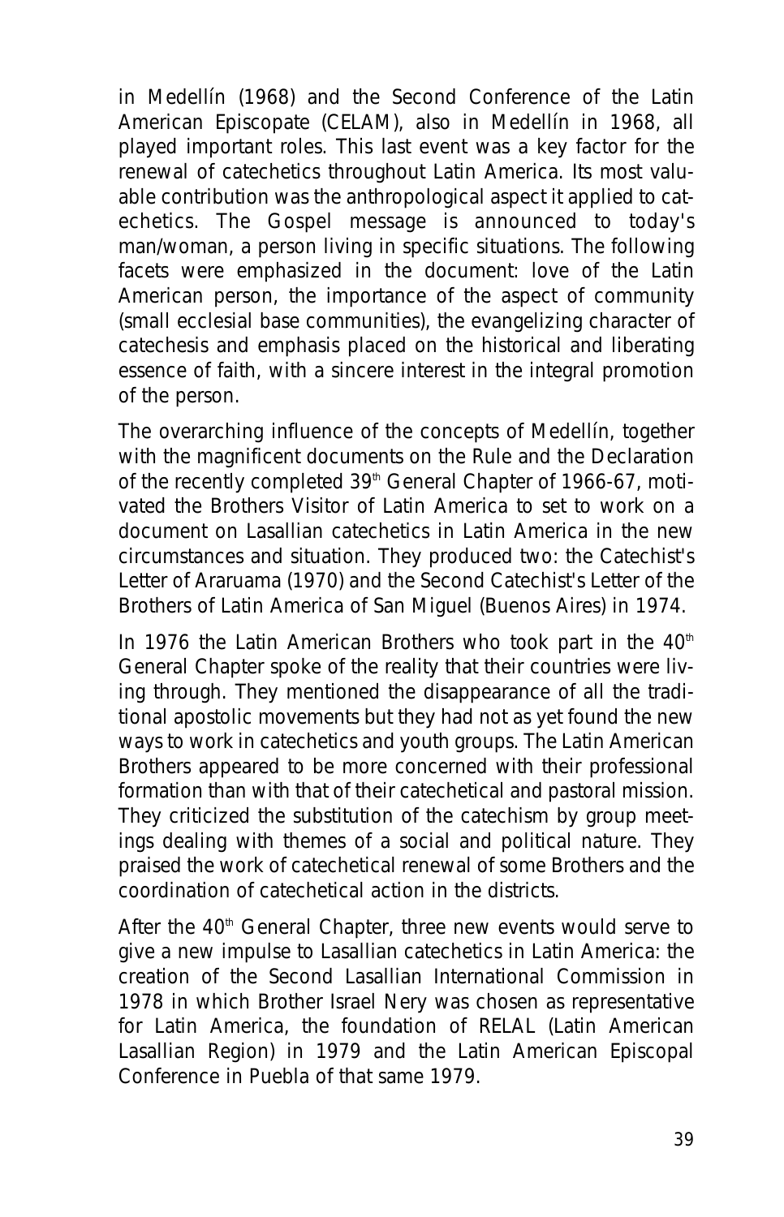in Medellín (1968) and the Second Conference of the Latin American Episcopate (CELAM), also in Medellín in 1968, all played important roles. This last event was a key factor for the renewal of catechetics throughout Latin America. Its most valuable contribution was the anthropological aspect it applied to catechetics. The Gospel message is announced to today's man/woman, a person living in specific situations. The following facets were emphasized in the document: love of the Latin American person, the importance of the aspect of community (small ecclesial base communities), the evangelizing character of catechesis and emphasis placed on the historical and liberating essence of faith, with a sincere interest in the integral promotion of the person.

The overarching influence of the concepts of Medellín, together with the magnificent documents on the Rule and the Declaration of the recently completed 39th General Chapter of 1966-67, motivated the Brothers Visitor of Latin America to set to work on a document on Lasallian catechetics in Latin America in the new circumstances and situation. They produced two: the Catechist's Letter of Araruama (1970) and the Second Catechist's Letter of the Brothers of Latin America of San Miguel (Buenos Aires) in 1974.

In 1976 the Latin American Brothers who took part in the 40th General Chapter spoke of the reality that their countries were living through. They mentioned the disappearance of all the traditional apostolic movements but they had not as yet found the new ways to work in catechetics and youth groups. The Latin American Brothers appeared to be more concerned with their professional formation than with that of their catechetical and pastoral mission. They criticized the substitution of the catechism by group meetings dealing with themes of a social and political nature. They praised the work of catechetical renewal of some Brothers and the coordination of catechetical action in the districts.

After the 40th General Chapter, three new events would serve to give a new impulse to Lasallian catechetics in Latin America: the creation of the Second Lasallian International Commission in 1978 in which Brother Israel Nery was chosen as representative for Latin America, the foundation of RELAL (Latin American Lasallian Region) in 1979 and the Latin American Episcopal Conference in Puebla of that same 1979.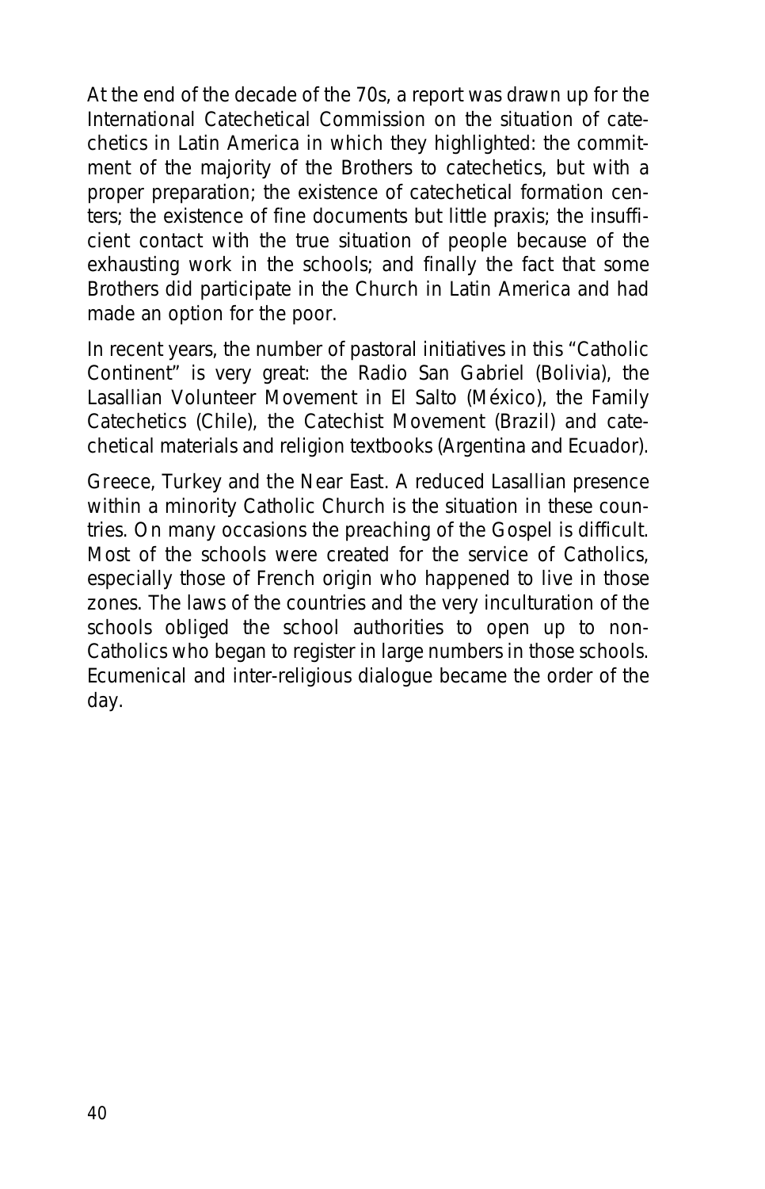At the end of the decade of the 70s, a report was drawn up for the International Catechetical Commission on the situation of catechetics in Latin America in which they highlighted: the commitment of the majority of the Brothers to catechetics, but with a proper preparation; the existence of catechetical formation centers; the existence of fine documents but little praxis; the insufficient contact with the true situation of people because of the exhausting work in the schools; and finally the fact that some Brothers did participate in the Church in Latin America and had made an option for the poor.

In recent years, the number of pastoral initiatives in this "Catholic Continent" is very great: the Radio San Gabriel (Bolivia), the Lasallian Volunteer Movement in El Salto (México), the Family Catechetics (Chile), the Catechist Movement (Brazil) and catechetical materials and religion textbooks (Argentina and Ecuador).

Greece, Turkey and the Near East. A reduced Lasallian presence within a minority Catholic Church is the situation in these countries. On many occasions the preaching of the Gospel is difficult. Most of the schools were created for the service of Catholics, especially those of French origin who happened to live in those zones. The laws of the countries and the very inculturation of the schools obliged the school authorities to open up to non-Catholics who began to register in large numbers in those schools. Ecumenical and inter-religious dialogue became the order of the day.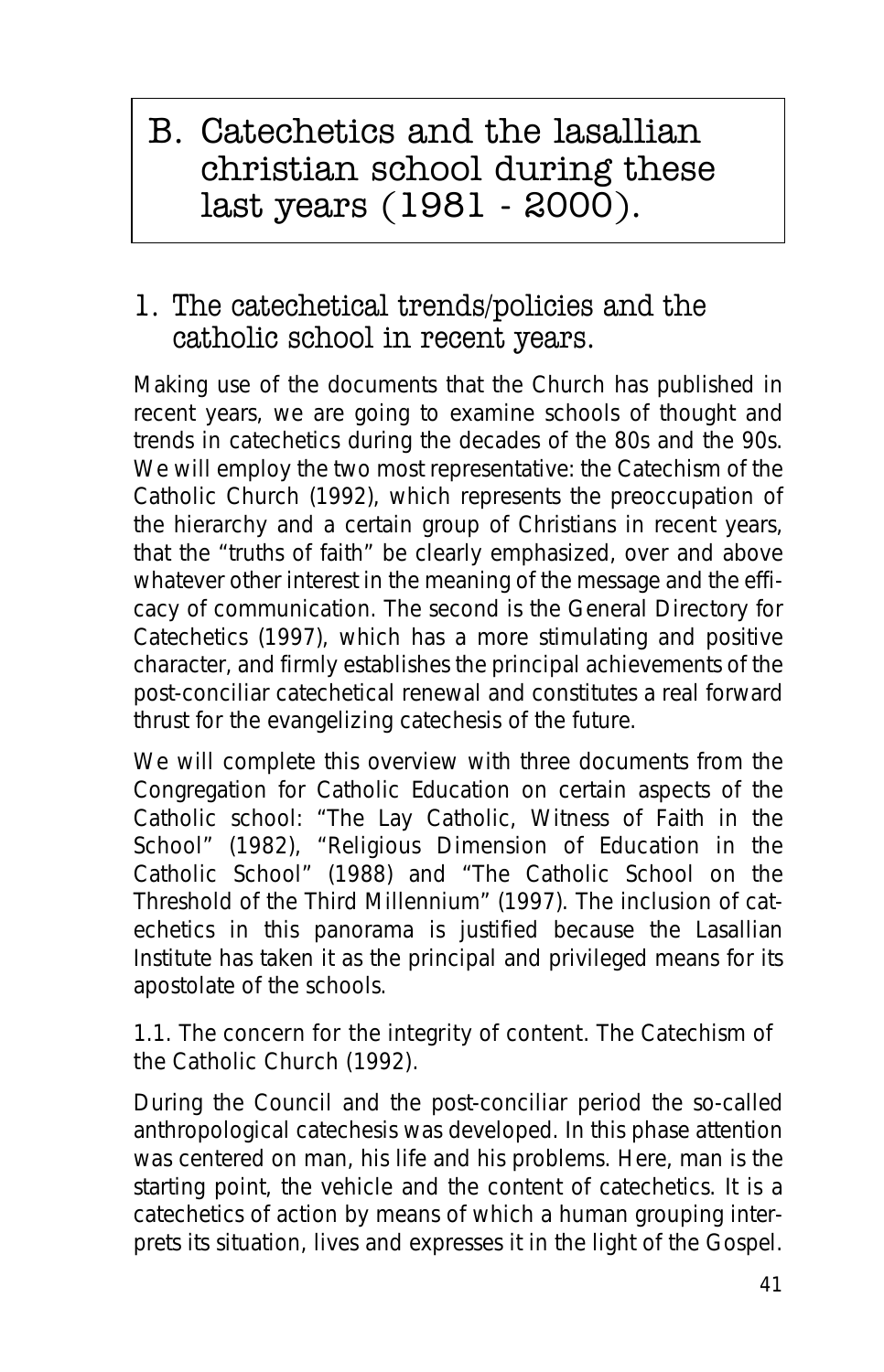# B. Catechetics and the lasallian christian school during these last years (1981 - 2000).

## 1. The catechetical trends/policies and the catholic school in recent years.

Making use of the documents that the Church has published in recent years, we are going to examine schools of thought and trends in catechetics during the decades of the 80s and the 90s. We will employ the two most representative: the Catechism of the Catholic Church (1992), which represents the preoccupation of the hierarchy and a certain group of Christians in recent years, that the "truths of faith" be clearly emphasized, over and above whatever other interest in the meaning of the message and the efficacy of communication. The second is the General Directory for Catechetics (1997), which has a more stimulating and positive character, and firmly establishes the principal achievements of the post-conciliar catechetical renewal and constitutes a real forward thrust for the evangelizing catechesis of the future.

We will complete this overview with three documents from the Congregation for Catholic Education on certain aspects of the Catholic school: "The Lay Catholic, Witness of Faith in the School" (1982), "Religious Dimension of Education in the Catholic School" (1988) and "The Catholic School on the Threshold of the Third Millennium" (1997). The inclusion of catechetics in this panorama is justified because the Lasallian Institute has taken it as the principal and privileged means for its apostolate of the schools.

### 1.1. The concern for the integrity of content. The Catechism of the Catholic Church (1992).

During the Council and the post-conciliar period the so-called anthropological catechesis was developed. In this phase attention was centered on man, his life and his problems. Here, man is the starting point, the vehicle and the content of catechetics. It is a catechetics of action by means of which a human grouping interprets its situation, lives and expresses it in the light of the Gospel.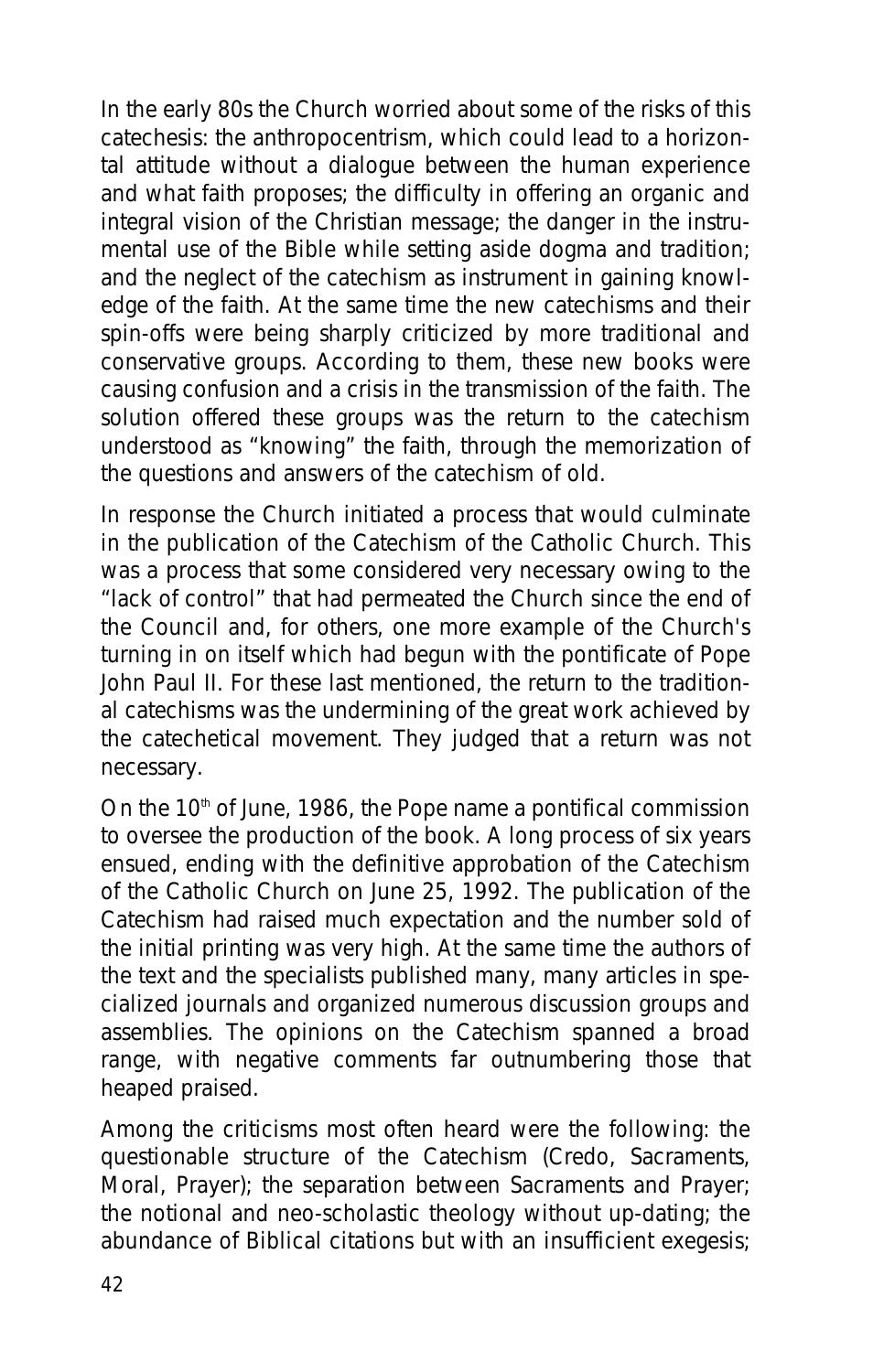In the early 80s the Church worried about some of the risks of this catechesis: the anthropocentrism, which could lead to a horizontal attitude without a dialogue between the human experience and what faith proposes; the difficulty in offering an organic and integral vision of the Christian message; the danger in the instrumental use of the Bible while setting aside dogma and tradition; and the neglect of the catechism as instrument in gaining knowledge of the faith. At the same time the new catechisms and their spin-offs were being sharply criticized by more traditional and conservative groups. According to them, these new books were causing confusion and a crisis in the transmission of the faith. The solution offered these groups was the return to the catechism understood as "knowing" the faith, through the memorization of the questions and answers of the catechism of old.

In response the Church initiated a process that would culminate in the publication of the Catechism of the Catholic Church. This was a process that some considered very necessary owing to the "lack of control" that had permeated the Church since the end of the Council and, for others, one more example of the Church's turning in on itself which had begun with the pontificate of Pope John Paul II. For these last mentioned, the return to the traditional catechisms was the undermining of the great work achieved by the catechetical movement. They judged that a return was not necessary.

On the 10th of June, 1986, the Pope name a pontifical commission to oversee the production of the book. A long process of six years ensued, ending with the definitive approbation of the Catechism of the Catholic Church on June 25, 1992. The publication of the Catechism had raised much expectation and the number sold of the initial printing was very high. At the same time the authors of the text and the specialists published many, many articles in specialized journals and organized numerous discussion groups and assemblies. The opinions on the Catechism spanned a broad range, with negative comments far outnumbering those that heaped praised.

Among the criticisms most often heard were the following: the questionable structure of the Catechism (Credo, Sacraments, Moral, Prayer); the separation between Sacraments and Prayer; the notional and neo-scholastic theology without up-dating; the abundance of Biblical citations but with an insufficient exegesis;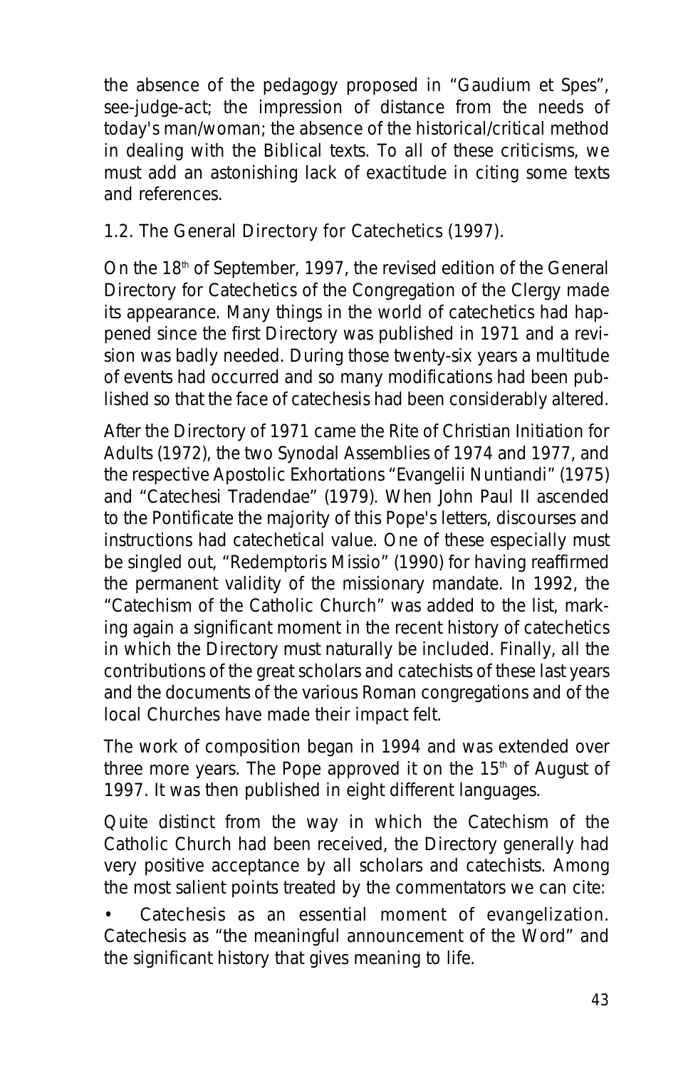the absence of the pedagogy proposed in "Gaudium et Spes", see-judge-act; the impression of distance from the needs of today's man/woman; the absence of the historical/critical method in dealing with the Biblical texts. To all of these criticisms, we must add an astonishing lack of exactitude in citing some texts and references.

### 1.2. The General Directory for Catechetics (1997).

On the 18th of September, 1997, the revised edition of the General Directory for Catechetics of the Congregation of the Clergy made its appearance. Many things in the world of catechetics had happened since the first Directory was published in 1971 and a revision was badly needed. During those twenty-six years a multitude of events had occurred and so many modifications had been published so that the face of catechesis had been considerably altered.

After the Directory of 1971 came the Rite of Christian Initiation for Adults (1972), the two Synodal Assemblies of 1974 and 1977, and the respective Apostolic Exhortations "Evangelii Nuntiandi" (1975) and "Catechesi Tradendae" (1979). When John Paul II ascended to the Pontificate the majority of this Pope's letters, discourses and instructions had catechetical value. One of these especially must be singled out, "Redemptoris Missio" (1990) for having reaffirmed the permanent validity of the missionary mandate. In 1992, the "Catechism of the Catholic Church" was added to the list, marking again a significant moment in the recent history of catechetics in which the Directory must naturally be included. Finally, all the contributions of the great scholars and catechists of these last years and the documents of the various Roman congregations and of the local Churches have made their impact felt.

The work of composition began in 1994 and was extended over three more years. The Pope approved it on the 15th of August of 1997. It was then published in eight different languages.

Quite distinct from the way in which the Catechism of the Catholic Church had been received, the Directory generally had very positive acceptance by all scholars and catechists. Among the most salient points treated by the commentators we can cite:

- Catechesis as an essential moment of evangelization. Catechesis as "the meaningful announcement of the Word" and the significant history that gives meaning to life.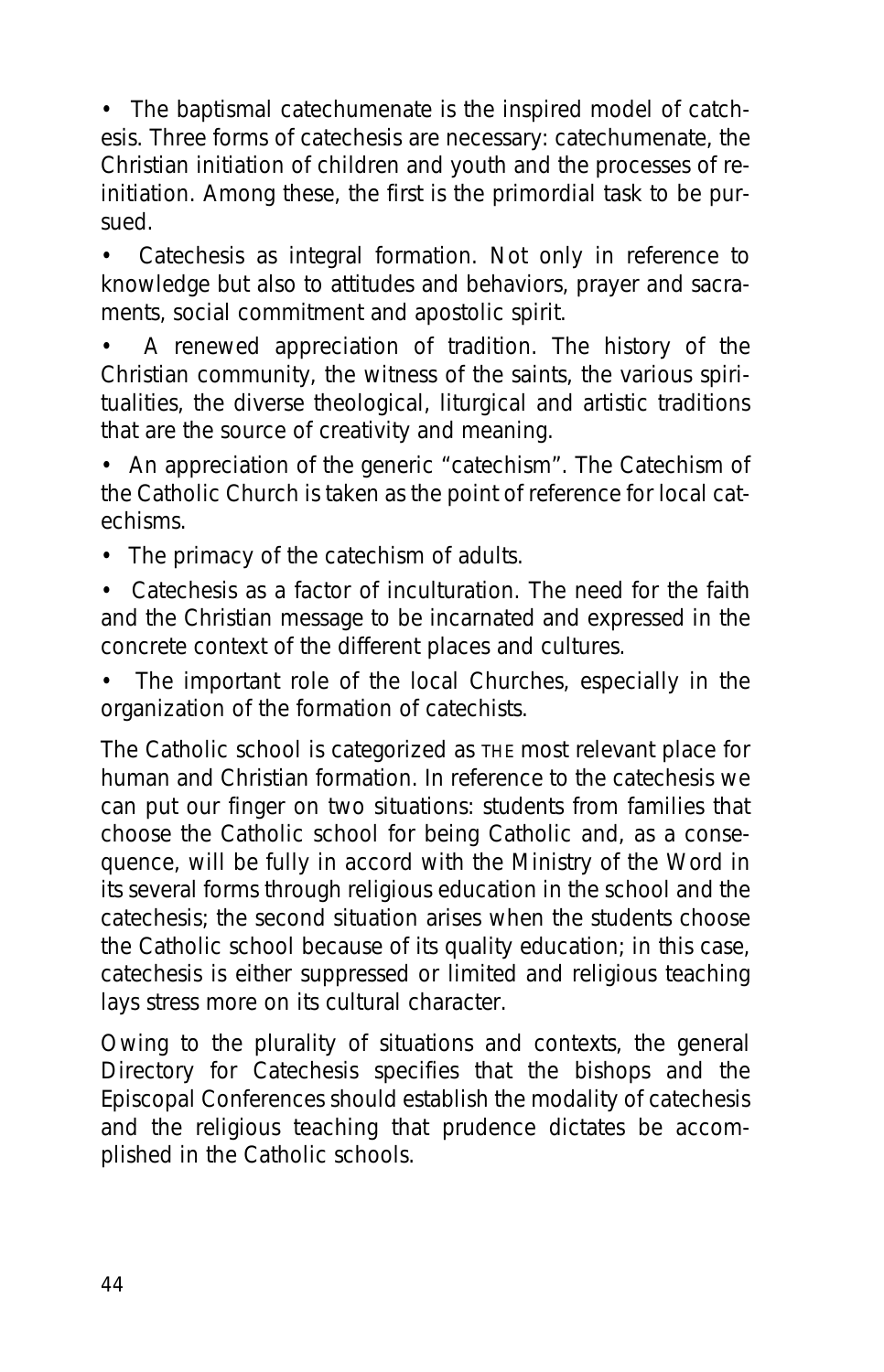- The baptismal catechumenate is the inspired model of catchesis. Three forms of catechesis are necessary: catechumenate, the Christian initiation of children and youth and the processes of re-initiation. Among these, the first is the primordial task to be pursued.
- Catechesis as integral formation. Not only in reference to knowledge but also to attitudes and behaviors, prayer and sacraments, social commitment and apostolic spirit.
- A renewed appreciation of tradition. The history of the Christian community, the witness of the saints, the various spiritualities, the diverse theological, liturgical and artistic traditions that are the source of creativity and meaning.
- An appreciation of the generic "catechism". The Catechism of the Catholic Church is taken as the point of reference for local catechisms.
- The primacy of the catechism of adults.
- Catechesis as a factor of inculturation. The need for the faith and the Christian message to be incarnated and expressed in the concrete context of the different places and cultures.
- The important role of the local Churches, especially in the organization of the formation of catechists.

The Catholic school is categorized as THE most relevant place for human and Christian formation. In reference to the catechesis we can put our finger on two situations: students from families that choose the Catholic school for being Catholic and, as a consequence, will be fully in accord with the Ministry of the Word in its several forms through religious education in the school and the catechesis; the second situation arises when the students choose the Catholic school because of its quality education; in this case, catechesis is either suppressed or limited and religious teaching lays stress more on its cultural character.

Owing to the plurality of situations and contexts, the general Directory for Catechesis specifies that the bishops and the Episcopal Conferences should establish the modality of catechesis and the religious teaching that prudence dictates be accomplished in the Catholic schools.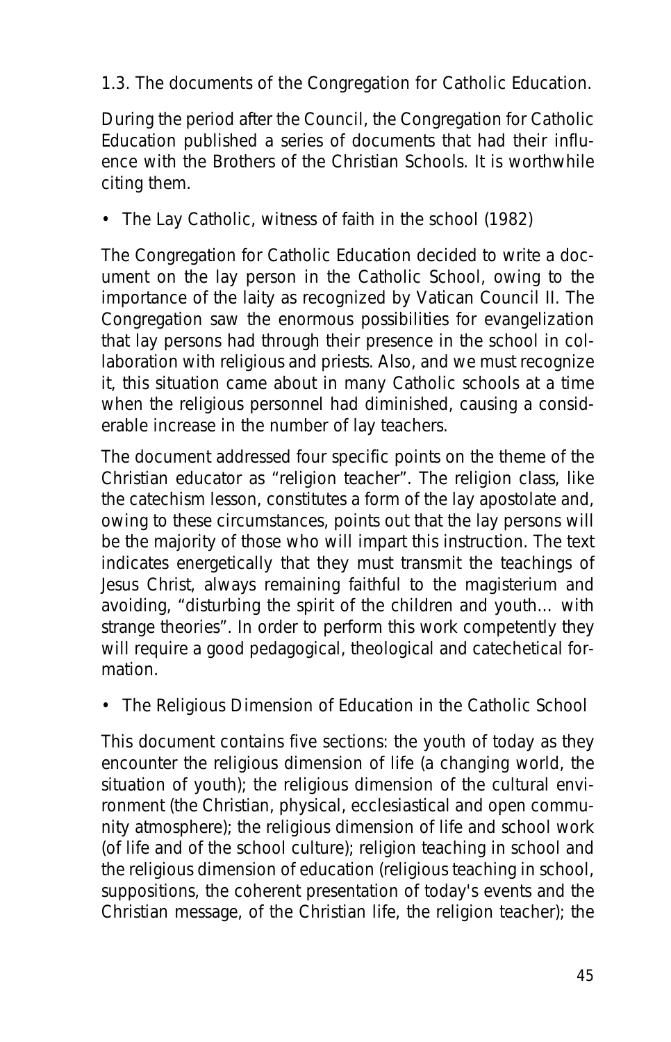### 1.3. The documents of the Congregation for Catholic Education.

During the period after the Council, the Congregation for Catholic Education published a series of documents that had their influence with the Brothers of the Christian Schools. It is worthwhile citing them.

- The Lay Catholic, witness of faith in the school (1982)

The Congregation for Catholic Education decided to write a document on the lay person in the Catholic School, owing to the importance of the laity as recognized by Vatican Council II. The Congregation saw the enormous possibilities for evangelization that lay persons had through their presence in the school in collaboration with religious and priests. Also, and we must recognize it, this situation came about in many Catholic schools at a time when the religious personnel had diminished, causing a considerable increase in the number of lay teachers.

The document addressed four specific points on the theme of the Christian educator as "religion teacher". The religion class, like the catechism lesson, constitutes a form of the lay apostolate and, owing to these circumstances, points out that the lay persons will be the majority of those who will impart this instruction. The text indicates energetically that they must transmit the teachings of Jesus Christ, always remaining faithful to the magisterium and avoiding, "disturbing the spirit of the children and youth... with strange theories". In order to perform this work competently they will require a good pedagogical, theological and catechetical formation.

- The Religious Dimension of Education in the Catholic School

This document contains five sections: the youth of today as they encounter the religious dimension of life (a changing world, the situation of youth); the religious dimension of the cultural environment (the Christian, physical, ecclesiastical and open community atmosphere); the religious dimension of life and school work (of life and of the school culture); religion teaching in school and the religious dimension of education (religious teaching in school, suppositions, the coherent presentation of today's events and the Christian message, of the Christian life, the religion teacher); the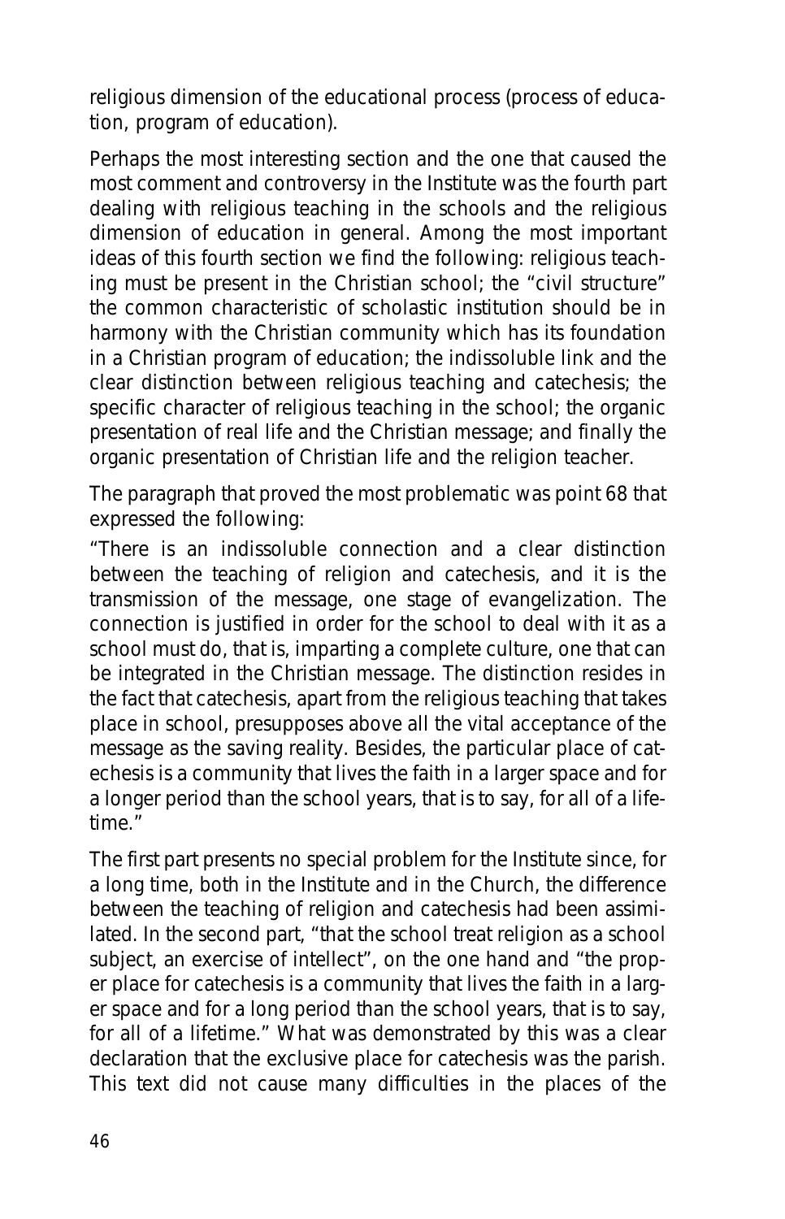religious dimension of the educational process (process of education, program of education).

Perhaps the most interesting section and the one that caused the most comment and controversy in the Institute was the fourth part dealing with religious teaching in the schools and the religious dimension of education in general. Among the most important ideas of this fourth section we find the following: religious teaching must be present in the Christian school; the "civil structure" the common characteristic of scholastic institution should be in harmony with the Christian community which has its foundation in a Christian program of education; the indissoluble link and the clear distinction between religious teaching and catechesis; the specific character of religious teaching in the school; the organic presentation of real life and the Christian message; and finally the organic presentation of Christian life and the religion teacher.

The paragraph that proved the most problematic was point 68 that expressed the following:

"There is an indissoluble connection and a clear distinction between the teaching of religion and catechesis, and it is the transmission of the message, one stage of evangelization. The connection is justified in order for the school to deal with it as a school must do, that is, imparting a complete culture, one that can be integrated in the Christian message. The distinction resides in the fact that catechesis, apart from the religious teaching that takes place in school, presupposes above all the vital acceptance of the message as the saving reality. Besides, the particular place of catechesis is a community that lives the faith in a larger space and for a longer period than the school years, that is to say, for all of a lifetime."

The first part presents no special problem for the Institute since, for a long time, both in the Institute and in the Church, the difference between the teaching of religion and catechesis had been assimilated. In the second part, "that the school treat religion as a school subject, an exercise of intellect", on the one hand and "the proper place for catechesis is a community that lives the faith in a larger space and for a long period than the school years, that is to say, for all of a lifetime." What was demonstrated by this was a clear declaration that the exclusive place for catechesis was the parish. This text did not cause many difficulties in the places of the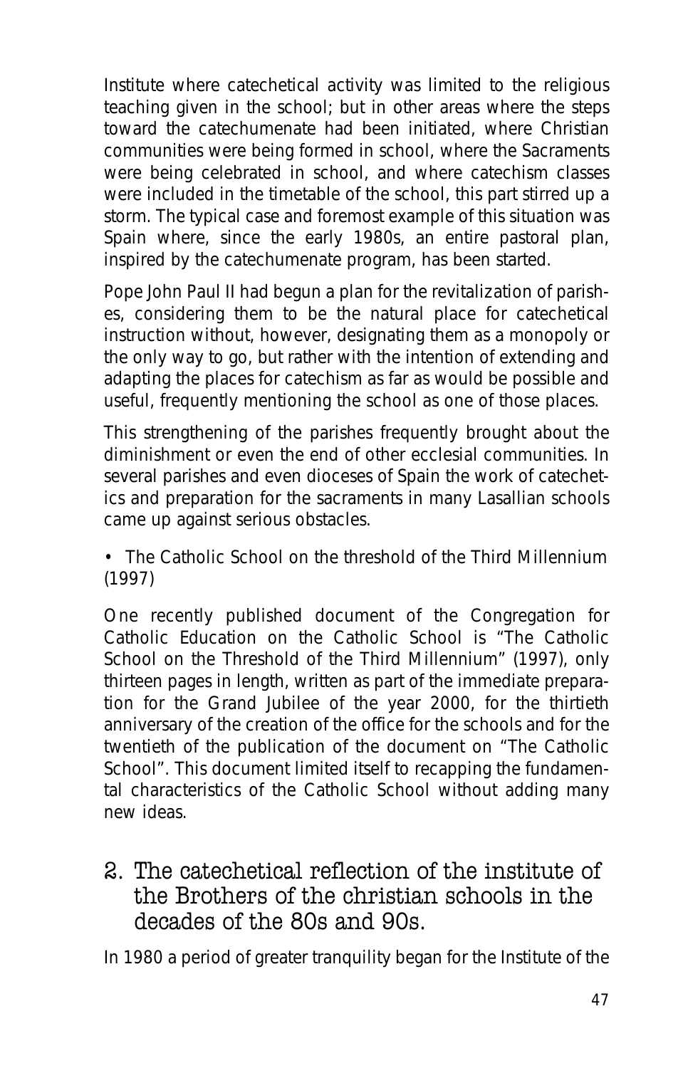Institute where catechetical activity was limited to the religious teaching given in the school; but in other areas where the steps toward the catechumenate had been initiated, where Christian communities were being formed in school, where the Sacraments were being celebrated in school, and where catechism classes were included in the timetable of the school, this part stirred up a storm. The typical case and foremost example of this situation was Spain where, since the early 1980s, an entire pastoral plan, inspired by the catechumenate program, has been started.

Pope John Paul II had begun a plan for the revitalization of parishes, considering them to be the natural place for catechetical instruction without, however, designating them as a monopoly or the only way to go, but rather with the intention of extending and adapting the places for catechism as far as would be possible and useful, frequently mentioning the school as one of those places.

This strengthening of the parishes frequently brought about the diminishment or even the end of other ecclesial communities. In several parishes and even dioceses of Spain the work of catechetics and preparation for the sacraments in many Lasallian schools came up against serious obstacles.

- The Catholic School on the threshold of the Third Millennium (1997)

One recently published document of the Congregation for Catholic Education on the Catholic School is "The Catholic School on the Threshold of the Third Millennium" (1997), only thirteen pages in length, written as part of the immediate preparation for the Grand Jubilee of the year 2000, for the thirtieth anniversary of the creation of the office for the schools and for the twentieth of the publication of the document on "The Catholic School". This document limited itself to recapping the fundamental characteristics of the Catholic School without adding many new ideas.

## 2. The catechetical reflection of the institute of the Brothers of the christian schools in the decades of the 80s and 90s.

In 1980 a period of greater tranquility began for the Institute of the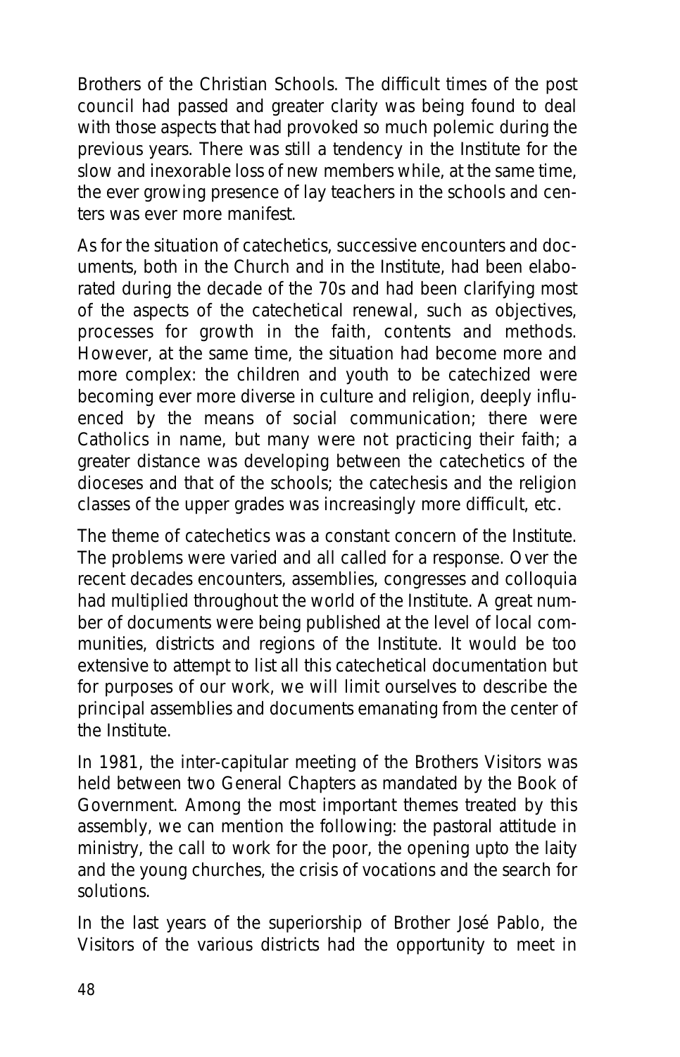Brothers of the Christian Schools. The difficult times of the post council had passed and greater clarity was being found to deal with those aspects that had provoked so much polemic during the previous years. There was still a tendency in the Institute for the slow and inexorable loss of new members while, at the same time, the ever growing presence of lay teachers in the schools and centers was ever more manifest.

As for the situation of catechetics, successive encounters and documents, both in the Church and in the Institute, had been elaborated during the decade of the 70s and had been clarifying most of the aspects of the catechetical renewal, such as objectives, processes for growth in the faith, contents and methods. However, at the same time, the situation had become more and more complex: the children and youth to be catechized were becoming ever more diverse in culture and religion, deeply influenced by the means of social communication; there were Catholics in name, but many were not practicing their faith; a greater distance was developing between the catechetics of the dioceses and that of the schools; the catechesis and the religion classes of the upper grades was increasingly more difficult, etc.

The theme of catechetics was a constant concern of the Institute. The problems were varied and all called for a response. Over the recent decades encounters, assemblies, congresses and colloquia had multiplied throughout the world of the Institute. A great number of documents were being published at the level of local communities, districts and regions of the Institute. It would be too extensive to attempt to list all this catechetical documentation but for purposes of our work, we will limit ourselves to describe the principal assemblies and documents emanating from the center of the Institute.

In 1981, the inter-capitular meeting of the Brothers Visitors was held between two General Chapters as mandated by the Book of Government. Among the most important themes treated by this assembly, we can mention the following: the pastoral attitude in ministry, the call to work for the poor, the opening upto the laity and the young churches, the crisis of vocations and the search for solutions.

In the last years of the superiorship of Brother José Pablo, the Visitors of the various districts had the opportunity to meet in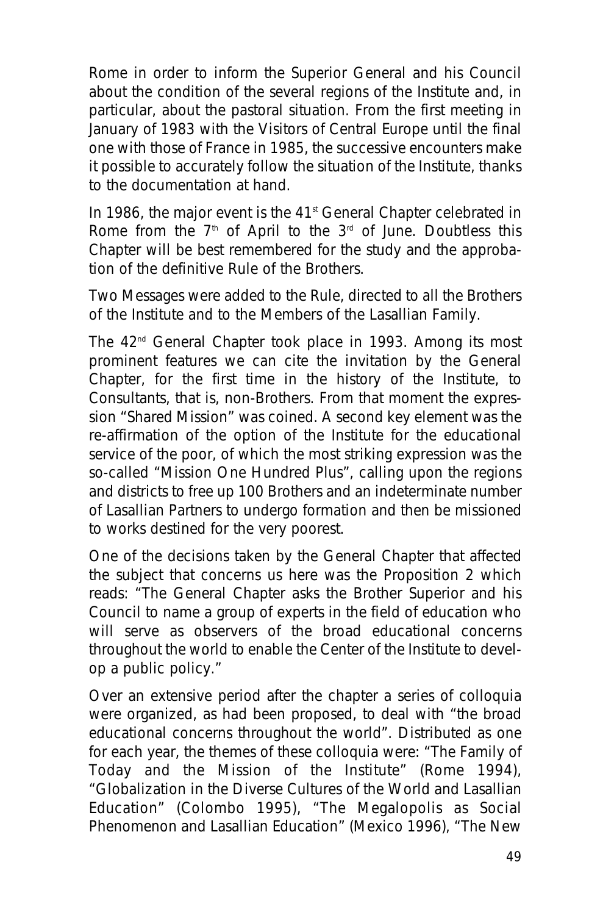Rome in order to inform the Superior General and his Council about the condition of the several regions of the Institute and, in particular, about the pastoral situation. From the first meeting in January of 1983 with the Visitors of Central Europe until the final one with those of France in 1985, the successive encounters make it possible to accurately follow the situation of the Institute, thanks to the documentation at hand.

In 1986, the major event is the 41st General Chapter celebrated in Rome from the 7th of April to the 3rd of June. Doubtless this Chapter will be best remembered for the study and the approbation of the definitive Rule of the Brothers.

Two Messages were added to the Rule, directed to all the Brothers of the Institute and to the Members of the Lasallian Family.

The 42nd General Chapter took place in 1993. Among its most prominent features we can cite the invitation by the General Chapter, for the first time in the history of the Institute, to Consultants, that is, non-Brothers. From that moment the expression "Shared Mission" was coined. A second key element was the re-affirmation of the option of the Institute for the educational service of the poor, of which the most striking expression was the so-called "Mission One Hundred Plus", calling upon the regions and districts to free up 100 Brothers and an indeterminate number of Lasallian Partners to undergo formation and then be missioned to works destined for the very poorest.

One of the decisions taken by the General Chapter that affected the subject that concerns us here was the Proposition 2 which reads: "The General Chapter asks the Brother Superior and his Council to name a group of experts in the field of education who will serve as observers of the broad educational concerns throughout the world to enable the Center of the Institute to develop a public policy."

Over an extensive period after the chapter a series of colloquia were organized, as had been proposed, to deal with "the broad educational concerns throughout the world". Distributed as one for each year, the themes of these colloquia were: "The Family of Today and the Mission of the Institute" (Rome 1994), "Globalization in the Diverse Cultures of the World and Lasallian Education" (Colombo 1995), "The Megalopolis as Social Phenomenon and Lasallian Education" (Mexico 1996), "The New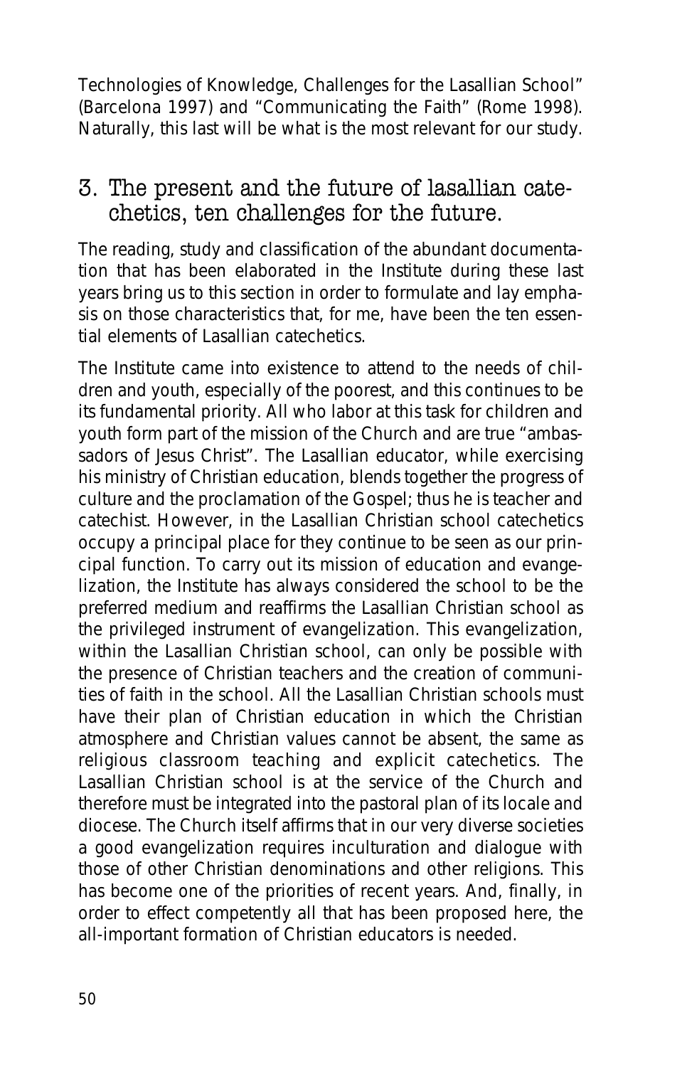Technologies of Knowledge, Challenges for the Lasallian School" (Barcelona 1997) and "Communicating the Faith" (Rome 1998). Naturally, this last will be what is the most relevant for our study.

## 3. The present and the future of lasallian catechetics, ten challenges for the future.

The reading, study and classification of the abundant documentation that has been elaborated in the Institute during these last years bring us to this section in order to formulate and lay emphasis on those characteristics that, for me, have been the ten essential elements of Lasallian catechetics.

The Institute came into existence to attend to the needs of children and youth, especially of the poorest, and this continues to be its fundamental priority. All who labor at this task for children and youth form part of the mission of the Church and are true "ambassadors of Jesus Christ". The Lasallian educator, while exercising his ministry of Christian education, blends together the progress of culture and the proclamation of the Gospel; thus he is teacher and catechist. However, in the Lasallian Christian school catechetics occupy a principal place for they continue to be seen as our principal function. To carry out its mission of education and evangelization, the Institute has always considered the school to be the preferred medium and reaffirms the Lasallian Christian school as the privileged instrument of evangelization. This evangelization, within the Lasallian Christian school, can only be possible with the presence of Christian teachers and the creation of communities of faith in the school. All the Lasallian Christian schools must have their plan of Christian education in which the Christian atmosphere and Christian values cannot be absent, the same as religious classroom teaching and explicit catechetics. The Lasallian Christian school is at the service of the Church and therefore must be integrated into the pastoral plan of its locale and diocese. The Church itself affirms that in our very diverse societies a good evangelization requires inculturation and dialogue with those of other Christian denominations and other religions. This has become one of the priorities of recent years. And, finally, in order to effect competently all that has been proposed here, the all-important formation of Christian educators is needed.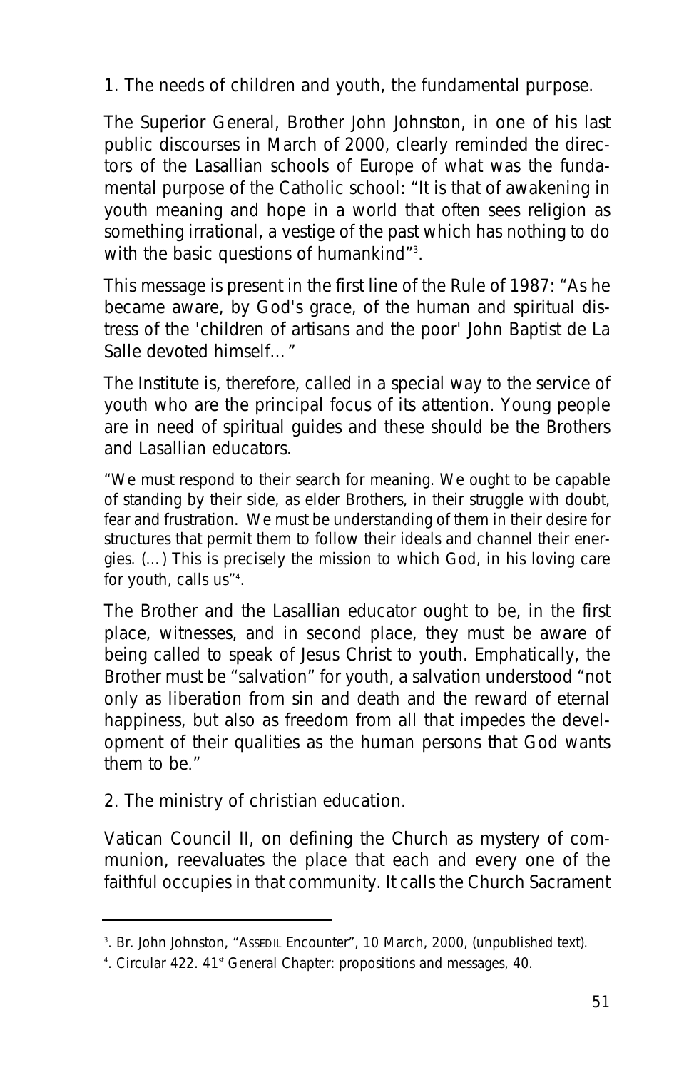1. The needs of children and youth, the fundamental purpose.

The Superior General, Brother John Johnston, in one of his last public discourses in March of 2000, clearly reminded the directors of the Lasallian schools of Europe of what was the fundamental purpose of the Catholic school: "It is that of awakening in youth meaning and hope in a world that often sees religion as something irrational, a vestige of the past which has nothing to do with the basic questions of humankind"[3].

This message is present in the first line of the Rule of 1987: "As he became aware, by God's grace, of the human and spiritual distress of the 'children of artisans and the poor' John Baptist de La Salle devoted himself..."

The Institute is, therefore, called in a special way to the service of youth who are the principal focus of its attention. Young people are in need of spiritual guides and these should be the Brothers and Lasallian educators.

> "We must respond to their search for meaning. We ought to be capable of standing by their side, as elder Brothers, in their struggle with doubt, fear and frustration. We must be understanding of them in their desire for structures that permit them to follow their ideals and channel their energies. (...) This is precisely the mission to which God, in his loving care for youth, calls us"[4].

The Brother and the Lasallian educator ought to be, in the first place, witnesses, and in second place, they must be aware of being called to speak of Jesus Christ to youth. Emphatically, the Brother must be "salvation" for youth, a salvation understood "not only as liberation from sin and death and the reward of eternal happiness, but also as freedom from all that impedes the development of their qualities as the human persons that God wants them to be."

2. The ministry of christian education.

Vatican Council II, on defining the Church as mystery of communion, reevaluates the place that each and every one of the faithful occupies in that community. It calls the Church Sacrament

---

[3]. Br. John Johnston, "ASSEDIL Encounter", 10 March, 2000, (unpublished text).

[4]. Circular 422. 41st General Chapter: propositions and messages, 40.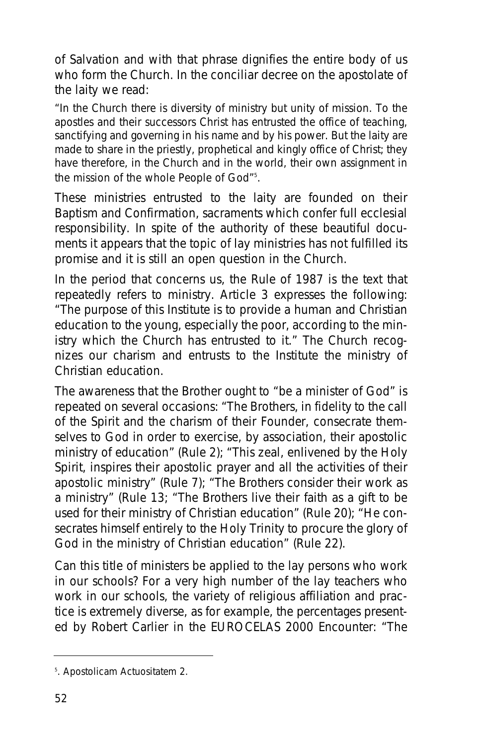of Salvation and with that phrase dignifies the entire body of us who form the Church. In the conciliar decree on the apostolate of the laity we read:

"In the Church there is diversity of ministry but unity of mission. To the apostles and their successors Christ has entrusted the office of teaching, sanctifying and governing in his name and by his power. But the laity are made to share in the priestly, prophetical and kingly office of Christ; they have therefore, in the Church and in the world, their own assignment in the mission of the whole People of God"[5].

These ministries entrusted to the laity are founded on their Baptism and Confirmation, sacraments which confer full ecclesial responsibility. In spite of the authority of these beautiful documents it appears that the topic of lay ministries has not fulfilled its promise and it is still an open question in the Church.

In the period that concerns us, the Rule of 1987 is the text that repeatedly refers to ministry. Article 3 expresses the following: "The purpose of this Institute is to provide a human and Christian education to the young, especially the poor, according to the ministry which the Church has entrusted to it." The Church recognizes our charism and entrusts to the Institute the ministry of Christian education.

The awareness that the Brother ought to "be a minister of God" is repeated on several occasions: "The Brothers, in fidelity to the call of the Spirit and the charism of their Founder, consecrate themselves to God in order to exercise, by association, their apostolic ministry of education" (Rule 2); "This zeal, enlivened by the Holy Spirit, inspires their apostolic prayer and all the activities of their apostolic ministry" (Rule 7); "The Brothers consider their work as a ministry" (Rule 13; "The Brothers live their faith as a gift to be used for their ministry of Christian education" (Rule 20); "He consecrates himself entirely to the Holy Trinity to procure the glory of God in the ministry of Christian education" (Rule 22).

Can this title of ministers be applied to the lay persons who work in our schools? For a very high number of the lay teachers who work in our schools, the variety of religious affiliation and practice is extremely diverse, as for example, the percentages presented by Robert Carlier in the EUROCELAS 2000 Encounter: "The

[5]. *Apostolicam Actuositatem* 2.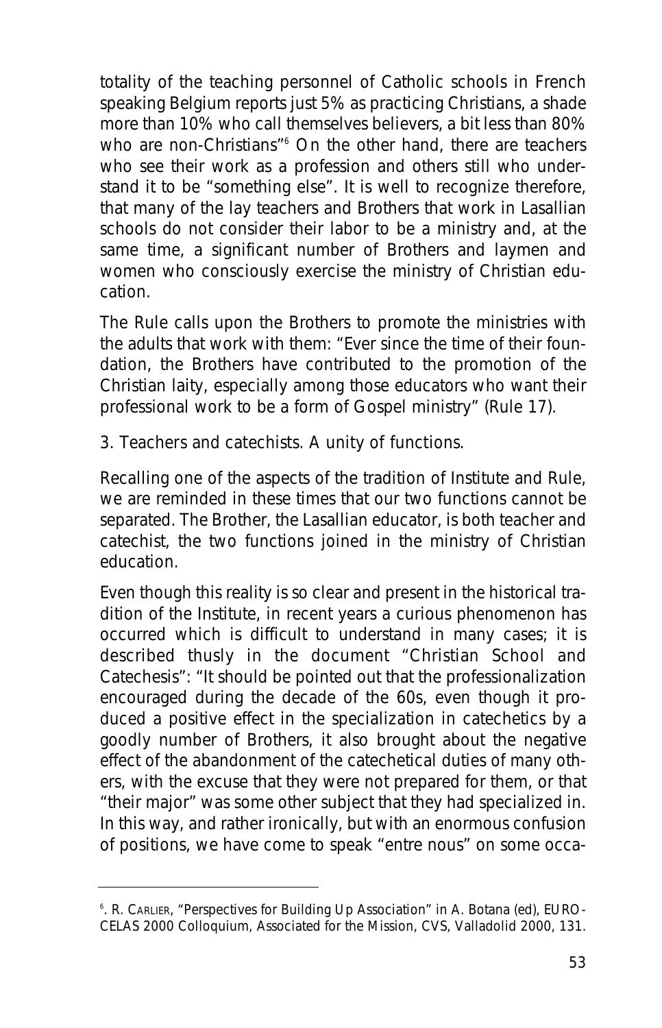totality of the teaching personnel of Catholic schools in French speaking Belgium reports just 5% as practicing Christians, a shade more than 10% who call themselves believers, a bit less than 80% who are non-Christians"[6] On the other hand, there are teachers who see their work as a profession and others still who understand it to be "something else". It is well to recognize therefore, that many of the lay teachers and Brothers that work in Lasallian schools do not consider their labor to be a ministry and, at the same time, a significant number of Brothers and laymen and women who consciously exercise the ministry of Christian education.

The Rule calls upon the Brothers to promote the ministries with the adults that work with them: "Ever since the time of their foundation, the Brothers have contributed to the promotion of the Christian laity, especially among those educators who want their professional work to be a form of Gospel ministry" (Rule 17).

3. Teachers and catechists. A unity of functions.

Recalling one of the aspects of the tradition of Institute and Rule, we are reminded in these times that our two functions cannot be separated. The Brother, the Lasallian educator, is both teacher and catechist, the two functions joined in the ministry of Christian education.

Even though this reality is so clear and present in the historical tradition of the Institute, in recent years a curious phenomenon has occurred which is difficult to understand in many cases; it is described thusly in the document "Christian School and Catechesis": "It should be pointed out that the professionalization encouraged during the decade of the 60s, even though it produced a positive effect in the specialization in catechetics by a goodly number of Brothers, it also brought about the negative effect of the abandonment of the catechetical duties of many others, with the excuse that they were not prepared for them, or that "their major" was some other subject that they had specialized in. In this way, and rather ironically, but with an enormous confusion of positions, we have come to speak "entre nous" on some occa-

---

[6]. R. CARLIER, "Perspectives for Building Up Association" in A. Botana (ed), EURO-CELAS 2000 Colloquium, Associated for the Mission, CVS, Valladolid 2000, 131.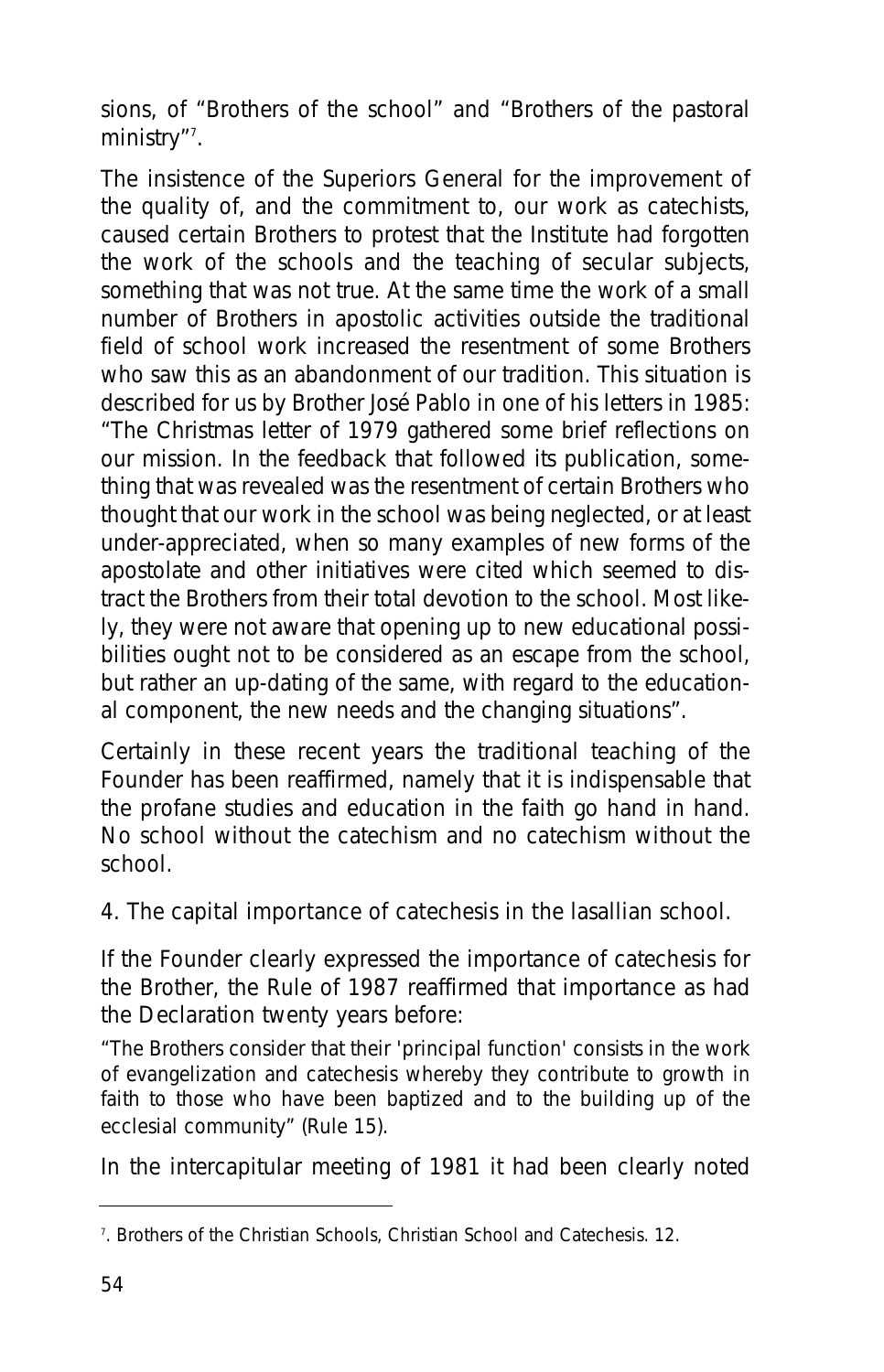sions, of “Brothers of the school” and “Brothers of the pastoral ministry”[7].

The insistence of the Superiors General for the improvement of the quality of, and the commitment to, our work as catechists, caused certain Brothers to protest that the Institute had forgotten the work of the schools and the teaching of secular subjects, something that was not true. At the same time the work of a small number of Brothers in apostolic activities outside the traditional field of school work increased the resentment of some Brothers who saw this as an abandonment of our tradition. This situation is described for us by Brother José Pablo in one of his letters in 1985: “The Christmas letter of 1979 gathered some brief reflections on our mission. In the feedback that followed its publication, something that was revealed was the resentment of certain Brothers who thought that our work in the school was being neglected, or at least under-appreciated, when so many examples of new forms of the apostolate and other initiatives were cited which seemed to distract the Brothers from their total devotion to the school. Most likely, they were not aware that opening up to new educational possibilities ought not to be considered as an escape from the school, but rather an up-dating of the same, with regard to the educational component, the new needs and the changing situations”.

Certainly in these recent years the traditional teaching of the Founder has been reaffirmed, namely that it is indispensable that the profane studies and education in the faith go hand in hand. No school without the catechism and no catechism without the school.

4. The capital importance of catechesis in the lasallian school.

If the Founder clearly expressed the importance of catechesis for the Brother, the Rule of 1987 reaffirmed that importance as had the Declaration twenty years before:

“The Brothers consider that their 'principal function' consists in the work of evangelization and catechesis whereby they contribute to growth in faith to those who have been baptized and to the building up of the ecclesial community” (Rule 15).

In the intercapitular meeting of 1981 it had been clearly noted

[7]. Brothers of the Christian Schools, Christian School and Catechesis. 12.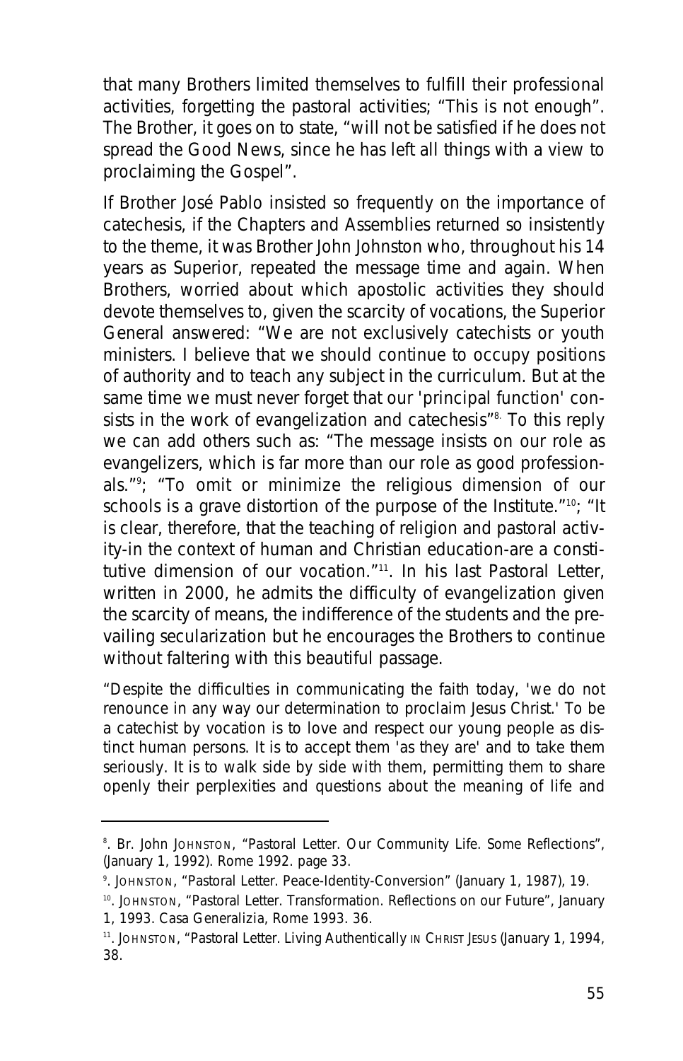that many Brothers limited themselves to fulfill their professional activities, forgetting the pastoral activities; "This is not enough". The Brother, it goes on to state, "will not be satisfied if he does not spread the Good News, since he has left all things with a view to proclaiming the Gospel".

If Brother José Pablo insisted so frequently on the importance of catechesis, if the Chapters and Assemblies returned so insistently to the theme, it was Brother John Johnston who, throughout his 14 years as Superior, repeated the message time and again. When Brothers, worried about which apostolic activities they should devote themselves to, given the scarcity of vocations, the Superior General answered: "We are not exclusively catechists or youth ministers. I believe that we should continue to occupy positions of authority and to teach any subject in the curriculum. But at the same time we must never forget that our 'principal function' consists in the work of evangelization and catechesis"[8]. To this reply we can add others such as: "The message insists on our role as evangelizers, which is far more than our role as good professionals."[9]; "To omit or minimize the religious dimension of our schools is a grave distortion of the purpose of the Institute."[10]; "It is clear, therefore, that the teaching of religion and pastoral activity-in the context of human and Christian education-are a constitutive dimension of our vocation."[11]. In his last Pastoral Letter, written in 2000, he admits the difficulty of evangelization given the scarcity of means, the indifference of the students and the prevailing secularization but he encourages the Brothers to continue without faltering with this beautiful passage.

"Despite the difficulties in communicating the faith today, 'we do not renounce in any way our determination to proclaim Jesus Christ.' To be a catechist by vocation is to love and respect our young people as distinct human persons. It is to accept them 'as they are' and to take them seriously. It is to walk side by side with them, permitting them to share openly their perplexities and questions about the meaning of life and

---

[8]. Br. John JOHNSTON, "Pastoral Letter. Our Community Life. Some Reflections", (January 1, 1992). Rome 1992. page 33.

[9]. JOHNSTON, "Pastoral Letter. Peace-Identity-Conversion" (January 1, 1987), 19.

[10]. JOHNSTON, "Pastoral Letter. Transformation. Reflections on our Future", January 1, 1993. Casa Generalizia, Rome 1993. 36.

[11]. JOHNSTON, "Pastoral Letter. Living Authentically IN CHRIST JESUS (January 1, 1994, 38.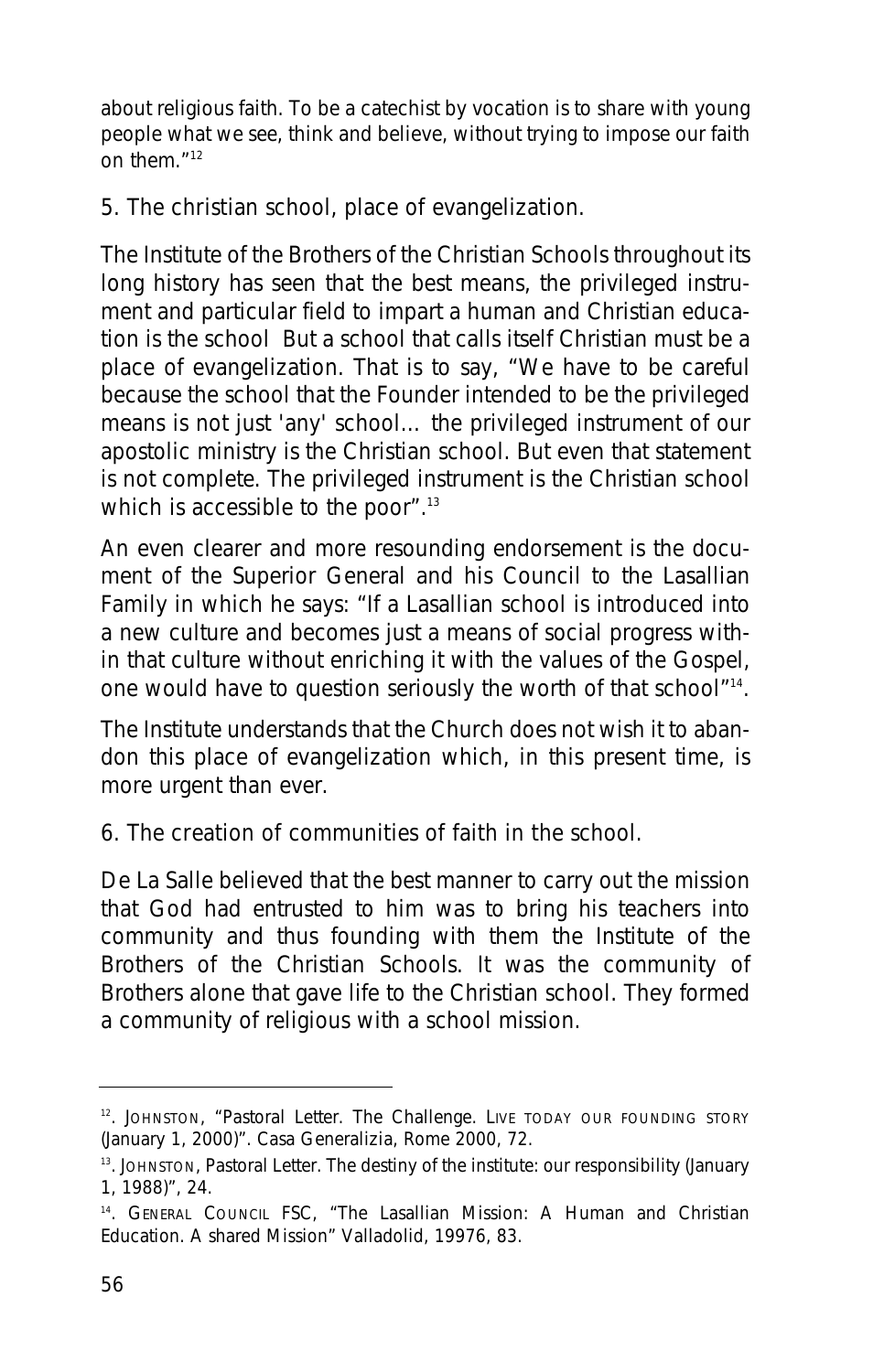about religious faith. To be a catechist by vocation is to share with young people what we see, think and believe, without trying to impose our faith on them."[12]

5. The christian school, place of evangelization.

The Institute of the Brothers of the Christian Schools throughout its long history has seen that the best means, the privileged instrument and particular field to impart a human and Christian education is the school But a school that calls itself Christian must be a place of evangelization. That is to say, "We have to be careful because the school that the Founder intended to be the privileged means is not just 'any' school… the privileged instrument of our apostolic ministry is the Christian school. But even that statement is not complete. The privileged instrument is the Christian school which is accessible to the poor".[13]

An even clearer and more resounding endorsement is the document of the Superior General and his Council to the Lasallian Family in which he says: "If a Lasallian school is introduced into a new culture and becomes just a means of social progress within that culture without enriching it with the values of the Gospel, one would have to question seriously the worth of that school"[14].

The Institute understands that the Church does not wish it to abandon this place of evangelization which, in this present time, is more urgent than ever.

6. The creation of communities of faith in the school.

De La Salle believed that the best manner to carry out the mission that God had entrusted to him was to bring his teachers into community and thus founding with them the Institute of the Brothers of the Christian Schools. It was the community of Brothers alone that gave life to the Christian school. They formed a community of religious with a school mission.

---

[12]. JOHNSTON, "Pastoral Letter. The Challenge. LIVE TODAY OUR FOUNDING STORY (January 1, 2000)". Casa Generalizia, Rome 2000, 72.

[13]. JOHNSTON, Pastoral Letter. The destiny of the institute: our responsibility (January 1, 1988)", 24.

[14]. GENERAL COUNCIL FSC, "The Lasallian Mission: A Human and Christian Education. A shared Mission" Valladolid, 19976, 83.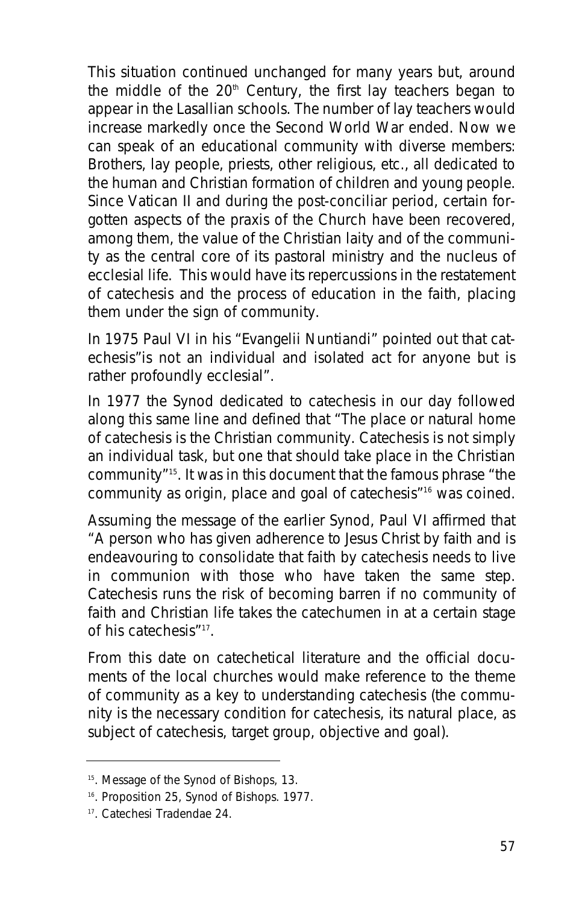This situation continued unchanged for many years but, around the middle of the $20^{th}$ Century, the first lay teachers began to appear in the Lasallian schools. The number of lay teachers would increase markedly once the Second World War ended. Now we can speak of an educational community with diverse members: Brothers, lay people, priests, other religious, etc., all dedicated to the human and Christian formation of children and young people. Since Vatican II and during the post-conciliar period, certain forgotten aspects of the praxis of the Church have been recovered, among them, the value of the Christian laity and of the community as the central core of its pastoral ministry and the nucleus of ecclesial life. This would have its repercussions in the restatement of catechesis and the process of education in the faith, placing them under the sign of community.

In 1975 Paul VI in his "Evangelii Nuntiandi" pointed out that catechesis"is not an individual and isolated act for anyone but is rather profoundly ecclesial".

In 1977 the Synod dedicated to catechesis in our day followed along this same line and defined that "The place or natural home of catechesis is the Christian community. Catechesis is not simply an individual task, but one that should take place in the Christian community"[15]. It was in this document that the famous phrase "the community as origin, place and goal of catechesis"[16] was coined.

Assuming the message of the earlier Synod, Paul VI affirmed that "A person who has given adherence to Jesus Christ by faith and is endeavouring to consolidate that faith by catechesis needs to live in communion with those who have taken the same step. Catechesis runs the risk of becoming barren if no community of faith and Christian life takes the catechumen in at a certain stage of his catechesis"[17].

From this date on catechetical literature and the official documents of the local churches would make reference to the theme of community as a key to understanding catechesis (the community is the necessary condition for catechesis, its natural place, as subject of catechesis, target group, objective and goal).

---

[15]. Message of the Synod of Bishops, 13.

[16]. Proposition 25, Synod of Bishops. 1977.

[17]. Catechesi Tradendae 24.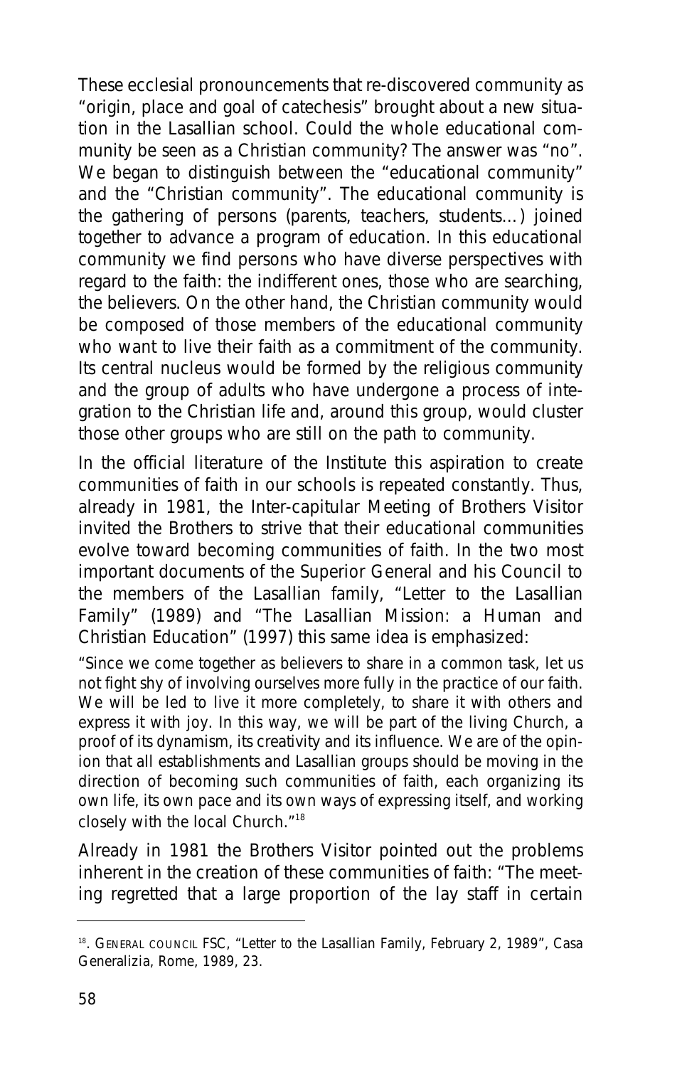These ecclesial pronouncements that re-discovered community as "origin, place and goal of catechesis" brought about a new situation in the Lasallian school. Could the whole educational community be seen as a Christian community? The answer was "no". We began to distinguish between the "educational community" and the "Christian community". The educational community is the gathering of persons (parents, teachers, students...) joined together to advance a program of education. In this educational community we find persons who have diverse perspectives with regard to the faith: the indifferent ones, those who are searching, the believers. On the other hand, the Christian community would be composed of those members of the educational community who want to live their faith as a commitment of the community. Its central nucleus would be formed by the religious community and the group of adults who have undergone a process of integration to the Christian life and, around this group, would cluster those other groups who are still on the path to community.

In the official literature of the Institute this aspiration to create communities of faith in our schools is repeated constantly. Thus, already in 1981, the Inter-capitular Meeting of Brothers Visitor invited the Brothers to strive that their educational communities evolve toward becoming communities of faith. In the two most important documents of the Superior General and his Council to the members of the Lasallian family, "Letter to the Lasallian Family" (1989) and "The Lasallian Mission: a Human and Christian Education" (1997) this same idea is emphasized:

"Since we come together as believers to share in a common task, let us not fight shy of involving ourselves more fully in the practice of our faith. We will be led to live it more completely, to share it with others and express it with joy. In this way, we will be part of the living Church, a proof of its dynamism, its creativity and its influence. We are of the opinion that all establishments and Lasallian groups should be moving in the direction of becoming such communities of faith, each organizing its own life, its own pace and its own ways of expressing itself, and working closely with the local Church."[18]

Already in 1981 the Brothers Visitor pointed out the problems inherent in the creation of these communities of faith: "The meeting regretted that a large proportion of the lay staff in certain

---

[18]. GENERAL COUNCIL FSC, "Letter to the Lasallian Family, February 2, 1989", Casa Generalizia, Rome, 1989, 23.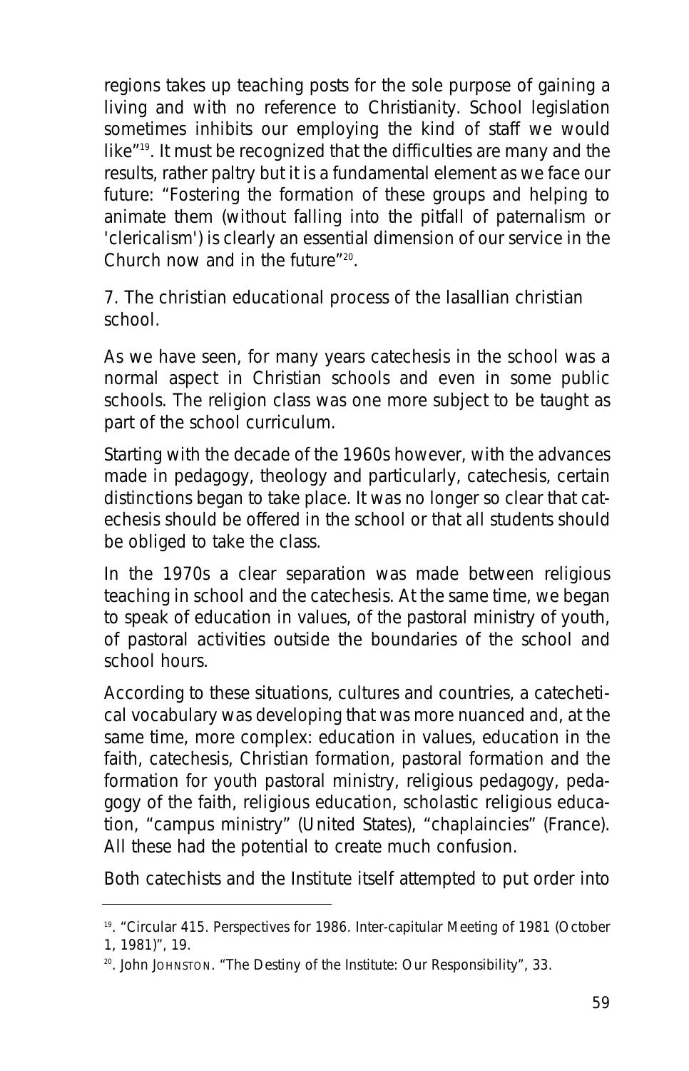regions takes up teaching posts for the sole purpose of gaining a living and with no reference to Christianity. School legislation sometimes inhibits our employing the kind of staff we would like"[19]. It must be recognized that the difficulties are many and the results, rather paltry but it is a fundamental element as we face our future: "Fostering the formation of these groups and helping to animate them (without falling into the pitfall of paternalism or 'clericalism') is clearly an essential dimension of our service in the Church now and in the future"[20].

## 7. The christian educational process of the lasallian christian school.

As we have seen, for many years catechesis in the school was a normal aspect in Christian schools and even in some public schools. The religion class was one more subject to be taught as part of the school curriculum.

Starting with the decade of the 1960s however, with the advances made in pedagogy, theology and particularly, catechesis, certain distinctions began to take place. It was no longer so clear that catechesis should be offered in the school or that all students should be obliged to take the class.

In the 1970s a clear separation was made between religious teaching in school and the catechesis. At the same time, we began to speak of education in values, of the pastoral ministry of youth, of pastoral activities outside the boundaries of the school and school hours.

According to these situations, cultures and countries, a catechetical vocabulary was developing that was more nuanced and, at the same time, more complex: education in values, education in the faith, catechesis, Christian formation, pastoral formation and the formation for youth pastoral ministry, religious pedagogy, pedagogy of the faith, religious education, scholastic religious education, "campus ministry" (United States), "chaplaincies" (France). All these had the potential to create much confusion.

Both catechists and the Institute itself attempted to put order into

---

[19]. "Circular 415. Perspectives for 1986. Inter-capitular Meeting of 1981 (October 1, 1981)", 19.

[20]. John JOHNSTON. "The Destiny of the Institute: Our Responsibility", 33.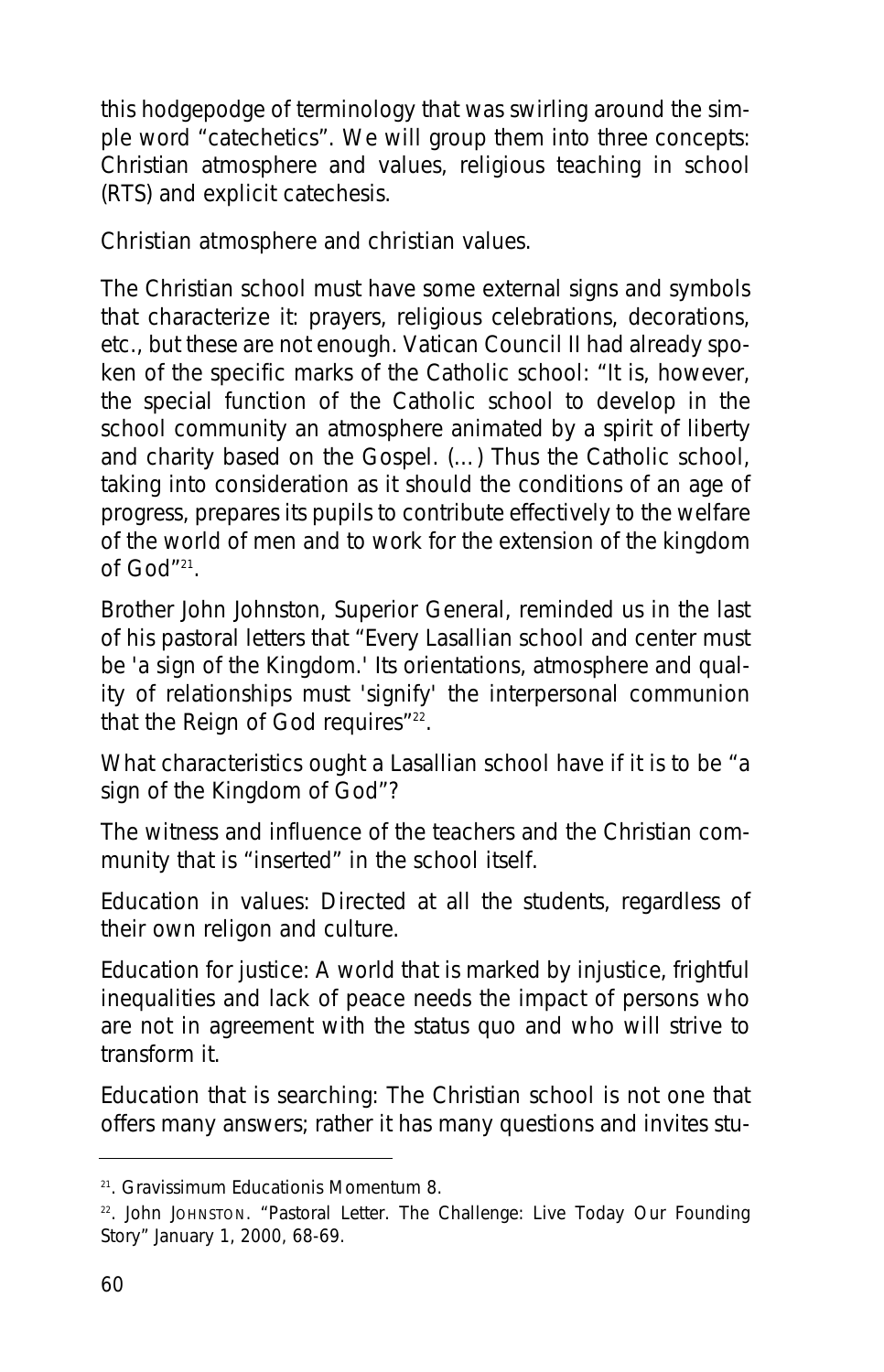this hodgepodge of terminology that was swirling around the simple word "catechetics". We will group them into three concepts: Christian atmosphere and values, religious teaching in school (RTS) and explicit catechesis.

*Christian atmosphere and christian values.*

The Christian school must have some external signs and symbols that characterize it: prayers, religious celebrations, decorations, etc., but these are not enough. Vatican Council II had already spoken of the specific marks of the Catholic school: "It is, however, the special function of the Catholic school to develop in the school community an atmosphere animated by a spirit of liberty and charity based on the Gospel. (…) Thus the Catholic school, taking into consideration as it should the conditions of an age of progress, prepares its pupils to contribute effectively to the welfare of the world of men and to work for the extension of the kingdom of God"[21].

Brother John Johnston, Superior General, reminded us in the last of his pastoral letters that "Every Lasallian school and center must be 'a sign of the Kingdom.' Its orientations, atmosphere and quality of relationships must 'signify' the interpersonal communion that the Reign of God requires"[22].

What characteristics ought a Lasallian school have if it is to be "a sign of the Kingdom of God"?

The witness and influence of the teachers and the Christian community that is "inserted" in the school itself.

*Education in values:* Directed at all the students, regardless of their own religon and culture.

*Education for justice:* A world that is marked by injustice, frightful inequalities and lack of peace needs the impact of persons who are not in agreement with the status quo and who will strive to transform it.

*Education that is searching:* The Christian school is not one that offers many answers; rather it has many questions and invites stu-

---

[21]. *Gravissimum Educationis Momentum* 8.

[22]. John JOHNSTON. "Pastoral Letter. The Challenge: Live Today Our Founding Story" January 1, 2000, 68-69.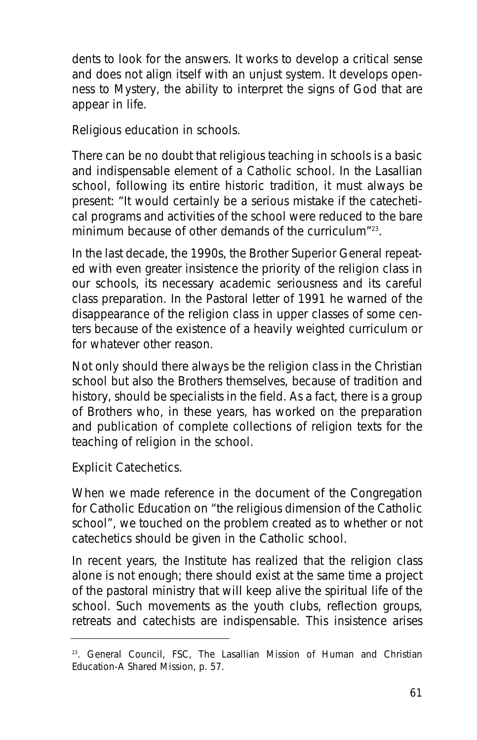dents to look for the answers. It works to develop a critical sense and does not align itself with an unjust system. It develops openness to Mystery, the ability to interpret the signs of God that are appear in life.

*Religious education in schools.*

There can be no doubt that religious teaching in schools is a basic and indispensable element of a Catholic school. In the Lasallian school, following its entire historic tradition, it must always be present: "It would certainly be a serious mistake if the catechetical programs and activities of the school were reduced to the bare minimum because of other demands of the curriculum"[23].

In the last decade, the 1990s, the Brother Superior General repeated with even greater insistence the priority of the religion class in our schools, its necessary academic seriousness and its careful class preparation. In the Pastoral letter of 1991 he warned of the disappearance of the religion class in upper classes of some centers because of the existence of a heavily weighted curriculum or for whatever other reason.

Not only should there always be the religion class in the Christian school but also the Brothers themselves, because of tradition and history, should be specialists in the field. As a fact, there is a group of Brothers who, in these years, has worked on the preparation and publication of complete collections of religion texts for the teaching of religion in the school.

*Explicit Catechetics.*

When we made reference in the document of the Congregation for Catholic Education on "the religious dimension of the Catholic school", we touched on the problem created as to whether or not catechetics should be given in the Catholic school.

In recent years, the Institute has realized that the religion class alone is not enough; there should exist at the same time a project of the pastoral ministry that will keep alive the spiritual life of the school. Such movements as the youth clubs, reflection groups, retreats and catechists are indispensable. This insistence arises

---

[23]. General Council, FSC, *The Lasallian Mission of Human and Christian Education-A Shared Mission*, p. 57.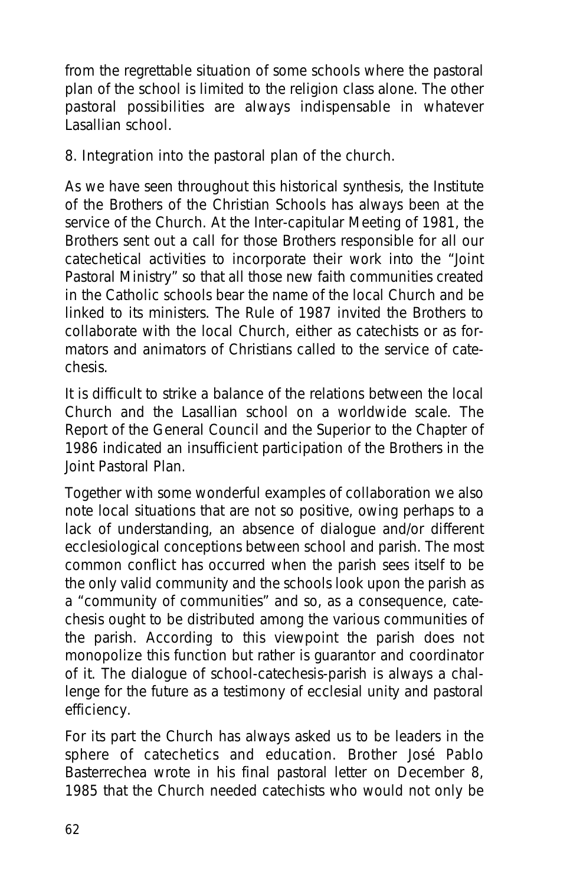from the regrettable situation of some schools where the pastoral plan of the school is limited to the religion class alone. The other pastoral possibilities are always indispensable in whatever Lasallian school.

8. Integration into the pastoral plan of the church.

As we have seen throughout this historical synthesis, the Institute of the Brothers of the Christian Schools has always been at the service of the Church. At the Inter-capitular Meeting of 1981, the Brothers sent out a call for those Brothers responsible for all our catechetical activities to incorporate their work into the "Joint Pastoral Ministry" so that all those new faith communities created in the Catholic schools bear the name of the local Church and be linked to its ministers. The Rule of 1987 invited the Brothers to collaborate with the local Church, either as catechists or as formators and animators of Christians called to the service of catechesis.

It is difficult to strike a balance of the relations between the local Church and the Lasallian school on a worldwide scale. The Report of the General Council and the Superior to the Chapter of 1986 indicated an insufficient participation of the Brothers in the Joint Pastoral Plan.

Together with some wonderful examples of collaboration we also note local situations that are not so positive, owing perhaps to a lack of understanding, an absence of dialogue and/or different ecclesiological conceptions between school and parish. The most common conflict has occurred when the parish sees itself to be the only valid community and the schools look upon the parish as a "community of communities" and so, as a consequence, catechesis ought to be distributed among the various communities of the parish. According to this viewpoint the parish does not monopolize this function but rather is guarantor and coordinator of it. The dialogue of school-catechesis-parish is always a challenge for the future as a testimony of ecclesial unity and pastoral efficiency.

For its part the Church has always asked us to be leaders in the sphere of catechetics and education. Brother José Pablo Basterrechea wrote in his final pastoral letter on December 8, 1985 that the Church needed catechists who would not only be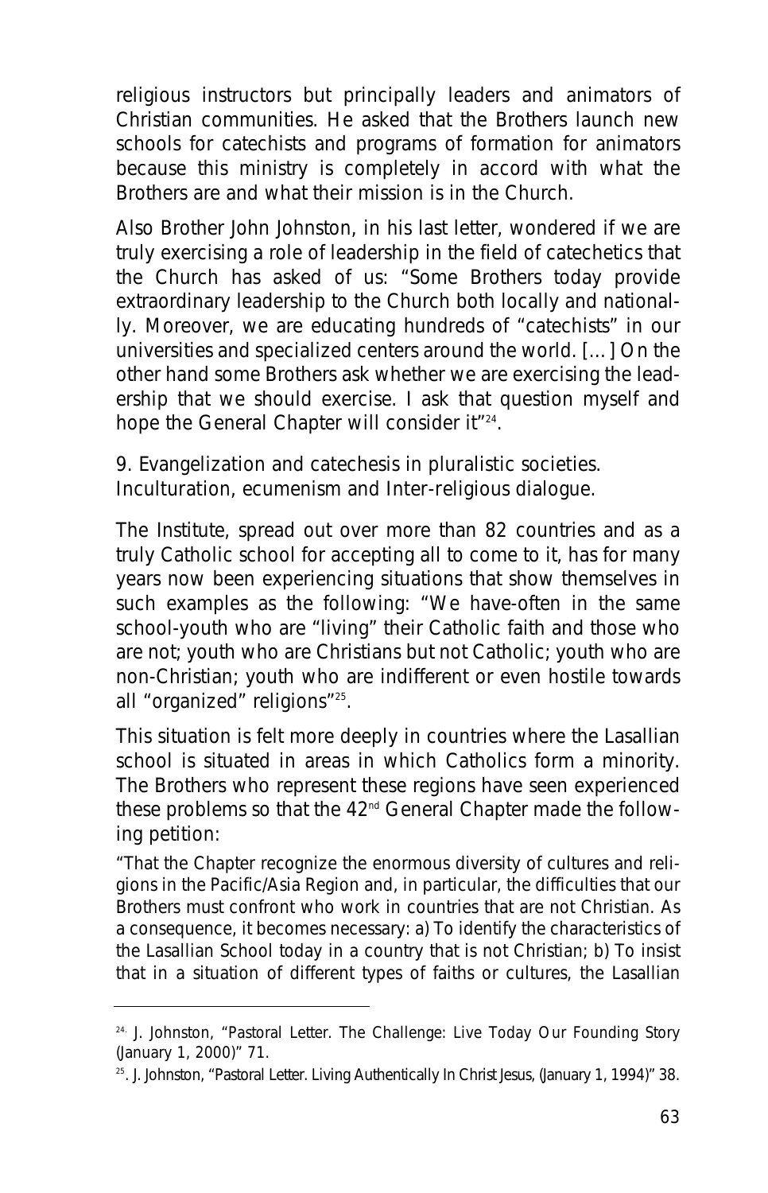religious instructors but principally leaders and animators of Christian communities. He asked that the Brothers launch new schools for catechists and programs of formation for animators because this ministry is completely in accord with what the Brothers are and what their mission is in the Church.

Also Brother John Johnston, in his last letter, wondered if we are truly exercising a role of leadership in the field of catechetics that the Church has asked of us: "Some Brothers today provide extraordinary leadership to the Church both locally and nationally. Moreover, we are educating hundreds of "catechists" in our universities and specialized centers around the world. [...] On the other hand some Brothers ask whether we are exercising the leadership that we should exercise. I ask that question myself and hope the General Chapter will consider it"[24].

9. Evangelization and catechesis in pluralistic societies. Inculturation, ecumenism and Inter-religious dialogue.

The Institute, spread out over more than 82 countries and as a truly Catholic school for accepting all to come to it, has for many years now been experiencing situations that show themselves in such examples as the following: "We have-often in the same school-youth who are "living" their Catholic faith and those who are not; youth who are Christians but not Catholic; youth who are non-Christian; youth who are indifferent or even hostile towards all "organized" religions"[25].

This situation is felt more deeply in countries where the Lasallian school is situated in areas in which Catholics form a minority. The Brothers who represent these regions have seen experienced these problems so that the 42nd General Chapter made the following petition:

"That the Chapter recognize the enormous diversity of cultures and religions in the Pacific/Asia Region and, in particular, the difficulties that our Brothers must confront who work in countries that are not Christian. As a consequence, it becomes necessary: a) To identify the characteristics of the Lasallian School today in a country that is not Christian; b) To insist that in a situation of different types of faiths or cultures, the Lasallian

---

[24]. J. Johnston, "Pastoral Letter. The Challenge: Live Today Our Founding Story (January 1, 2000)" 71.

[25]. J. Johnston, "Pastoral Letter. Living Authentically In Christ Jesus, (January 1, 1994)" 38.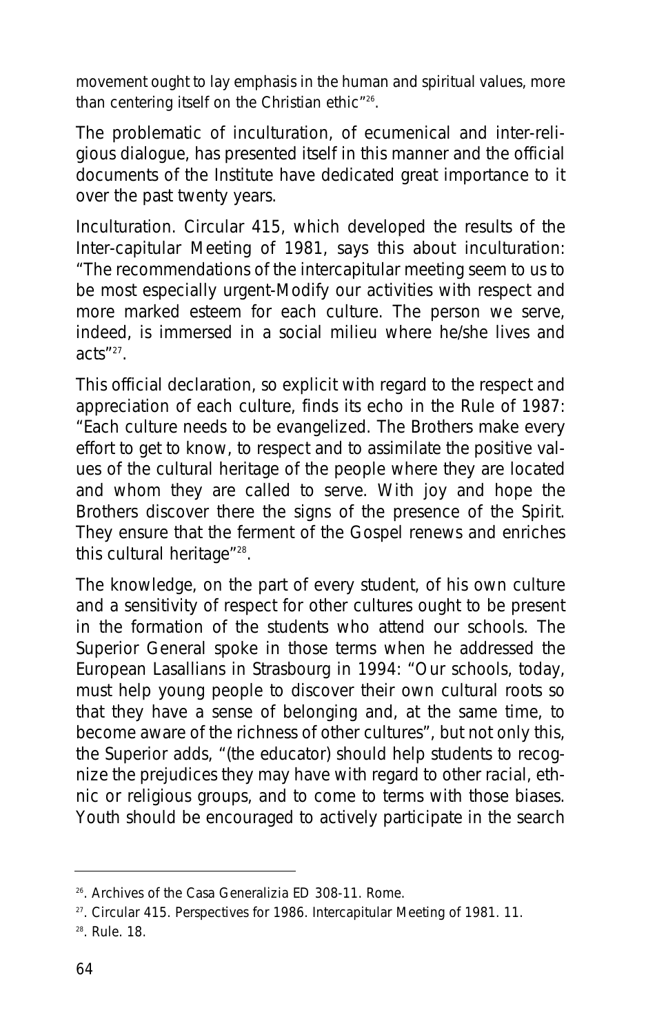movement ought to lay emphasis in the human and spiritual values, more than centering itself on the Christian ethic"[26].

The problematic of inculturation, of ecumenical and inter-religious dialogue, has presented itself in this manner and the official documents of the Institute have dedicated great importance to it over the past twenty years.

*Inculturation*. Circular 415, which developed the results of the Inter-capitular Meeting of 1981, says this about inculturation: "The recommendations of the intercapitular meeting seem to us to be most especially urgent-Modify our activities with respect and more marked esteem for each culture. The person we serve, indeed, is immersed in a social milieu where he/she lives and acts"[27].

This official declaration, so explicit with regard to the respect and appreciation of each culture, finds its echo in the Rule of 1987: "Each culture needs to be evangelized. The Brothers make every effort to get to know, to respect and to assimilate the positive values of the cultural heritage of the people where they are located and whom they are called to serve. With joy and hope the Brothers discover there the signs of the presence of the Spirit. They ensure that the ferment of the Gospel renews and enriches this cultural heritage"[28].

The knowledge, on the part of every student, of his own culture and a sensitivity of respect for other cultures ought to be present in the formation of the students who attend our schools. The Superior General spoke in those terms when he addressed the European Lasallians in Strasbourg in 1994: "Our schools, today, must help young people to discover their own cultural roots so that they have a sense of belonging and, at the same time, to become aware of the richness of other cultures", but not only this, the Superior adds, "(the educator) should help students to recognize the prejudices they may have with regard to other racial, ethnic or religious groups, and to come to terms with those biases. Youth should be encouraged to actively participate in the search

---

[26]. Archives of the Casa Generalizia ED 308-11. Rome.

[27]. Circular 415. Perspectives for 1986. Intercapitular Meeting of 1981. 11.

[28]. Rule. 18.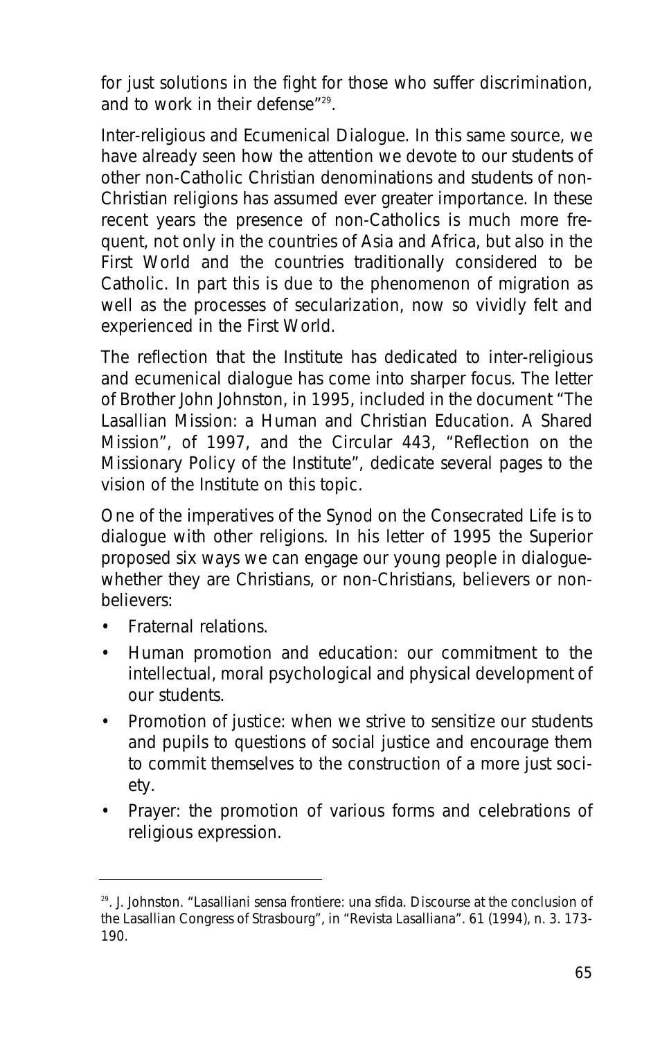for just solutions in the fight for those who suffer discrimination, and to work in their defense"[29].

*Inter-religious and Ecumenical Dialogue*. In this same source, we have already seen how the attention we devote to our students of other non-Catholic Christian denominations and students of non-Christian religions has assumed ever greater importance. In these recent years the presence of non-Catholics is much more frequent, not only in the countries of Asia and Africa, but also in the First World and the countries traditionally considered to be Catholic. In part this is due to the phenomenon of migration as well as the processes of secularization, now so vividly felt and experienced in the First World.

The reflection that the Institute has dedicated to inter-religious and ecumenical dialogue has come into sharper focus. The letter of Brother John Johnston, in 1995, included in the document "The Lasallian Mission: a Human and Christian Education. A Shared Mission", of 1997, and the Circular 443, "Reflection on the Missionary Policy of the Institute", dedicate several pages to the vision of the Institute on this topic.

One of the imperatives of the Synod on the Consecrated Life is to dialogue with other religions. In his letter of 1995 the Superior proposed six ways we can engage our young people in dialogue-whether they are Christians, or non-Christians, believers or non-believers:

- Fraternal relations.
- Human promotion and education: our commitment to the intellectual, moral psychological and physical development of our students.
- Promotion of justice: when we strive to sensitize our students and pupils to questions of social justice and encourage them to commit themselves to the construction of a more just society.
- Prayer: the promotion of various forms and celebrations of religious expression.

---

[29]. J. Johnston. "Lasalliani sensa frontiere: una sfida. Discourse at the conclusion of the Lasallian Congress of Strasbourg", in "Revista Lasalliana". 61 (1994), n. 3. 173-190.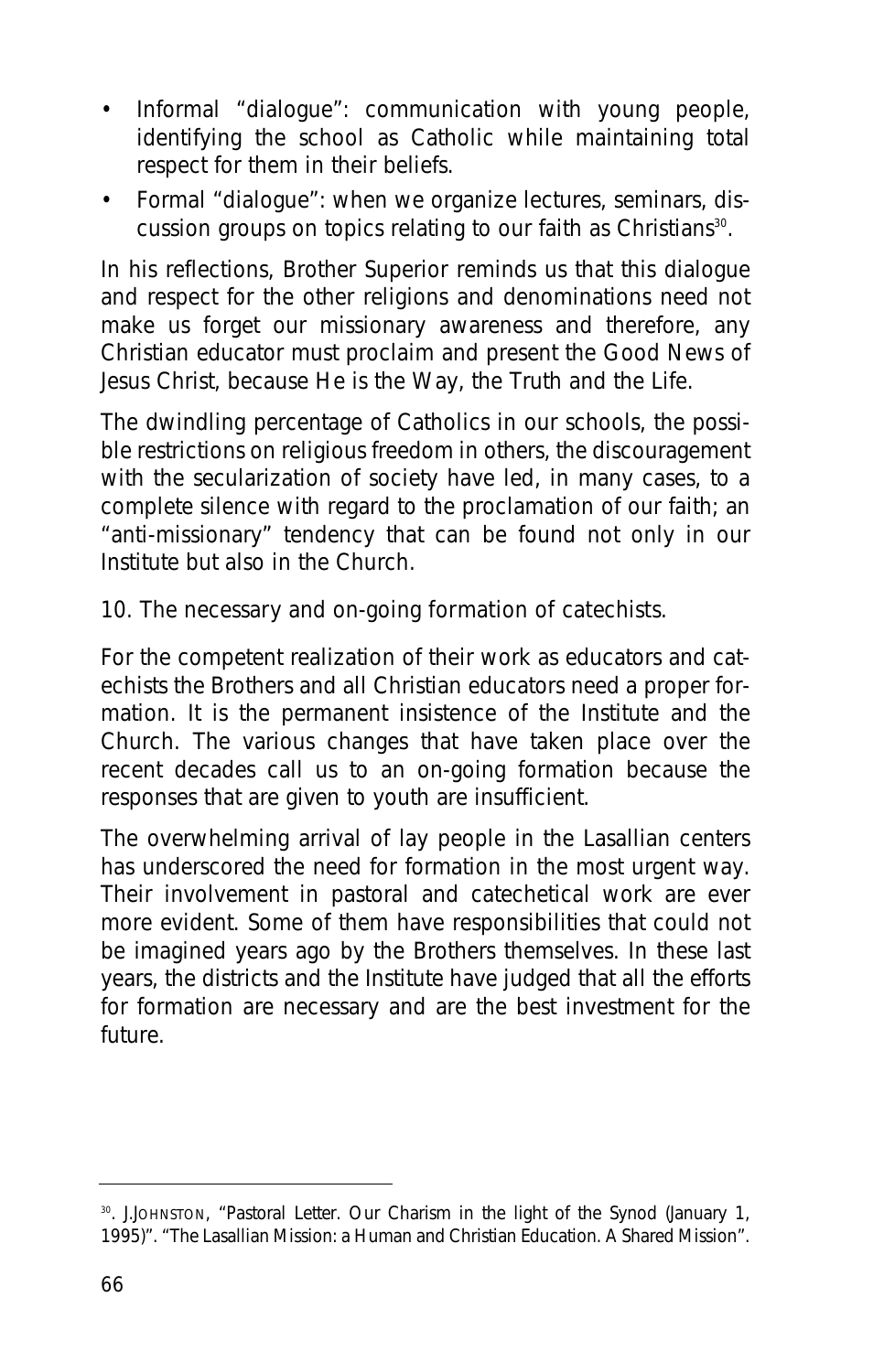- Informal “dialogue”: communication with young people, identifying the school as Catholic while maintaining total respect for them in their beliefs.
- Formal “dialogue”: when we organize lectures, seminars, discussion groups on topics relating to our faith as Christians[30].

In his reflections, Brother Superior reminds us that this dialogue and respect for the other religions and denominations need not make us forget our missionary awareness and therefore, any Christian educator must proclaim and present the Good News of Jesus Christ, because He is the Way, the Truth and the Life.

The dwindling percentage of Catholics in our schools, the possible restrictions on religious freedom in others, the discouragement with the secularization of society have led, in many cases, to a complete silence with regard to the proclamation of our faith; an “anti-missionary” tendency that can be found not only in our Institute but also in the Church.

10. The necessary and on-going formation of catechists.

For the competent realization of their work as educators and catechists the Brothers and all Christian educators need a proper formation. It is the permanent insistence of the Institute and the Church. The various changes that have taken place over the recent decades call us to an on-going formation because the responses that are given to youth are insufficient.

The overwhelming arrival of lay people in the Lasallian centers has underscored the need for formation in the most urgent way. Their involvement in pastoral and catechetical work are ever more evident. Some of them have responsibilities that could not be imagined years ago by the Brothers themselves. In these last years, the districts and the Institute have judged that all the efforts for formation are necessary and are the best investment for the future.

---

[30]. J.JOHNSTON, “Pastoral Letter. Our Charism in the light of the Synod (January 1, 1995)”. “The Lasallian Mission: a Human and Christian Education. A Shared Mission”.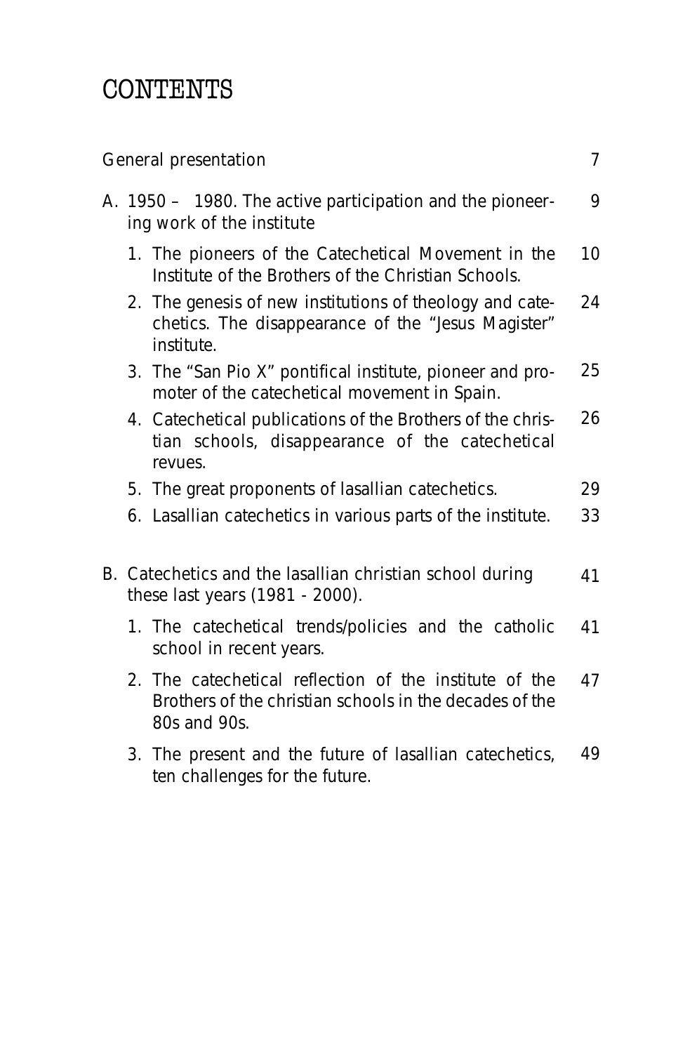# CONTENTS

| | |
|---|---|
| General presentation | 7 |
| A. 1950 – 1980. The active participation and the pioneering work of the institute | 9 |
| 1. The pioneers of the Catechetical Movement in the Institute of the Brothers of the Christian Schools. | 10 |
| 2. The genesis of new institutions of theology and catechetics. The disappearance of the "Jesus Magister" institute. | 24 |
| 3. The "San Pio X" pontifical institute, pioneer and promoter of the catechetical movement in Spain. | 25 |
| 4. Catechetical publications of the Brothers of the christian schools, disappearance of the catechetical revues. | 26 |
| 5. The great proponents of lasallian catechetics. | 29 |
| 6. Lasallian catechetics in various parts of the institute. | 33 |
| B. Catechetics and the lasallian christian school during these last years (1981 - 2000). | 41 |
| 1. The catechetical trends/policies and the catholic school in recent years. | 41 |
| 2. The catechetical reflection of the institute of the Brothers of the christian schools in the decades of the 80s and 90s. | 47 |
| 3. The present and the future of lasallian catechetics, ten challenges for the future. | 49 |